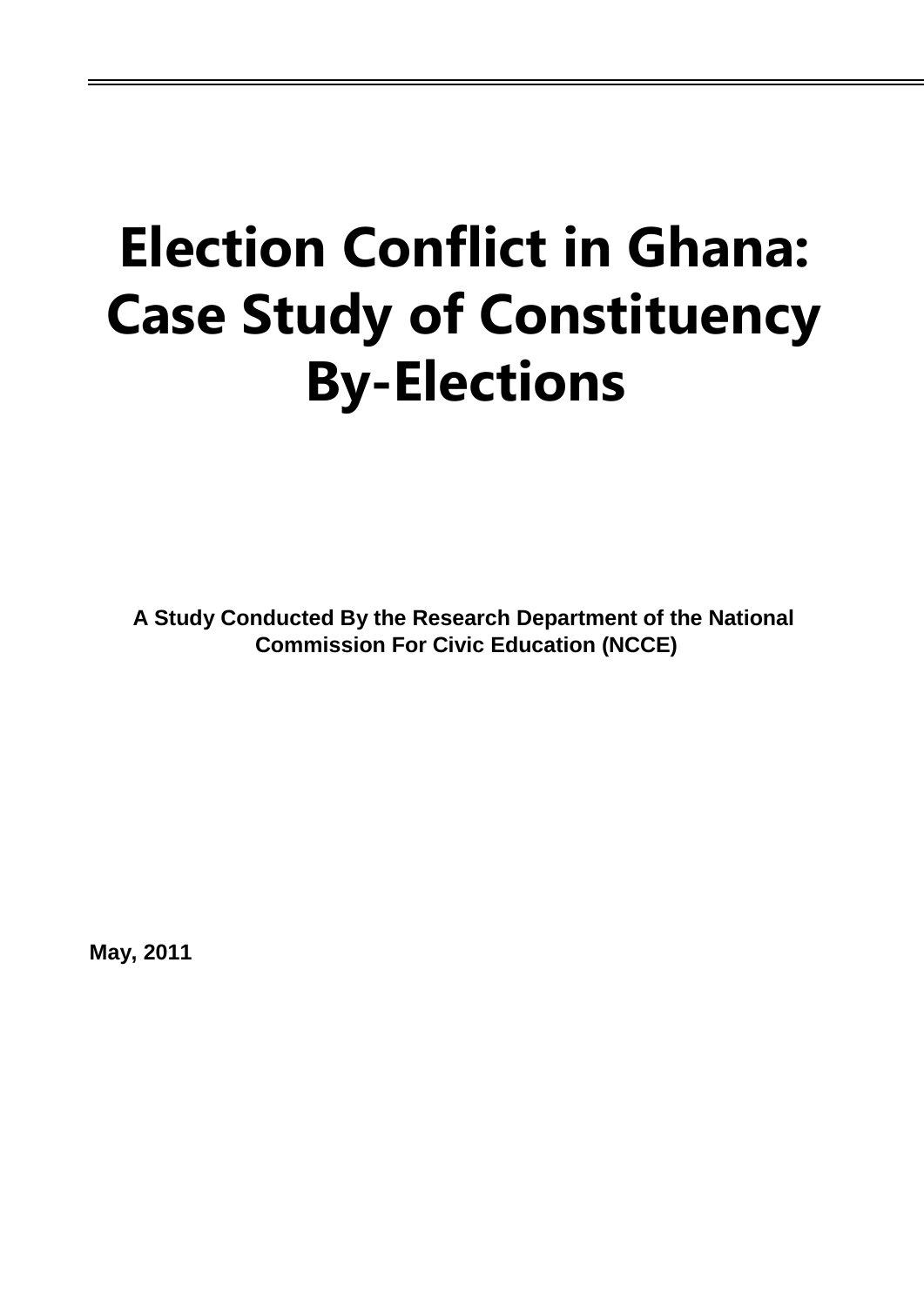# Election Conflict in Ghana: Case Study of Constituency By-Elections

**A Study Conducted By the Research Department of the National Commission For Civic Education (NCCE)**

**May, 2011**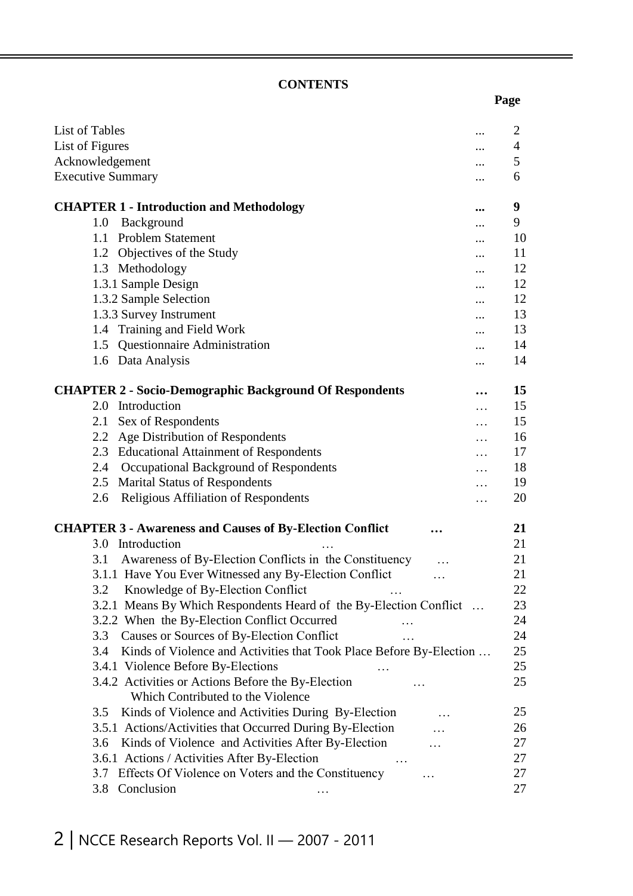# CONTENTS

| | Page |
|---|---|
| List of Tables ... | 2 |
| List of Figures ... | 4 |
| Acknowledgement ... | 5 |
| Executive Summary ... | 6 |
| **CHAPTER 1 - Introduction and Methodology ...** | **9** |
| 1.0 Background ... | 9 |
| 1.1 Problem Statement ... | 10 |
| 1.2 Objectives of the Study ... | 11 |
| 1.3 Methodology ... | 12 |
| 1.3.1 Sample Design ... | 12 |
| 1.3.2 Sample Selection ... | 12 |
| 1.3.3 Survey Instrument ... | 13 |
| 1.4 Training and Field Work ... | 13 |
| 1.5 Questionnaire Administration ... | 14 |
| 1.6 Data Analysis ... | 14 |
| **CHAPTER 2 - Socio-Demographic Background Of Respondents …** | **15** |
| 2.0 Introduction … | 15 |
| 2.1 Sex of Respondents … | 15 |
| 2.2 Age Distribution of Respondents … | 16 |
| 2.3 Educational Attainment of Respondents … | 17 |
| 2.4 Occupational Background of Respondents … | 18 |
| 2.5 Marital Status of Respondents … | 19 |
| 2.6 Religious Affiliation of Respondents … | 20 |
| **CHAPTER 3 - Awareness and Causes of By-Election Conflict …** | **21** |
| 3.0 Introduction … | 21 |
| 3.1 Awareness of By-Election Conflicts in the Constituency … | 21 |
| 3.1.1 Have You Ever Witnessed any By-Election Conflict … | 21 |
| 3.2 Knowledge of By-Election Conflict … | 22 |
| 3.2.1 Means By Which Respondents Heard of the By-Election Conflict … | 23 |
| 3.2.2 When the By-Election Conflict Occurred … | 24 |
| 3.3 Causes or Sources of By-Election Conflict … | 24 |
| 3.4 Kinds of Violence and Activities that Took Place Before By-Election … | 25 |
| 3.4.1 Violence Before By-Elections … | 25 |
| 3.4.2 Activities or Actions Before the By-Election Which Contributed to the Violence … | 25 |
| 3.5 Kinds of Violence and Activities During By-Election … | 25 |
| 3.5.1 Actions/Activities that Occurred During By-Election … | 26 |
| 3.6 Kinds of Violence and Activities After By-Election … | 27 |
| 3.6.1 Actions / Activities After By-Election … | 27 |
| 3.7 Effects Of Violence on Voters and the Constituency … | 27 |
| 3.8 Conclusion … | 27 |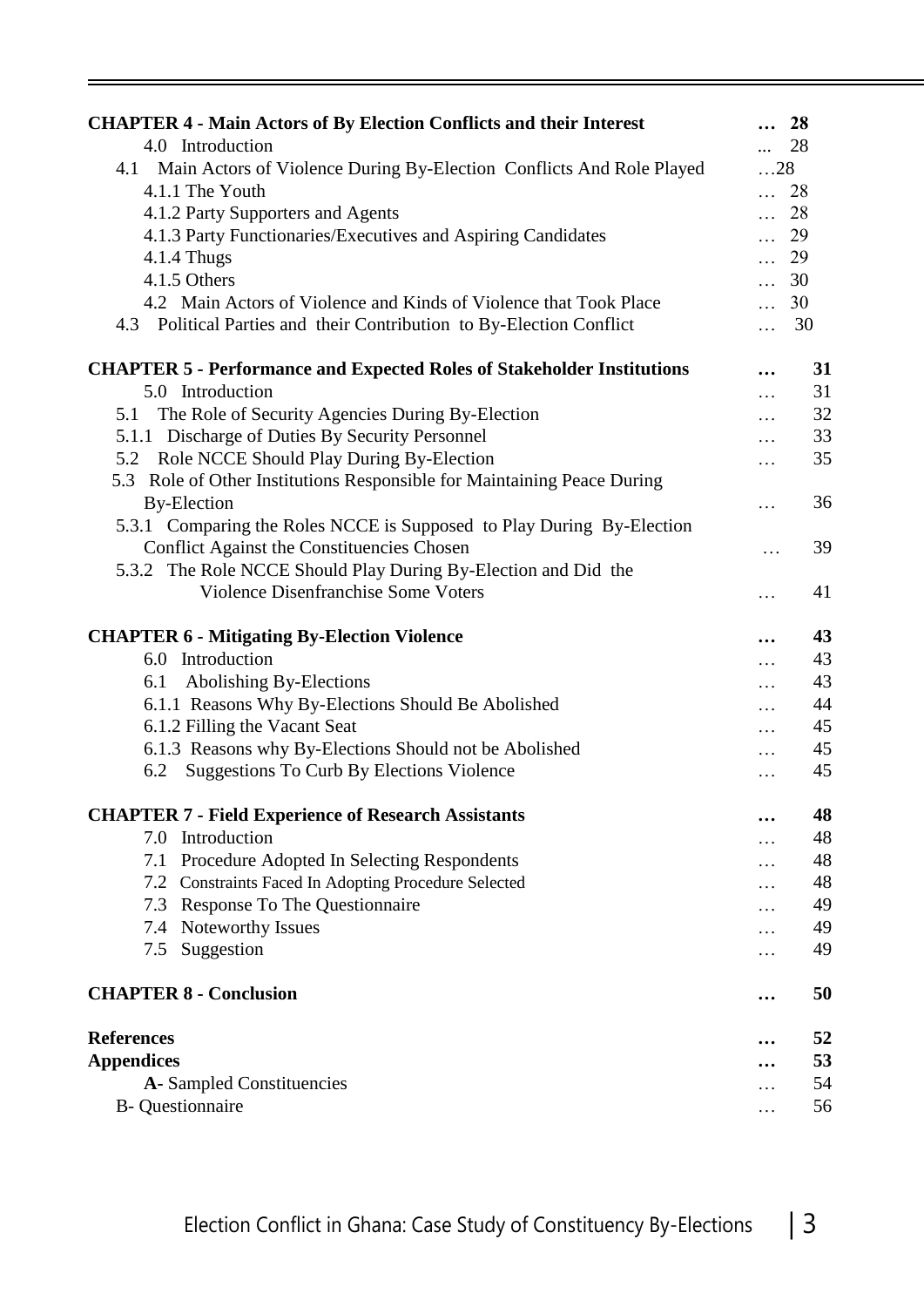| | |
|---|---|
| **CHAPTER 4 - Main Actors of By Election Conflicts and their Interest** | **… 28** |
| 4.0 Introduction | ... 28 |
| 4.1 Main Actors of Violence During By-Election Conflicts And Role Played | …28 |
| 4.1.1 The Youth | … 28 |
| 4.1.2 Party Supporters and Agents | … 28 |
| 4.1.3 Party Functionaries/Executives and Aspiring Candidates | … 29 |
| 4.1.4 Thugs | … 29 |
| 4.1.5 Others | … 30 |
| 4.2 Main Actors of Violence and Kinds of Violence that Took Place | … 30 |
| 4.3 Political Parties and their Contribution to By-Election Conflict | … 30 |
| **CHAPTER 5 - Performance and Expected Roles of Stakeholder Institutions** | **… 31** |
| 5.0 Introduction | … 31 |
| 5.1 The Role of Security Agencies During By-Election | … 32 |
| 5.1.1 Discharge of Duties By Security Personnel | … 33 |
| 5.2 Role NCCE Should Play During By-Election | … 35 |
| 5.3 Role of Other Institutions Responsible for Maintaining Peace During By-Election | … 36 |
| 5.3.1 Comparing the Roles NCCE is Supposed to Play During By-Election Conflict Against the Constituencies Chosen | … 39 |
| 5.3.2 The Role NCCE Should Play During By-Election and Did the Violence Disenfranchise Some Voters | … 41 |
| **CHAPTER 6 - Mitigating By-Election Violence** | **… 43** |
| 6.0 Introduction | … 43 |
| 6.1 Abolishing By-Elections | … 43 |
| 6.1.1 Reasons Why By-Elections Should Be Abolished | … 44 |
| 6.1.2 Filling the Vacant Seat | … 45 |
| 6.1.3 Reasons why By-Elections Should not be Abolished | … 45 |
| 6.2 Suggestions To Curb By Elections Violence | … 45 |
| **CHAPTER 7 - Field Experience of Research Assistants** | **… 48** |
| 7.0 Introduction | … 48 |
| 7.1 Procedure Adopted In Selecting Respondents | … 48 |
| 7.2 Constraints Faced In Adopting Procedure Selected | … 48 |
| 7.3 Response To The Questionnaire | … 49 |
| 7.4 Noteworthy Issues | … 49 |
| 7.5 Suggestion | … 49 |
| **CHAPTER 8 - Conclusion** | **… 50** |
| **References** | **… 52** |
| **Appendices** | **… 53** |
| **A-** Sampled Constituencies | … 54 |
| B- Questionnaire | … 56 |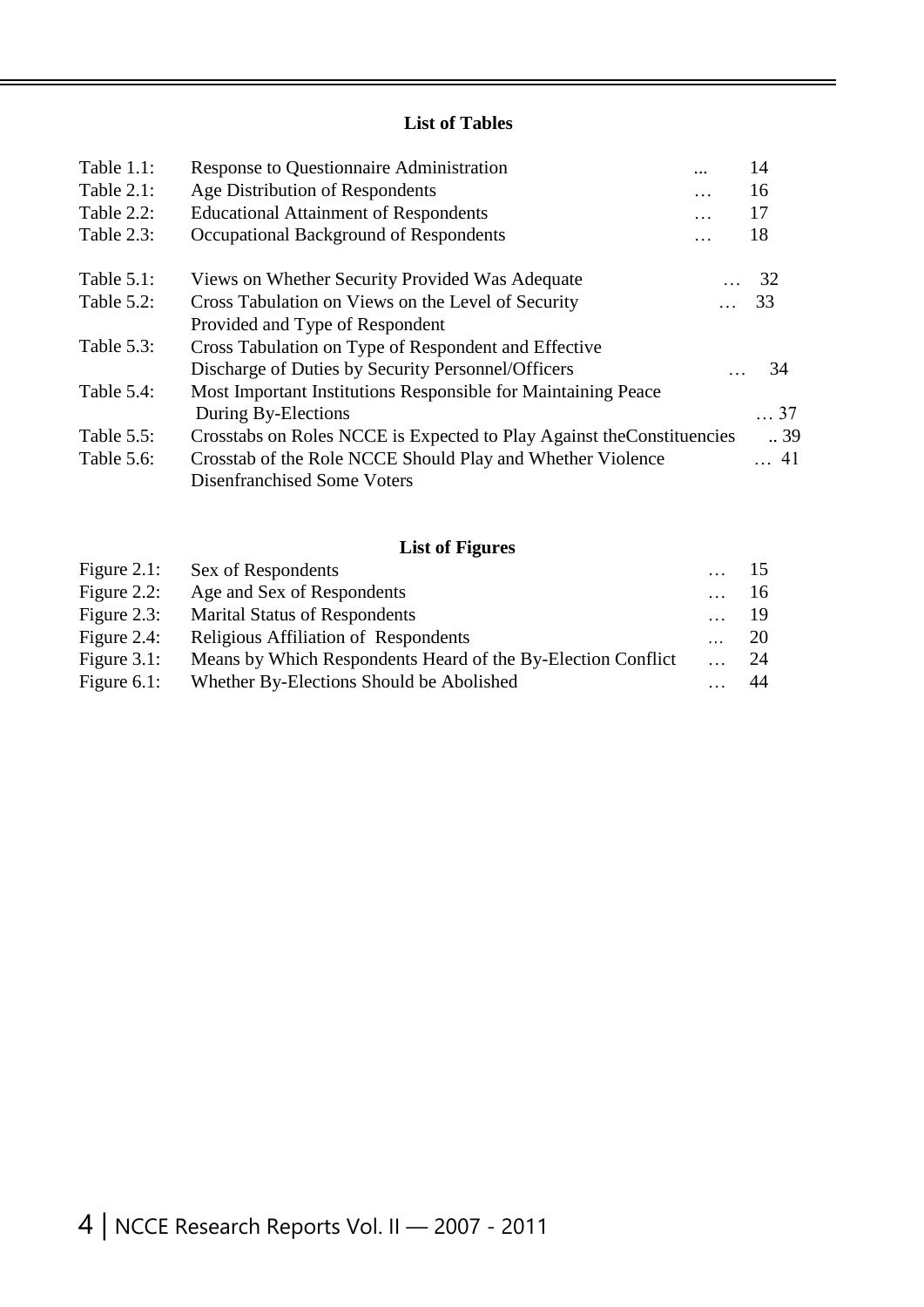## List of Tables

| | | |
|---|---|---|
| Table 1.1: | Response to Questionnaire Administration ... | 14 |
| Table 2.1: | Age Distribution of Respondents … | 16 |
| Table 2.2: | Educational Attainment of Respondents … | 17 |
| Table 2.3: | Occupational Background of Respondents … | 18 |
| Table 5.1: | Views on Whether Security Provided Was Adequate … | 32 |
| Table 5.2: | Cross Tabulation on Views on the Level of Security Provided and Type of Respondent … | 33 |
| Table 5.3: | Cross Tabulation on Type of Respondent and Effective Discharge of Duties by Security Personnel/Officers … | 34 |
| Table 5.4: | Most Important Institutions Responsible for Maintaining Peace During By-Elections … | 37 |
| Table 5.5: | Crosstabs on Roles NCCE is Expected to Play Against theConstituencies .. | 39 |
| Table 5.6: | Crosstab of the Role NCCE Should Play and Whether Violence Disenfranchised Some Voters … | 41 |

## List of Figures

| | | |
|---|---|---|
| Figure 2.1: | Sex of Respondents … | 15 |
| Figure 2.2: | Age and Sex of Respondents … | 16 |
| Figure 2.3: | Marital Status of Respondents … | 19 |
| Figure 2.4: | Religious Affiliation of Respondents … | 20 |
| Figure 3.1: | Means by Which Respondents Heard of the By-Election Conflict … | 24 |
| Figure 6.1: | Whether By-Elections Should be Abolished … | 44 |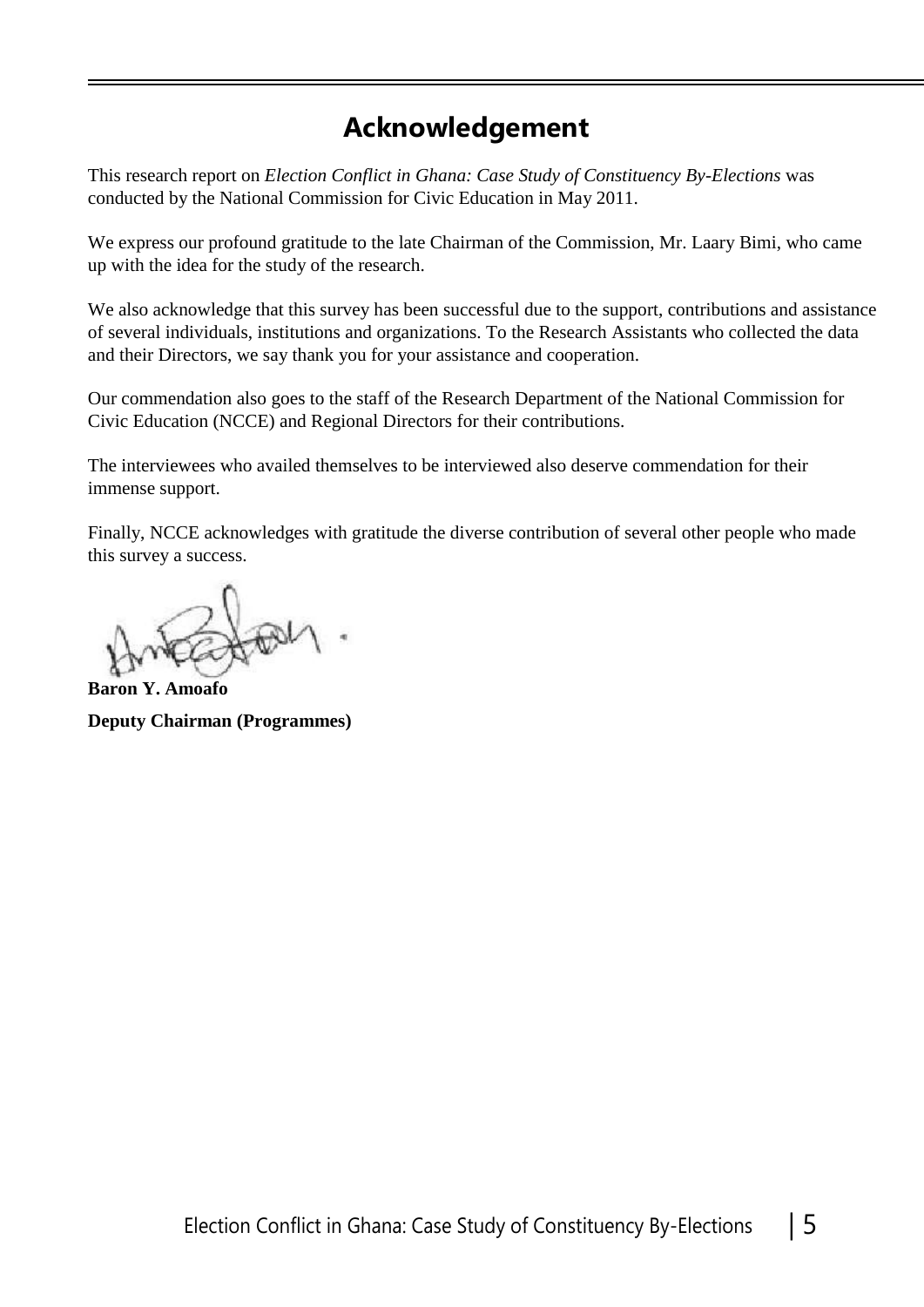# Acknowledgement

This research report on *Election Conflict in Ghana: Case Study of Constituency By-Elections* was conducted by the National Commission for Civic Education in May 2011.

We express our profound gratitude to the late Chairman of the Commission, Mr. Laary Bimi, who came up with the idea for the study of the research.

We also acknowledge that this survey has been successful due to the support, contributions and assistance of several individuals, institutions and organizations. To the Research Assistants who collected the data and their Directors, we say thank you for your assistance and cooperation.

Our commendation also goes to the staff of the Research Department of the National Commission for Civic Education (NCCE) and Regional Directors for their contributions.

The interviewees who availed themselves to be interviewed also deserve commendation for their immense support.

Finally, NCCE acknowledges with gratitude the diverse contribution of several other people who made this survey a success.

**Baron Y. Amoafo**

**Deputy Chairman (Programmes)**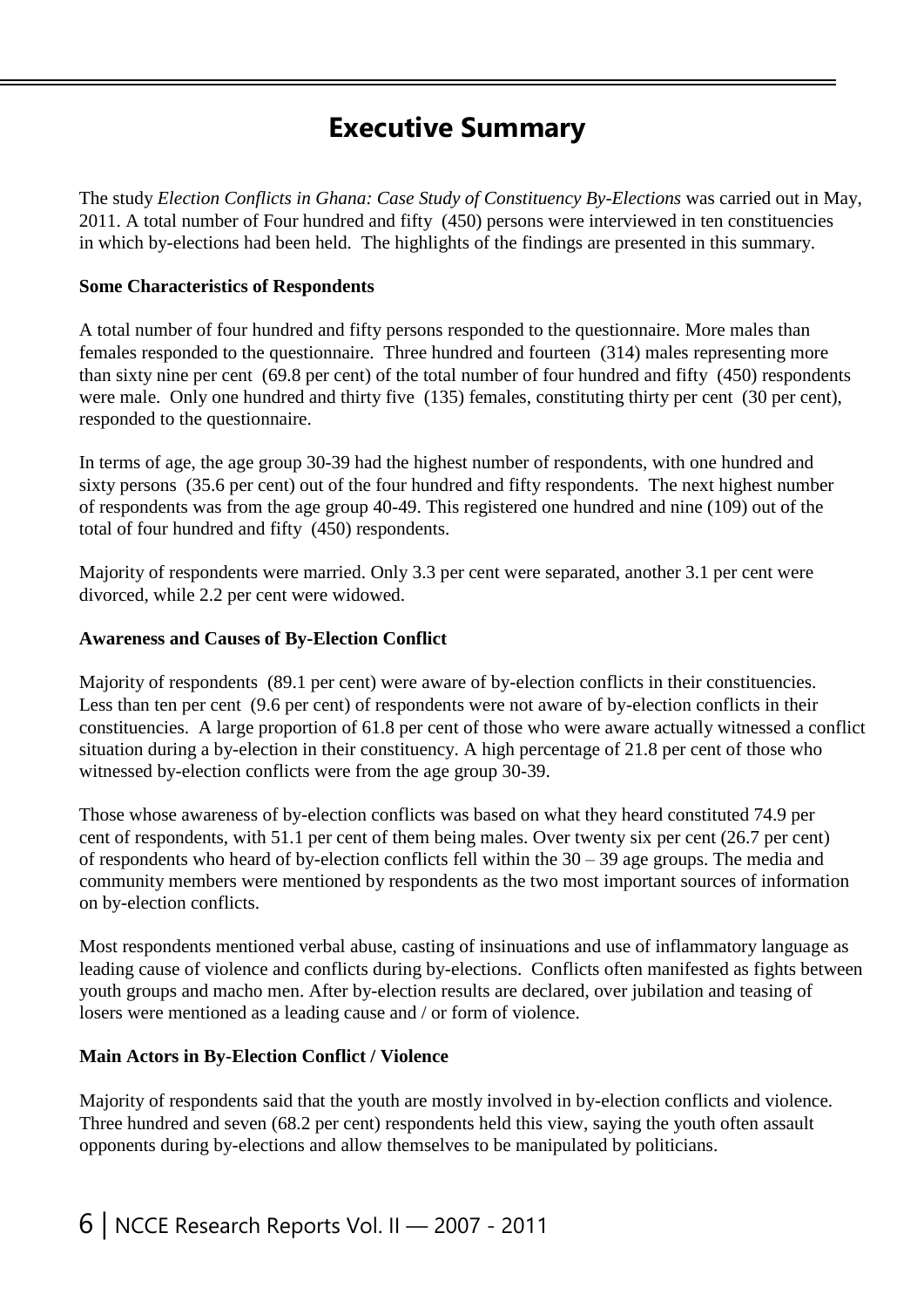# Executive Summary

The study *Election Conflicts in Ghana: Case Study of Constituency By-Elections* was carried out in May, 2011. A total number of Four hundred and fifty (450) persons were interviewed in ten constituencies in which by-elections had been held. The highlights of the findings are presented in this summary.

**Some Characteristics of Respondents**

A total number of four hundred and fifty persons responded to the questionnaire. More males than females responded to the questionnaire. Three hundred and fourteen (314) males representing more than sixty nine per cent (69.8 per cent) of the total number of four hundred and fifty (450) respondents were male. Only one hundred and thirty five (135) females, constituting thirty per cent (30 per cent), responded to the questionnaire.

In terms of age, the age group 30-39 had the highest number of respondents, with one hundred and sixty persons (35.6 per cent) out of the four hundred and fifty respondents. The next highest number of respondents was from the age group 40-49. This registered one hundred and nine (109) out of the total of four hundred and fifty (450) respondents.

Majority of respondents were married. Only 3.3 per cent were separated, another 3.1 per cent were divorced, while 2.2 per cent were widowed.

**Awareness and Causes of By-Election Conflict**

Majority of respondents (89.1 per cent) were aware of by-election conflicts in their constituencies. Less than ten per cent (9.6 per cent) of respondents were not aware of by-election conflicts in their constituencies. A large proportion of 61.8 per cent of those who were aware actually witnessed a conflict situation during a by-election in their constituency. A high percentage of 21.8 per cent of those who witnessed by-election conflicts were from the age group 30-39.

Those whose awareness of by-election conflicts was based on what they heard constituted 74.9 per cent of respondents, with 51.1 per cent of them being males. Over twenty six per cent (26.7 per cent) of respondents who heard of by-election conflicts fell within the 30 – 39 age groups. The media and community members were mentioned by respondents as the two most important sources of information on by-election conflicts.

Most respondents mentioned verbal abuse, casting of insinuations and use of inflammatory language as leading cause of violence and conflicts during by-elections. Conflicts often manifested as fights between youth groups and macho men. After by-election results are declared, over jubilation and teasing of losers were mentioned as a leading cause and / or form of violence.

**Main Actors in By-Election Conflict / Violence**

Majority of respondents said that the youth are mostly involved in by-election conflicts and violence. Three hundred and seven (68.2 per cent) respondents held this view, saying the youth often assault opponents during by-elections and allow themselves to be manipulated by politicians.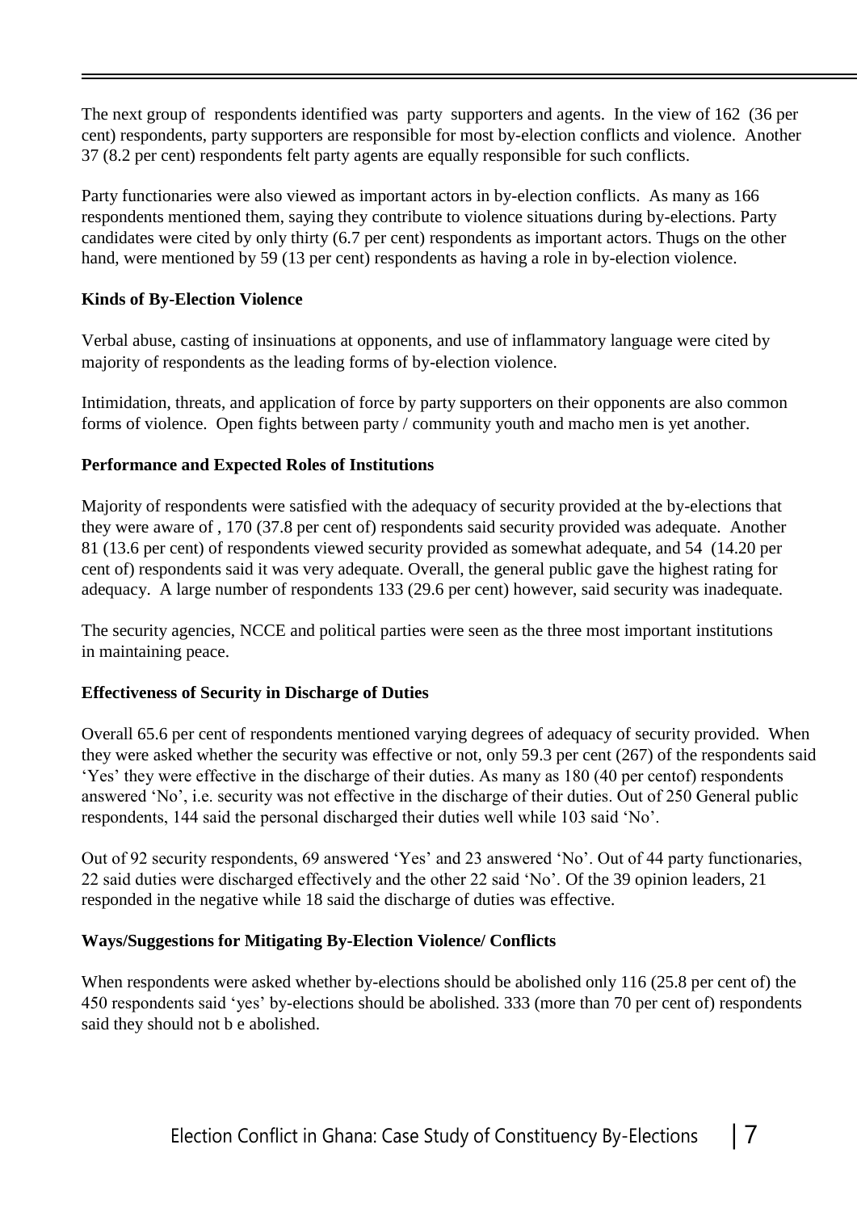The next group of respondents identified was party supporters and agents. In the view of 162 (36 per cent) respondents, party supporters are responsible for most by-election conflicts and violence. Another 37 (8.2 per cent) respondents felt party agents are equally responsible for such conflicts.

Party functionaries were also viewed as important actors in by-election conflicts. As many as 166 respondents mentioned them, saying they contribute to violence situations during by-elections. Party candidates were cited by only thirty (6.7 per cent) respondents as important actors. Thugs on the other hand, were mentioned by 59 (13 per cent) respondents as having a role in by-election violence.

**Kinds of By-Election Violence**

Verbal abuse, casting of insinuations at opponents, and use of inflammatory language were cited by majority of respondents as the leading forms of by-election violence.

Intimidation, threats, and application of force by party supporters on their opponents are also common forms of violence. Open fights between party / community youth and macho men is yet another.

**Performance and Expected Roles of Institutions**

Majority of respondents were satisfied with the adequacy of security provided at the by-elections that they were aware of , 170 (37.8 per cent of) respondents said security provided was adequate. Another 81 (13.6 per cent) of respondents viewed security provided as somewhat adequate, and 54 (14.20 per cent of) respondents said it was very adequate. Overall, the general public gave the highest rating for adequacy. A large number of respondents 133 (29.6 per cent) however, said security was inadequate.

The security agencies, NCCE and political parties were seen as the three most important institutions in maintaining peace.

**Effectiveness of Security in Discharge of Duties**

Overall 65.6 per cent of respondents mentioned varying degrees of adequacy of security provided. When they were asked whether the security was effective or not, only 59.3 per cent (267) of the respondents said 'Yes' they were effective in the discharge of their duties. As many as 180 (40 per centof) respondents answered 'No', i.e. security was not effective in the discharge of their duties. Out of 250 General public respondents, 144 said the personal discharged their duties well while 103 said 'No'.

Out of 92 security respondents, 69 answered 'Yes' and 23 answered 'No'. Out of 44 party functionaries, 22 said duties were discharged effectively and the other 22 said 'No'. Of the 39 opinion leaders, 21 responded in the negative while 18 said the discharge of duties was effective.

**Ways/Suggestions for Mitigating By-Election Violence/ Conflicts**

When respondents were asked whether by-elections should be abolished only 116 (25.8 per cent of) the 450 respondents said 'yes' by-elections should be abolished. 333 (more than 70 per cent of) respondents said they should not b e abolished.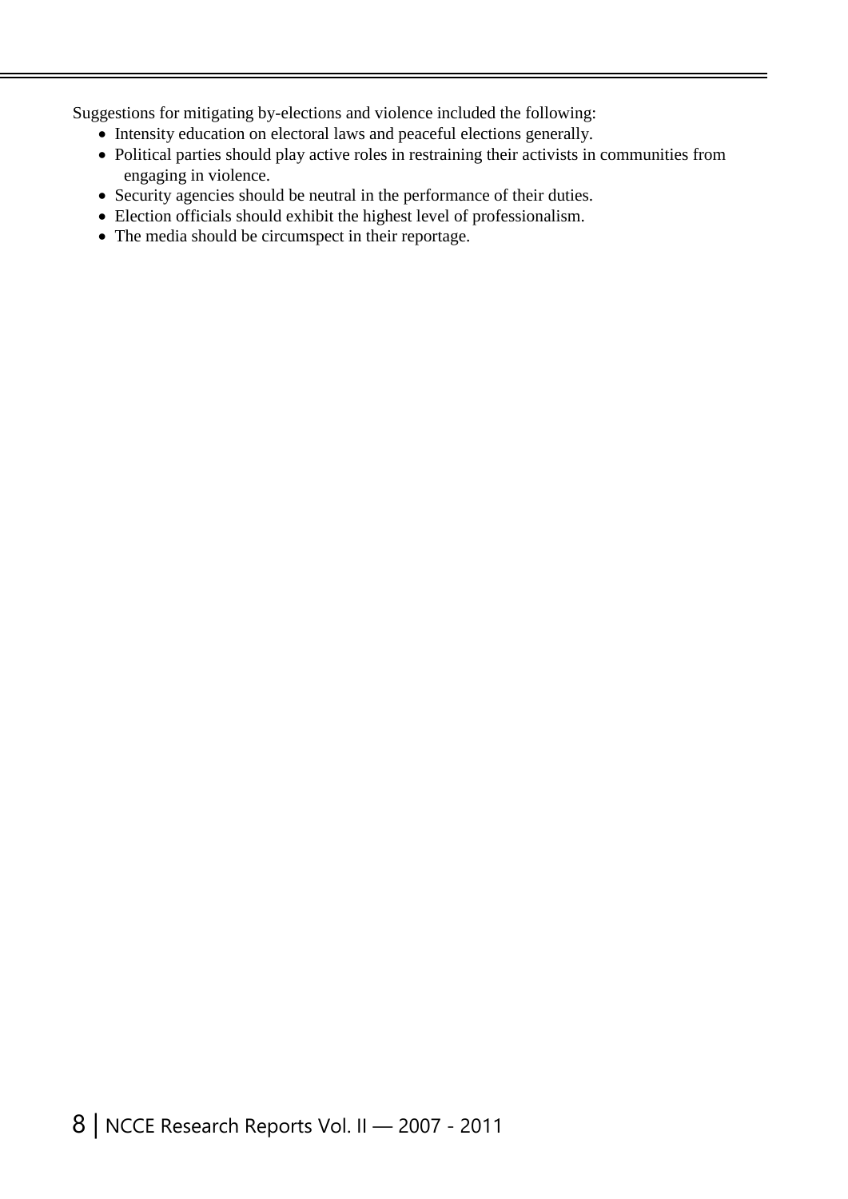Suggestions for mitigating by-elections and violence included the following:

- Intensity education on electoral laws and peaceful elections generally.
- Political parties should play active roles in restraining their activists in communities from engaging in violence.
- Security agencies should be neutral in the performance of their duties.
- Election officials should exhibit the highest level of professionalism.
- The media should be circumspect in their reportage.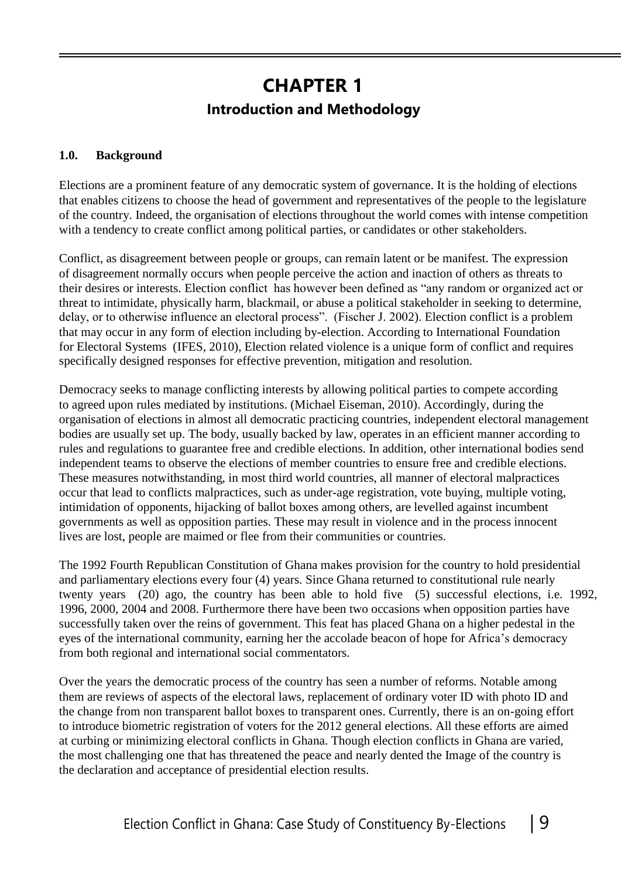# CHAPTER 1

## Introduction and Methodology

### 1.0. Background

Elections are a prominent feature of any democratic system of governance. It is the holding of elections that enables citizens to choose the head of government and representatives of the people to the legislature of the country. Indeed, the organisation of elections throughout the world comes with intense competition with a tendency to create conflict among political parties, or candidates or other stakeholders.

Conflict, as disagreement between people or groups, can remain latent or be manifest. The expression of disagreement normally occurs when people perceive the action and inaction of others as threats to their desires or interests. Election conflict has however been defined as "any random or organized act or threat to intimidate, physically harm, blackmail, or abuse a political stakeholder in seeking to determine, delay, or to otherwise influence an electoral process". (Fischer J. 2002). Election conflict is a problem that may occur in any form of election including by-election. According to International Foundation for Electoral Systems (IFES, 2010), Election related violence is a unique form of conflict and requires specifically designed responses for effective prevention, mitigation and resolution.

Democracy seeks to manage conflicting interests by allowing political parties to compete according to agreed upon rules mediated by institutions. (Michael Eiseman, 2010). Accordingly, during the organisation of elections in almost all democratic practicing countries, independent electoral management bodies are usually set up. The body, usually backed by law, operates in an efficient manner according to rules and regulations to guarantee free and credible elections. In addition, other international bodies send independent teams to observe the elections of member countries to ensure free and credible elections. These measures notwithstanding, in most third world countries, all manner of electoral malpractices occur that lead to conflicts malpractices, such as under-age registration, vote buying, multiple voting, intimidation of opponents, hijacking of ballot boxes among others, are levelled against incumbent governments as well as opposition parties. These may result in violence and in the process innocent lives are lost, people are maimed or flee from their communities or countries.

The 1992 Fourth Republican Constitution of Ghana makes provision for the country to hold presidential and parliamentary elections every four (4) years. Since Ghana returned to constitutional rule nearly twenty years (20) ago, the country has been able to hold five (5) successful elections, i.e. 1992, 1996, 2000, 2004 and 2008. Furthermore there have been two occasions when opposition parties have successfully taken over the reins of government. This feat has placed Ghana on a higher pedestal in the eyes of the international community, earning her the accolade beacon of hope for Africa's democracy from both regional and international social commentators.

Over the years the democratic process of the country has seen a number of reforms. Notable among them are reviews of aspects of the electoral laws, replacement of ordinary voter ID with photo ID and the change from non transparent ballot boxes to transparent ones. Currently, there is an on-going effort to introduce biometric registration of voters for the 2012 general elections. All these efforts are aimed at curbing or minimizing electoral conflicts in Ghana. Though election conflicts in Ghana are varied, the most challenging one that has threatened the peace and nearly dented the Image of the country is the declaration and acceptance of presidential election results.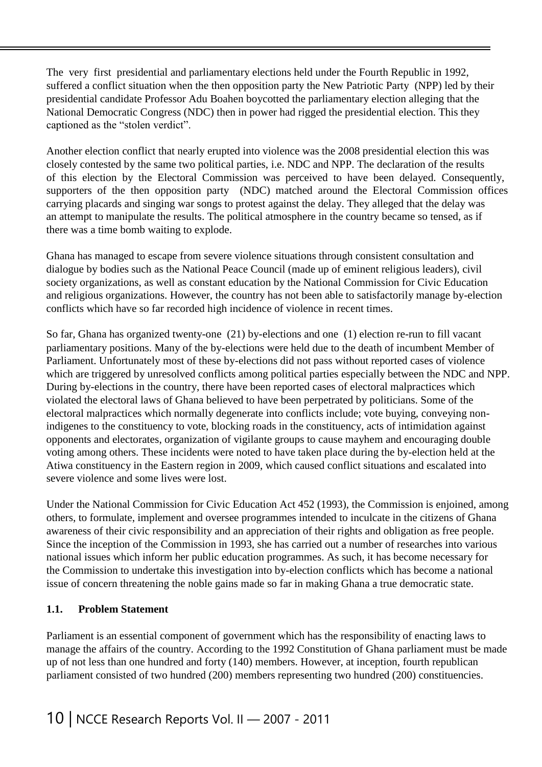The very first presidential and parliamentary elections held under the Fourth Republic in 1992, suffered a conflict situation when the then opposition party the New Patriotic Party (NPP) led by their presidential candidate Professor Adu Boahen boycotted the parliamentary election alleging that the National Democratic Congress (NDC) then in power had rigged the presidential election. This they captioned as the "stolen verdict".

Another election conflict that nearly erupted into violence was the 2008 presidential election this was closely contested by the same two political parties, i.e. NDC and NPP. The declaration of the results of this election by the Electoral Commission was perceived to have been delayed. Consequently, supporters of the then opposition party (NDC) matched around the Electoral Commission offices carrying placards and singing war songs to protest against the delay. They alleged that the delay was an attempt to manipulate the results. The political atmosphere in the country became so tensed, as if there was a time bomb waiting to explode.

Ghana has managed to escape from severe violence situations through consistent consultation and dialogue by bodies such as the National Peace Council (made up of eminent religious leaders), civil society organizations, as well as constant education by the National Commission for Civic Education and religious organizations. However, the country has not been able to satisfactorily manage by-election conflicts which have so far recorded high incidence of violence in recent times.

So far, Ghana has organized twenty-one (21) by-elections and one (1) election re-run to fill vacant parliamentary positions. Many of the by-elections were held due to the death of incumbent Member of Parliament. Unfortunately most of these by-elections did not pass without reported cases of violence which are triggered by unresolved conflicts among political parties especially between the NDC and NPP. During by-elections in the country, there have been reported cases of electoral malpractices which violated the electoral laws of Ghana believed to have been perpetrated by politicians. Some of the electoral malpractices which normally degenerate into conflicts include; vote buying, conveying non-indigenes to the constituency to vote, blocking roads in the constituency, acts of intimidation against opponents and electorates, organization of vigilante groups to cause mayhem and encouraging double voting among others. These incidents were noted to have taken place during the by-election held at the Atiwa constituency in the Eastern region in 2009, which caused conflict situations and escalated into severe violence and some lives were lost.

Under the National Commission for Civic Education Act 452 (1993), the Commission is enjoined, among others, to formulate, implement and oversee programmes intended to inculcate in the citizens of Ghana awareness of their civic responsibility and an appreciation of their rights and obligation as free people. Since the inception of the Commission in 1993, she has carried out a number of researches into various national issues which inform her public education programmes. As such, it has become necessary for the Commission to undertake this investigation into by-election conflicts which has become a national issue of concern threatening the noble gains made so far in making Ghana a true democratic state.

### 1.1. Problem Statement

Parliament is an essential component of government which has the responsibility of enacting laws to manage the affairs of the country. According to the 1992 Constitution of Ghana parliament must be made up of not less than one hundred and forty (140) members. However, at inception, fourth republican parliament consisted of two hundred (200) members representing two hundred (200) constituencies.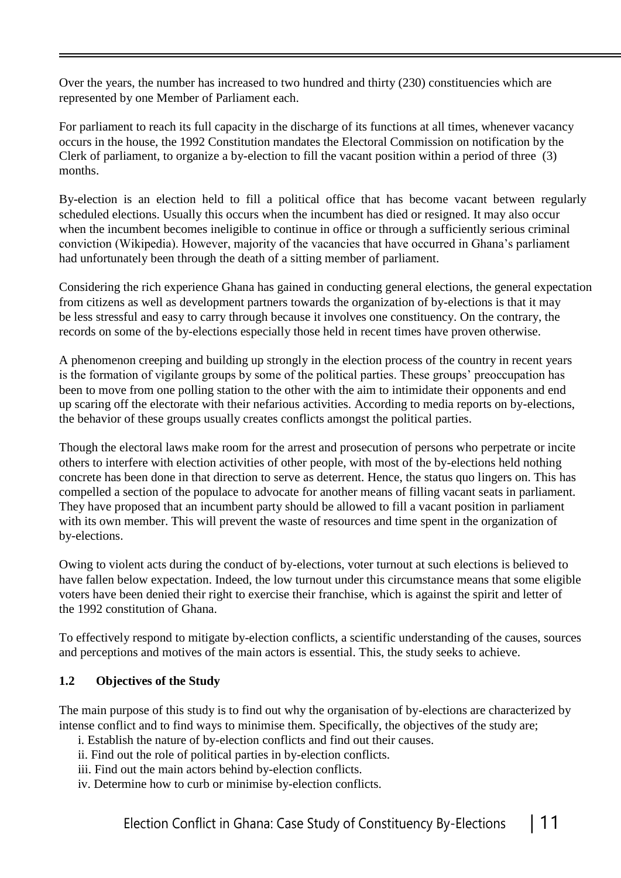Over the years, the number has increased to two hundred and thirty (230) constituencies which are represented by one Member of Parliament each.

For parliament to reach its full capacity in the discharge of its functions at all times, whenever vacancy occurs in the house, the 1992 Constitution mandates the Electoral Commission on notification by the Clerk of parliament, to organize a by-election to fill the vacant position within a period of three (3) months.

By-election is an election held to fill a political office that has become vacant between regularly scheduled elections. Usually this occurs when the incumbent has died or resigned. It may also occur when the incumbent becomes ineligible to continue in office or through a sufficiently serious criminal conviction (Wikipedia). However, majority of the vacancies that have occurred in Ghana's parliament had unfortunately been through the death of a sitting member of parliament.

Considering the rich experience Ghana has gained in conducting general elections, the general expectation from citizens as well as development partners towards the organization of by-elections is that it may be less stressful and easy to carry through because it involves one constituency. On the contrary, the records on some of the by-elections especially those held in recent times have proven otherwise.

A phenomenon creeping and building up strongly in the election process of the country in recent years is the formation of vigilante groups by some of the political parties. These groups' preoccupation has been to move from one polling station to the other with the aim to intimidate their opponents and end up scaring off the electorate with their nefarious activities. According to media reports on by-elections, the behavior of these groups usually creates conflicts amongst the political parties.

Though the electoral laws make room for the arrest and prosecution of persons who perpetrate or incite others to interfere with election activities of other people, with most of the by-elections held nothing concrete has been done in that direction to serve as deterrent. Hence, the status quo lingers on. This has compelled a section of the populace to advocate for another means of filling vacant seats in parliament. They have proposed that an incumbent party should be allowed to fill a vacant position in parliament with its own member. This will prevent the waste of resources and time spent in the organization of by-elections.

Owing to violent acts during the conduct of by-elections, voter turnout at such elections is believed to have fallen below expectation. Indeed, the low turnout under this circumstance means that some eligible voters have been denied their right to exercise their franchise, which is against the spirit and letter of the 1992 constitution of Ghana.

To effectively respond to mitigate by-election conflicts, a scientific understanding of the causes, sources and perceptions and motives of the main actors is essential. This, the study seeks to achieve.

## 1.2 Objectives of the Study

The main purpose of this study is to find out why the organisation of by-elections are characterized by intense conflict and to find ways to minimise them. Specifically, the objectives of the study are;

i. Establish the nature of by-election conflicts and find out their causes.
ii. Find out the role of political parties in by-election conflicts.
iii. Find out the main actors behind by-election conflicts.
iv. Determine how to curb or minimise by-election conflicts.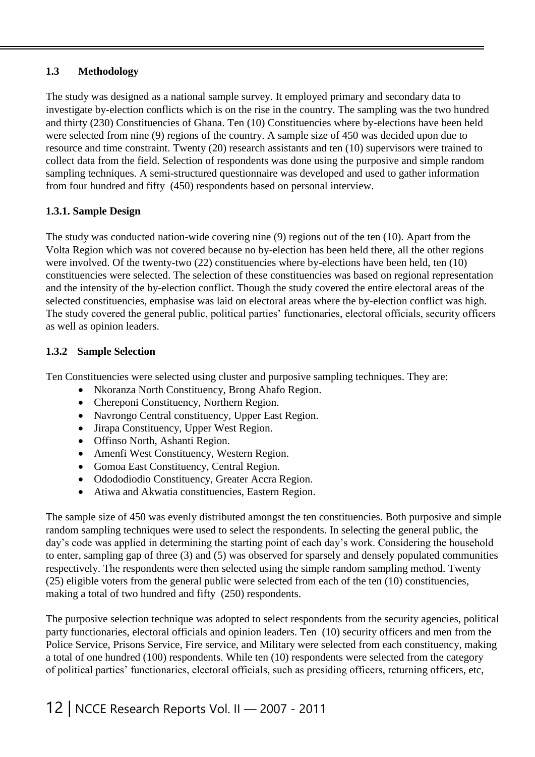### 1.3 Methodology

The study was designed as a national sample survey. It employed primary and secondary data to investigate by-election conflicts which is on the rise in the country. The sampling was the two hundred and thirty (230) Constituencies of Ghana. Ten (10) Constituencies where by-elections have been held were selected from nine (9) regions of the country. A sample size of 450 was decided upon due to resource and time constraint. Twenty (20) research assistants and ten (10) supervisors were trained to collect data from the field. Selection of respondents was done using the purposive and simple random sampling techniques. A semi-structured questionnaire was developed and used to gather information from four hundred and fifty (450) respondents based on personal interview.

#### 1.3.1. Sample Design

The study was conducted nation-wide covering nine (9) regions out of the ten (10). Apart from the Volta Region which was not covered because no by-election has been held there, all the other regions were involved. Of the twenty-two (22) constituencies where by-elections have been held, ten (10) constituencies were selected. The selection of these constituencies was based on regional representation and the intensity of the by-election conflict. Though the study covered the entire electoral areas of the selected constituencies, emphasise was laid on electoral areas where the by-election conflict was high. The study covered the general public, political parties' functionaries, electoral officials, security officers as well as opinion leaders.

#### 1.3.2 Sample Selection

Ten Constituencies were selected using cluster and purposive sampling techniques. They are:

- Nkoranza North Constituency, Brong Ahafo Region.
- Chereponi Constituency, Northern Region.
- Navrongo Central constituency, Upper East Region.
- Jirapa Constituency, Upper West Region.
- Offinso North, Ashanti Region.
- Amenfi West Constituency, Western Region.
- Gomoa East Constituency, Central Region.
- Odododiodio Constituency, Greater Accra Region.
- Atiwa and Akwatia constituencies, Eastern Region.

The sample size of 450 was evenly distributed amongst the ten constituencies. Both purposive and simple random sampling techniques were used to select the respondents. In selecting the general public, the day's code was applied in determining the starting point of each day's work. Considering the household to enter, sampling gap of three (3) and (5) was observed for sparsely and densely populated communities respectively. The respondents were then selected using the simple random sampling method. Twenty (25) eligible voters from the general public were selected from each of the ten (10) constituencies, making a total of two hundred and fifty (250) respondents.

The purposive selection technique was adopted to select respondents from the security agencies, political party functionaries, electoral officials and opinion leaders. Ten (10) security officers and men from the Police Service, Prisons Service, Fire service, and Military were selected from each constituency, making a total of one hundred (100) respondents. While ten (10) respondents were selected from the category of political parties' functionaries, electoral officials, such as presiding officers, returning officers, etc,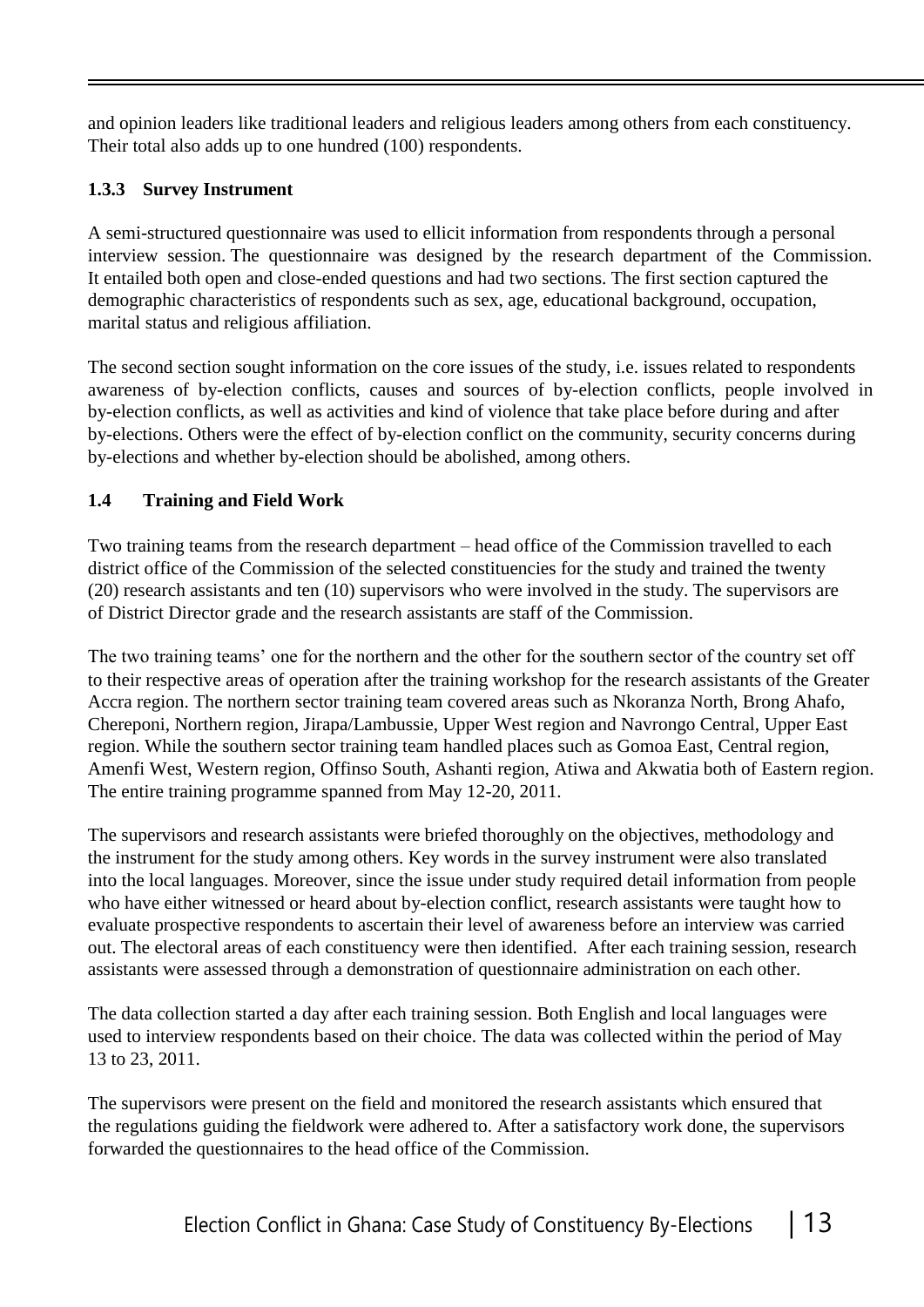and opinion leaders like traditional leaders and religious leaders among others from each constituency. Their total also adds up to one hundred (100) respondents.

### 1.3.3 Survey Instrument

A semi-structured questionnaire was used to ellicit information from respondents through a personal interview session. The questionnaire was designed by the research department of the Commission. It entailed both open and close-ended questions and had two sections. The first section captured the demographic characteristics of respondents such as sex, age, educational background, occupation, marital status and religious affiliation.

The second section sought information on the core issues of the study, i.e. issues related to respondents awareness of by-election conflicts, causes and sources of by-election conflicts, people involved in by-election conflicts, as well as activities and kind of violence that take place before during and after by-elections. Others were the effect of by-election conflict on the community, security concerns during by-elections and whether by-election should be abolished, among others.

## 1.4 Training and Field Work

Two training teams from the research department – head office of the Commission travelled to each district office of the Commission of the selected constituencies for the study and trained the twenty (20) research assistants and ten (10) supervisors who were involved in the study. The supervisors are of District Director grade and the research assistants are staff of the Commission.

The two training teams' one for the northern and the other for the southern sector of the country set off to their respective areas of operation after the training workshop for the research assistants of the Greater Accra region. The northern sector training team covered areas such as Nkoranza North, Brong Ahafo, Chereponi, Northern region, Jirapa/Lambussie, Upper West region and Navrongo Central, Upper East region. While the southern sector training team handled places such as Gomoa East, Central region, Amenfi West, Western region, Offinso South, Ashanti region, Atiwa and Akwatia both of Eastern region. The entire training programme spanned from May 12-20, 2011.

The supervisors and research assistants were briefed thoroughly on the objectives, methodology and the instrument for the study among others. Key words in the survey instrument were also translated into the local languages. Moreover, since the issue under study required detail information from people who have either witnessed or heard about by-election conflict, research assistants were taught how to evaluate prospective respondents to ascertain their level of awareness before an interview was carried out. The electoral areas of each constituency were then identified. After each training session, research assistants were assessed through a demonstration of questionnaire administration on each other.

The data collection started a day after each training session. Both English and local languages were used to interview respondents based on their choice. The data was collected within the period of May 13 to 23, 2011.

The supervisors were present on the field and monitored the research assistants which ensured that the regulations guiding the fieldwork were adhered to. After a satisfactory work done, the supervisors forwarded the questionnaires to the head office of the Commission.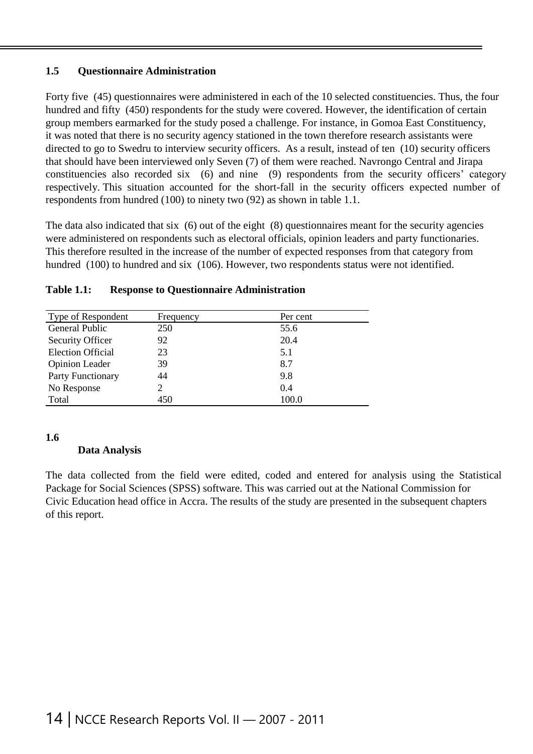## 1.5 Questionnaire Administration

Forty five (45) questionnaires were administered in each of the 10 selected constituencies. Thus, the four hundred and fifty (450) respondents for the study were covered. However, the identification of certain group members earmarked for the study posed a challenge. For instance, in Gomoa East Constituency, it was noted that there is no security agency stationed in the town therefore research assistants were directed to go to Swedru to interview security officers. As a result, instead of ten (10) security officers that should have been interviewed only Seven (7) of them were reached. Navrongo Central and Jirapa constituencies also recorded six (6) and nine (9) respondents from the security officers' category respectively. This situation accounted for the short-fall in the security officers expected number of respondents from hundred (100) to ninety two (92) as shown in table 1.1.

The data also indicated that six (6) out of the eight (8) questionnaires meant for the security agencies were administered on respondents such as electoral officials, opinion leaders and party functionaries. This therefore resulted in the increase of the number of expected responses from that category from hundred (100) to hundred and six (106). However, two respondents status were not identified.

**Table 1.1: Response to Questionnaire Administration**

| Type of Respondent | Frequency | Per cent |
|---|---|---|
| General Public | 250 | 55.6 |
| Security Officer | 92 | 20.4 |
| Election Official | 23 | 5.1 |
| Opinion Leader | 39 | 8.7 |
| Party Functionary | 44 | 9.8 |
| No Response | 2 | 0.4 |
| Total | 450 | 100.0 |

## 1.6 Data Analysis

The data collected from the field were edited, coded and entered for analysis using the Statistical Package for Social Sciences (SPSS) software. This was carried out at the National Commission for Civic Education head office in Accra. The results of the study are presented in the subsequent chapters of this report.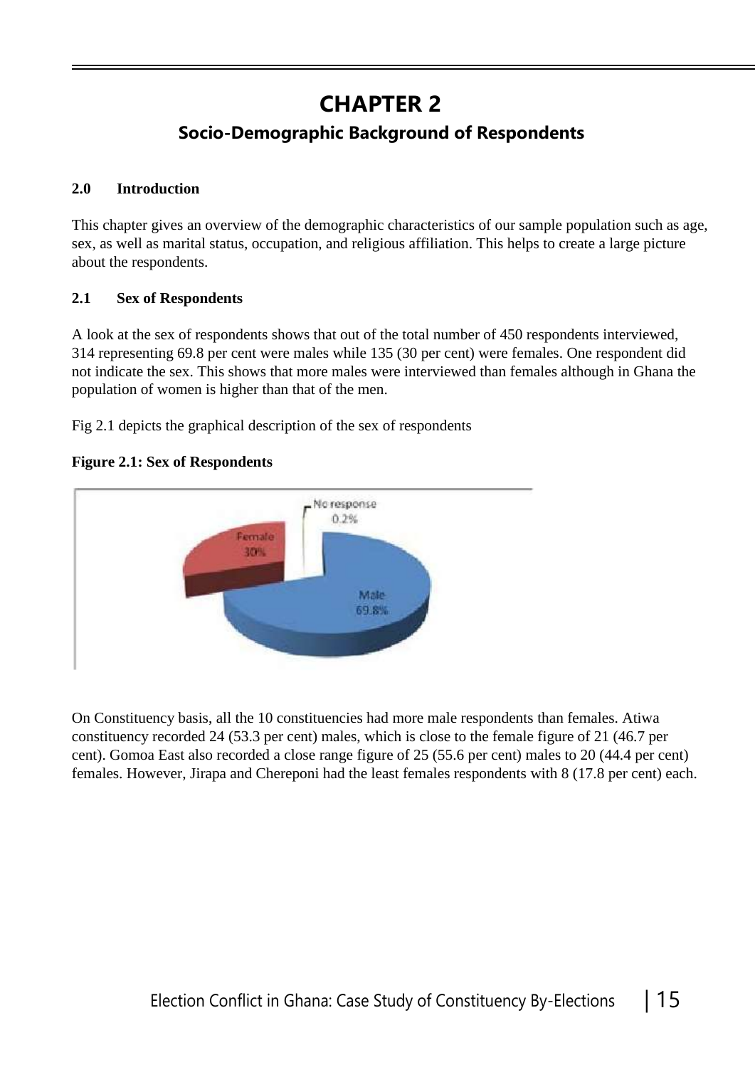# CHAPTER 2

## Socio-Demographic Background of Respondents

### 2.0 Introduction

This chapter gives an overview of the demographic characteristics of our sample population such as age, sex, as well as marital status, occupation, and religious affiliation. This helps to create a large picture about the respondents.

### 2.1 Sex of Respondents

A look at the sex of respondents shows that out of the total number of 450 respondents interviewed, 314 representing 69.8 per cent were males while 135 (30 per cent) were females. One respondent did not indicate the sex. This shows that more males were interviewed than females although in Ghana the population of women is higher than that of the men.

Fig 2.1 depicts the graphical description of the sex of respondents

**Figure 2.1: Sex of Respondents**

On Constituency basis, all the 10 constituencies had more male respondents than females. Atiwa constituency recorded 24 (53.3 per cent) males, which is close to the female figure of 21 (46.7 per cent). Gomoa East also recorded a close range figure of 25 (55.6 per cent) males to 20 (44.4 per cent) females. However, Jirapa and Chereponi had the least females respondents with 8 (17.8 per cent) each.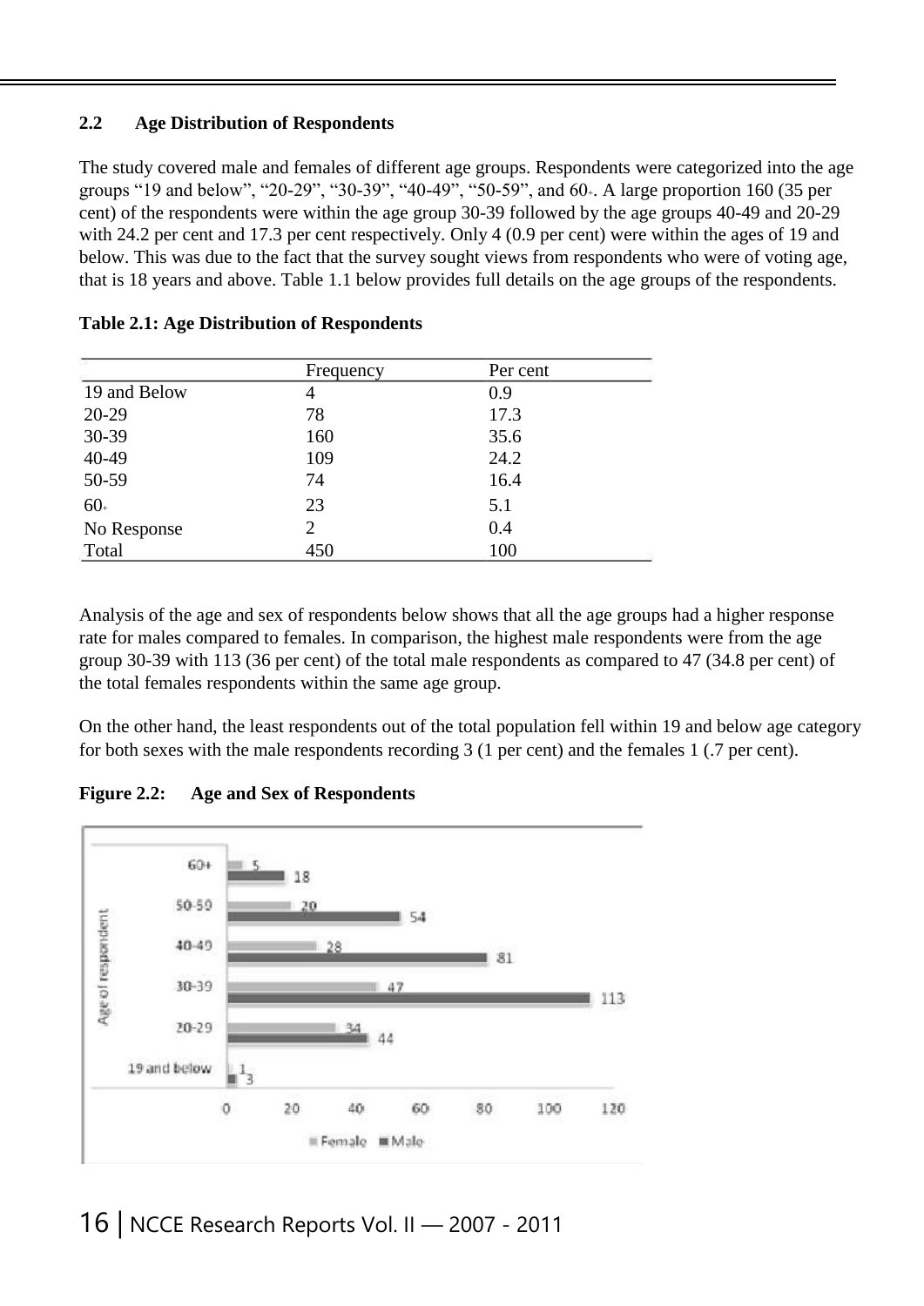## 2.2 Age Distribution of Respondents

The study covered male and females of different age groups. Respondents were categorized into the age groups "19 and below", "20-29", "30-39", "40-49", "50-59", and 60+. A large proportion 160 (35 per cent) of the respondents were within the age group 30-39 followed by the age groups 40-49 and 20-29 with 24.2 per cent and 17.3 per cent respectively. Only 4 (0.9 per cent) were within the ages of 19 and below. This was due to the fact that the survey sought views from respondents who were of voting age, that is 18 years and above. Table 1.1 below provides full details on the age groups of the respondents.

**Table 2.1: Age Distribution of Respondents**

| | Frequency | Per cent |
|---|---|---|
| 19 and Below | 4 | 0.9 |
| 20-29 | 78 | 17.3 |
| 30-39 | 160 | 35.6 |
| 40-49 | 109 | 24.2 |
| 50-59 | 74 | 16.4 |
| 60+ | 23 | 5.1 |
| No Response | 2 | 0.4 |
| Total | 450 | 100 |

Analysis of the age and sex of respondents below shows that all the age groups had a higher response rate for males compared to females. In comparison, the highest male respondents were from the age group 30-39 with 113 (36 per cent) of the total male respondents as compared to 47 (34.8 per cent) of the total females respondents within the same age group.

On the other hand, the least respondents out of the total population fell within 19 and below age category for both sexes with the male respondents recording 3 (1 per cent) and the females 1 (.7 per cent).

**Figure 2.2: Age and Sex of Respondents**

| Age of respondent | Female | Male |
|---|---|---|
| 60+ | 5 | 18 |
| 50-59 | 20 | 54 |
| 40-49 | 28 | 81 |
| 30-39 | 47 | 113 |
| 20-29 | 34 | 44 |
| 19 and below | 1 | 3 |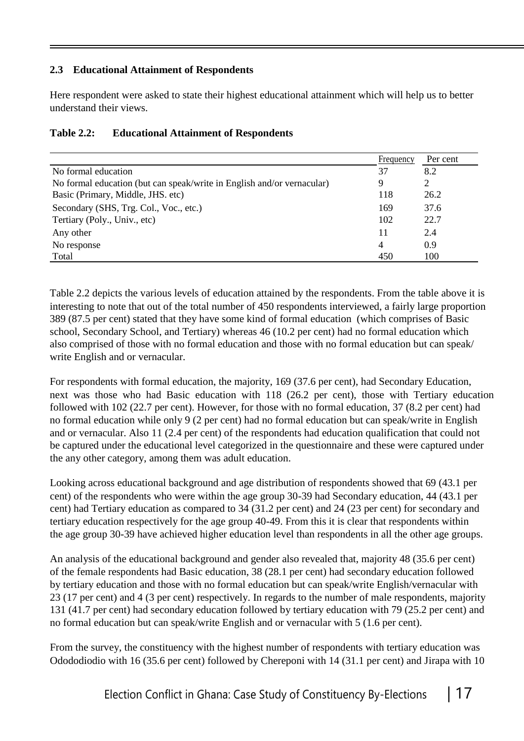### 2.3 Educational Attainment of Respondents

Here respondent were asked to state their highest educational attainment which will help us to better understand their views.

**Table 2.2: Educational Attainment of Respondents**

| | Frequency | Per cent |
|---|---|---|
| No formal education | 37 | 8.2 |
| No formal education (but can speak/write in English and/or vernacular) | 9 | 2 |
| Basic (Primary, Middle, JHS. etc) | 118 | 26.2 |
| Secondary (SHS, Trg. Col., Voc., etc.) | 169 | 37.6 |
| Tertiary (Poly., Univ., etc) | 102 | 22.7 |
| Any other | 11 | 2.4 |
| No response | 4 | 0.9 |
| Total | 450 | 100 |

Table 2.2 depicts the various levels of education attained by the respondents. From the table above it is interesting to note that out of the total number of 450 respondents interviewed, a fairly large proportion 389 (87.5 per cent) stated that they have some kind of formal education (which comprises of Basic school, Secondary School, and Tertiary) whereas 46 (10.2 per cent) had no formal education which also comprised of those with no formal education and those with no formal education but can speak/ write English and or vernacular.

For respondents with formal education, the majority, 169 (37.6 per cent), had Secondary Education, next was those who had Basic education with 118 (26.2 per cent), those with Tertiary education followed with 102 (22.7 per cent). However, for those with no formal education, 37 (8.2 per cent) had no formal education while only 9 (2 per cent) had no formal education but can speak/write in English and or vernacular. Also 11 (2.4 per cent) of the respondents had education qualification that could not be captured under the educational level categorized in the questionnaire and these were captured under the any other category, among them was adult education.

Looking across educational background and age distribution of respondents showed that 69 (43.1 per cent) of the respondents who were within the age group 30-39 had Secondary education, 44 (43.1 per cent) had Tertiary education as compared to 34 (31.2 per cent) and 24 (23 per cent) for secondary and tertiary education respectively for the age group 40-49. From this it is clear that respondents within the age group 30-39 have achieved higher education level than respondents in all the other age groups.

An analysis of the educational background and gender also revealed that, majority 48 (35.6 per cent) of the female respondents had Basic education, 38 (28.1 per cent) had secondary education followed by tertiary education and those with no formal education but can speak/write English/vernacular with 23 (17 per cent) and 4 (3 per cent) respectively. In regards to the number of male respondents, majority 131 (41.7 per cent) had secondary education followed by tertiary education with 79 (25.2 per cent) and no formal education but can speak/write English and or vernacular with 5 (1.6 per cent).

From the survey, the constituency with the highest number of respondents with tertiary education was Odododiodio with 16 (35.6 per cent) followed by Chereponi with 14 (31.1 per cent) and Jirapa with 10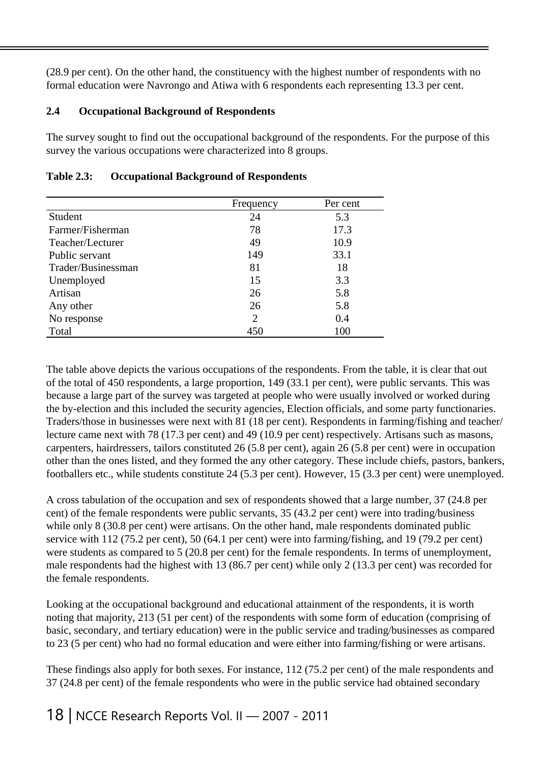(28.9 per cent). On the other hand, the constituency with the highest number of respondents with no formal education were Navrongo and Atiwa with 6 respondents each representing 13.3 per cent.

### 2.4 Occupational Background of Respondents

The survey sought to find out the occupational background of the respondents. For the purpose of this survey the various occupations were characterized into 8 groups.

**Table 2.3: Occupational Background of Respondents**

| | Frequency | Per cent |
|---|---|---|
| Student | 24 | 5.3 |
| Farmer/Fisherman | 78 | 17.3 |
| Teacher/Lecturer | 49 | 10.9 |
| Public servant | 149 | 33.1 |
| Trader/Businessman | 81 | 18 |
| Unemployed | 15 | 3.3 |
| Artisan | 26 | 5.8 |
| Any other | 26 | 5.8 |
| No response | 2 | 0.4 |
| Total | 450 | 100 |

The table above depicts the various occupations of the respondents. From the table, it is clear that out of the total of 450 respondents, a large proportion, 149 (33.1 per cent), were public servants. This was because a large part of the survey was targeted at people who were usually involved or worked during the by-election and this included the security agencies, Election officials, and some party functionaries. Traders/those in businesses were next with 81 (18 per cent). Respondents in farming/fishing and teacher/ lecture came next with 78 (17.3 per cent) and 49 (10.9 per cent) respectively. Artisans such as masons, carpenters, hairdressers, tailors constituted 26 (5.8 per cent), again 26 (5.8 per cent) were in occupation other than the ones listed, and they formed the any other category. These include chiefs, pastors, bankers, footballers etc., while students constitute 24 (5.3 per cent). However, 15 (3.3 per cent) were unemployed.

A cross tabulation of the occupation and sex of respondents showed that a large number, 37 (24.8 per cent) of the female respondents were public servants, 35 (43.2 per cent) were into trading/business while only 8 (30.8 per cent) were artisans. On the other hand, male respondents dominated public service with 112 (75.2 per cent), 50 (64.1 per cent) were into farming/fishing, and 19 (79.2 per cent) were students as compared to 5 (20.8 per cent) for the female respondents. In terms of unemployment, male respondents had the highest with 13 (86.7 per cent) while only 2 (13.3 per cent) was recorded for the female respondents.

Looking at the occupational background and educational attainment of the respondents, it is worth noting that majority, 213 (51 per cent) of the respondents with some form of education (comprising of basic, secondary, and tertiary education) were in the public service and trading/businesses as compared to 23 (5 per cent) who had no formal education and were either into farming/fishing or were artisans.

These findings also apply for both sexes. For instance, 112 (75.2 per cent) of the male respondents and 37 (24.8 per cent) of the female respondents who were in the public service had obtained secondary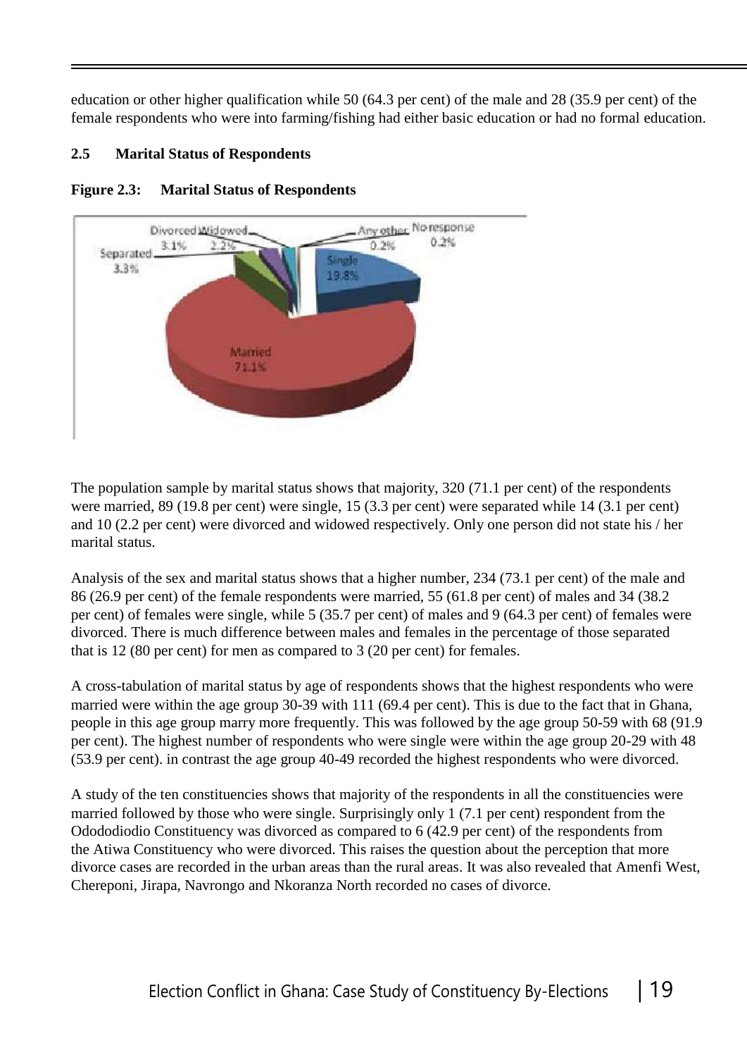education or other higher qualification while 50 (64.3 per cent) of the male and 28 (35.9 per cent) of the female respondents who were into farming/fishing had either basic education or had no formal education.

## 2.5 Marital Status of Respondents

**Figure 2.3: Marital Status of Respondents**

The population sample by marital status shows that majority, 320 (71.1 per cent) of the respondents were married, 89 (19.8 per cent) were single, 15 (3.3 per cent) were separated while 14 (3.1 per cent) and 10 (2.2 per cent) were divorced and widowed respectively. Only one person did not state his / her marital status.

Analysis of the sex and marital status shows that a higher number, 234 (73.1 per cent) of the male and 86 (26.9 per cent) of the female respondents were married, 55 (61.8 per cent) of males and 34 (38.2 per cent) of females were single, while 5 (35.7 per cent) of males and 9 (64.3 per cent) of females were divorced. There is much difference between males and females in the percentage of those separated that is 12 (80 per cent) for men as compared to 3 (20 per cent) for females.

A cross-tabulation of marital status by age of respondents shows that the highest respondents who were married were within the age group 30-39 with 111 (69.4 per cent). This is due to the fact that in Ghana, people in this age group marry more frequently. This was followed by the age group 50-59 with 68 (91.9 per cent). The highest number of respondents who were single were within the age group 20-29 with 48 (53.9 per cent). in contrast the age group 40-49 recorded the highest respondents who were divorced.

A study of the ten constituencies shows that majority of the respondents in all the constituencies were married followed by those who were single. Surprisingly only 1 (7.1 per cent) respondent from the Odododiodio Constituency was divorced as compared to 6 (42.9 per cent) of the respondents from the Atiwa Constituency who were divorced. This raises the question about the perception that more divorce cases are recorded in the urban areas than the rural areas. It was also revealed that Amenfi West, Chereponi, Jirapa, Navrongo and Nkoranza North recorded no cases of divorce.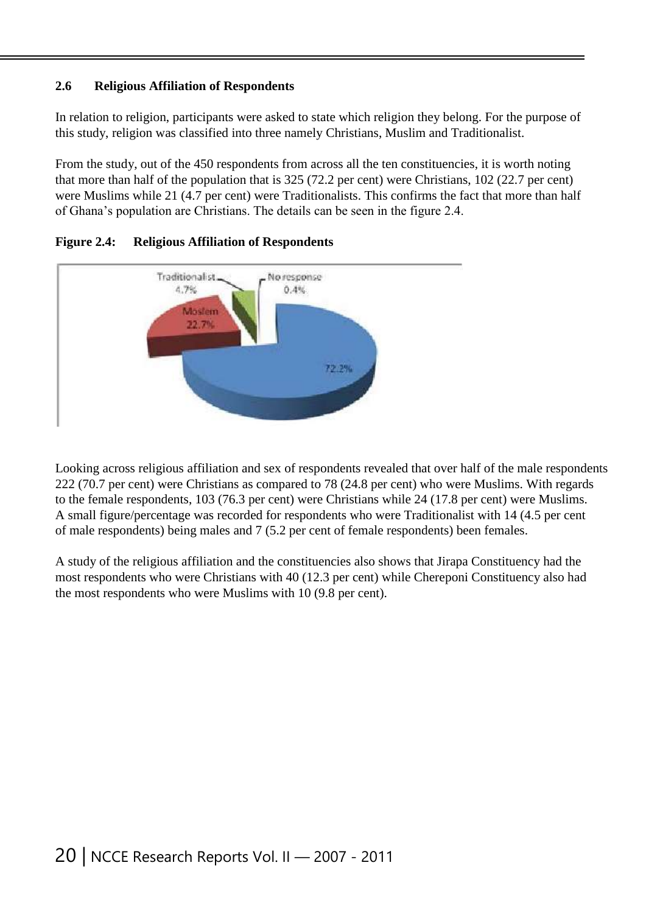### 2.6 Religious Affiliation of Respondents

In relation to religion, participants were asked to state which religion they belong. For the purpose of this study, religion was classified into three namely Christians, Muslim and Traditionalist.

From the study, out of the 450 respondents from across all the ten constituencies, it is worth noting that more than half of the population that is 325 (72.2 per cent) were Christians, 102 (22.7 per cent) were Muslims while 21 (4.7 per cent) were Traditionalists. This confirms the fact that more than half of Ghana's population are Christians. The details can be seen in the figure 2.4.

**Figure 2.4: Religious Affiliation of Respondents**

Looking across religious affiliation and sex of respondents revealed that over half of the male respondents 222 (70.7 per cent) were Christians as compared to 78 (24.8 per cent) who were Muslims. With regards to the female respondents, 103 (76.3 per cent) were Christians while 24 (17.8 per cent) were Muslims. A small figure/percentage was recorded for respondents who were Traditionalist with 14 (4.5 per cent of male respondents) being males and 7 (5.2 per cent of female respondents) been females.

A study of the religious affiliation and the constituencies also shows that Jirapa Constituency had the most respondents who were Christians with 40 (12.3 per cent) while Chereponi Constituency also had the most respondents who were Muslims with 10 (9.8 per cent).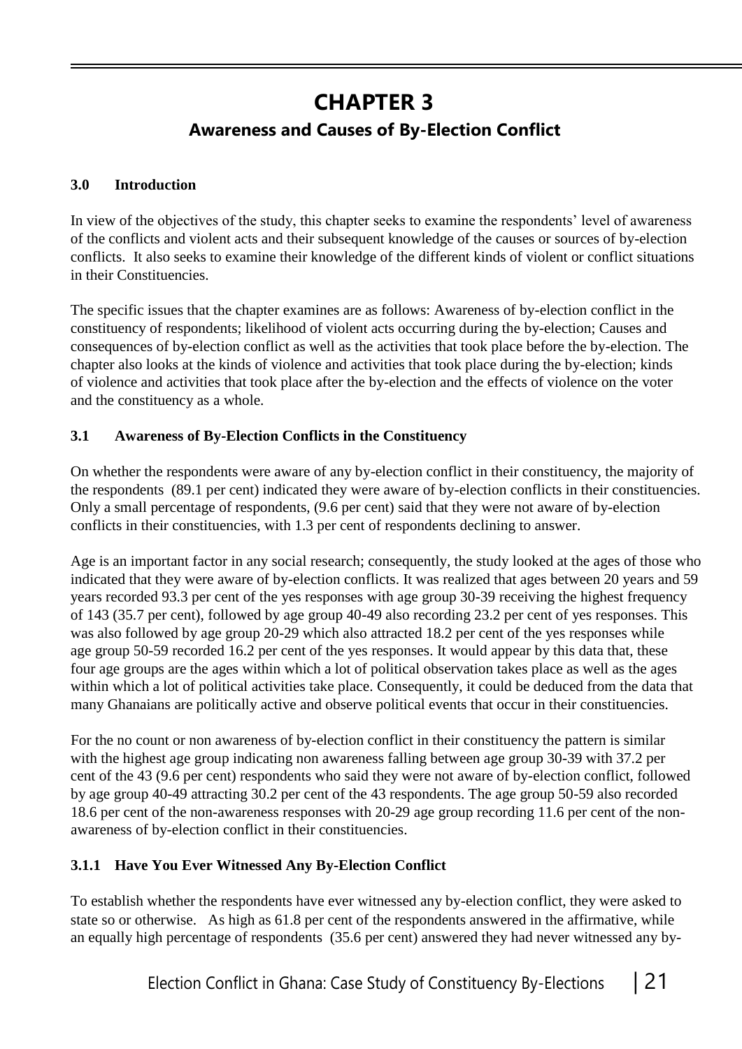# CHAPTER 3

## Awareness and Causes of By-Election Conflict

### 3.0 Introduction

In view of the objectives of the study, this chapter seeks to examine the respondents' level of awareness of the conflicts and violent acts and their subsequent knowledge of the causes or sources of by-election conflicts. It also seeks to examine their knowledge of the different kinds of violent or conflict situations in their Constituencies.

The specific issues that the chapter examines are as follows: Awareness of by-election conflict in the constituency of respondents; likelihood of violent acts occurring during the by-election; Causes and consequences of by-election conflict as well as the activities that took place before the by-election. The chapter also looks at the kinds of violence and activities that took place during the by-election; kinds of violence and activities that took place after the by-election and the effects of violence on the voter and the constituency as a whole.

### 3.1 Awareness of By-Election Conflicts in the Constituency

On whether the respondents were aware of any by-election conflict in their constituency, the majority of the respondents (89.1 per cent) indicated they were aware of by-election conflicts in their constituencies. Only a small percentage of respondents, (9.6 per cent) said that they were not aware of by-election conflicts in their constituencies, with 1.3 per cent of respondents declining to answer.

Age is an important factor in any social research; consequently, the study looked at the ages of those who indicated that they were aware of by-election conflicts. It was realized that ages between 20 years and 59 years recorded 93.3 per cent of the yes responses with age group 30-39 receiving the highest frequency of 143 (35.7 per cent), followed by age group 40-49 also recording 23.2 per cent of yes responses. This was also followed by age group 20-29 which also attracted 18.2 per cent of the yes responses while age group 50-59 recorded 16.2 per cent of the yes responses. It would appear by this data that, these four age groups are the ages within which a lot of political observation takes place as well as the ages within which a lot of political activities take place. Consequently, it could be deduced from the data that many Ghanaians are politically active and observe political events that occur in their constituencies.

For the no count or non awareness of by-election conflict in their constituency the pattern is similar with the highest age group indicating non awareness falling between age group 30-39 with 37.2 per cent of the 43 (9.6 per cent) respondents who said they were not aware of by-election conflict, followed by age group 40-49 attracting 30.2 per cent of the 43 respondents. The age group 50-59 also recorded 18.6 per cent of the non-awareness responses with 20-29 age group recording 11.6 per cent of the non-awareness of by-election conflict in their constituencies.

#### 3.1.1 Have You Ever Witnessed Any By-Election Conflict

To establish whether the respondents have ever witnessed any by-election conflict, they were asked to state so or otherwise. As high as 61.8 per cent of the respondents answered in the affirmative, while an equally high percentage of respondents (35.6 per cent) answered they had never witnessed any by-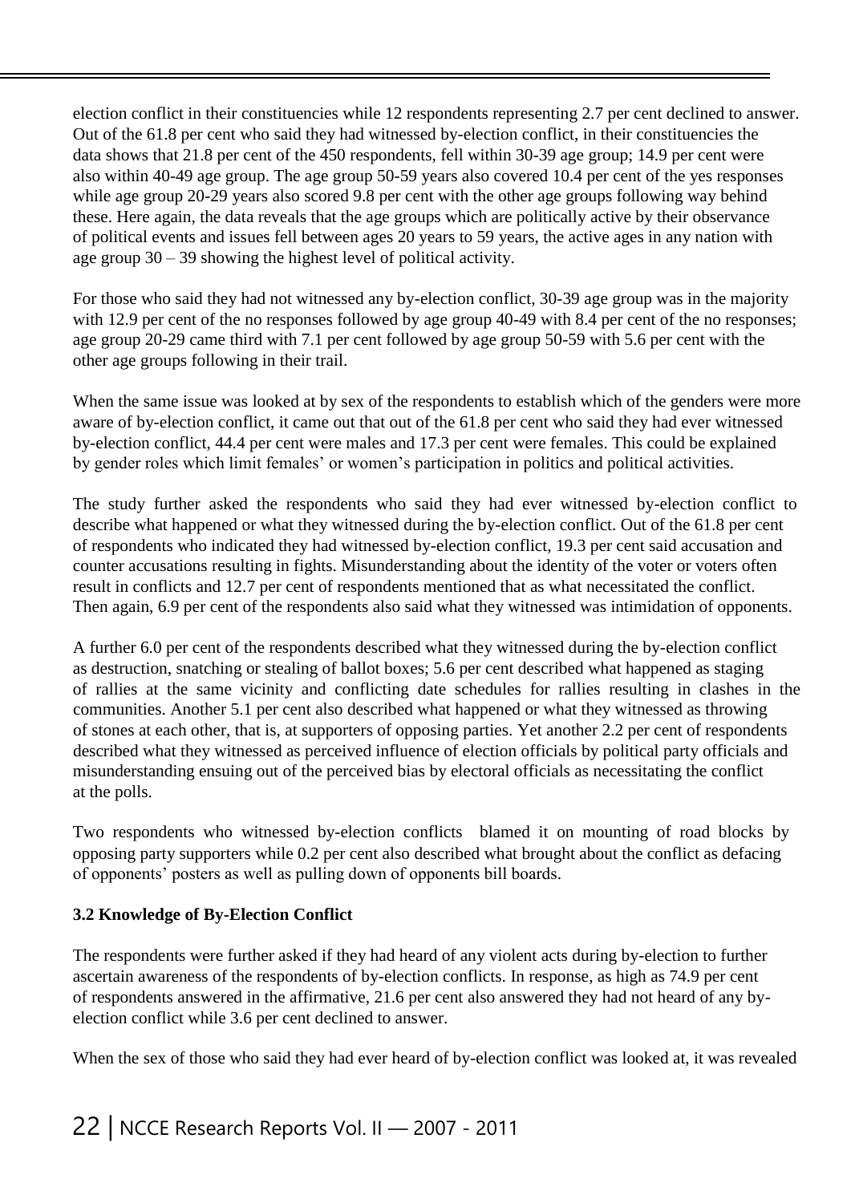election conflict in their constituencies while 12 respondents representing 2.7 per cent declined to answer. Out of the 61.8 per cent who said they had witnessed by-election conflict, in their constituencies the data shows that 21.8 per cent of the 450 respondents, fell within 30-39 age group; 14.9 per cent were also within 40-49 age group. The age group 50-59 years also covered 10.4 per cent of the yes responses while age group 20-29 years also scored 9.8 per cent with the other age groups following way behind these. Here again, the data reveals that the age groups which are politically active by their observance of political events and issues fell between ages 20 years to 59 years, the active ages in any nation with age group 30 – 39 showing the highest level of political activity.

For those who said they had not witnessed any by-election conflict, 30-39 age group was in the majority with 12.9 per cent of the no responses followed by age group 40-49 with 8.4 per cent of the no responses; age group 20-29 came third with 7.1 per cent followed by age group 50-59 with 5.6 per cent with the other age groups following in their trail.

When the same issue was looked at by sex of the respondents to establish which of the genders were more aware of by-election conflict, it came out that out of the 61.8 per cent who said they had ever witnessed by-election conflict, 44.4 per cent were males and 17.3 per cent were females. This could be explained by gender roles which limit females' or women's participation in politics and political activities.

The study further asked the respondents who said they had ever witnessed by-election conflict to describe what happened or what they witnessed during the by-election conflict. Out of the 61.8 per cent of respondents who indicated they had witnessed by-election conflict, 19.3 per cent said accusation and counter accusations resulting in fights. Misunderstanding about the identity of the voter or voters often result in conflicts and 12.7 per cent of respondents mentioned that as what necessitated the conflict. Then again, 6.9 per cent of the respondents also said what they witnessed was intimidation of opponents.

A further 6.0 per cent of the respondents described what they witnessed during the by-election conflict as destruction, snatching or stealing of ballot boxes; 5.6 per cent described what happened as staging of rallies at the same vicinity and conflicting date schedules for rallies resulting in clashes in the communities. Another 5.1 per cent also described what happened or what they witnessed as throwing of stones at each other, that is, at supporters of opposing parties. Yet another 2.2 per cent of respondents described what they witnessed as perceived influence of election officials by political party officials and misunderstanding ensuing out of the perceived bias by electoral officials as necessitating the conflict at the polls.

Two respondents who witnessed by-election conflicts blamed it on mounting of road blocks by opposing party supporters while 0.2 per cent also described what brought about the conflict as defacing of opponents' posters as well as pulling down of opponents bill boards.

### 3.2 Knowledge of By-Election Conflict

The respondents were further asked if they had heard of any violent acts during by-election to further ascertain awareness of the respondents of by-election conflicts. In response, as high as 74.9 per cent of respondents answered in the affirmative, 21.6 per cent also answered they had not heard of any by-election conflict while 3.6 per cent declined to answer.

When the sex of those who said they had ever heard of by-election conflict was looked at, it was revealed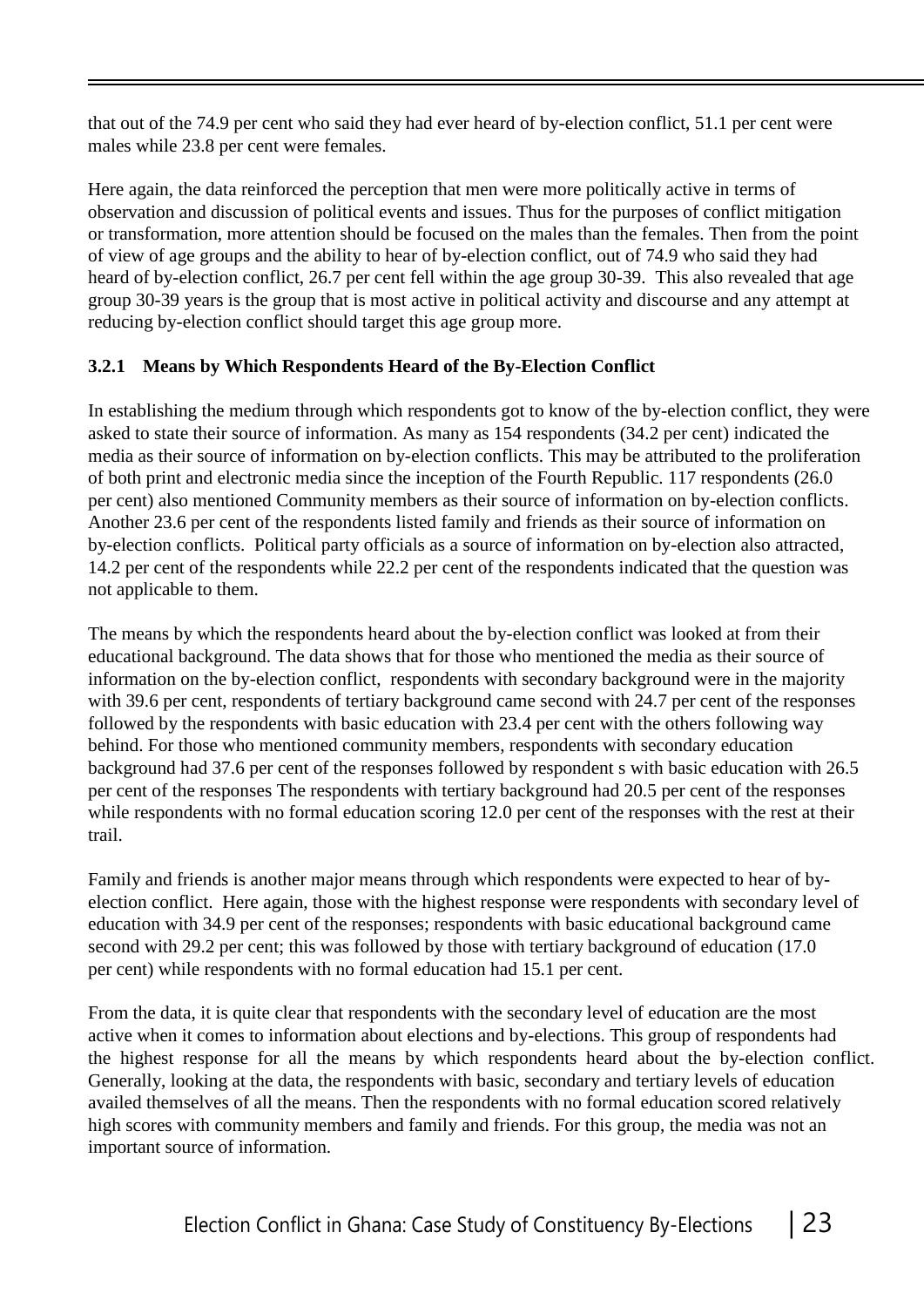that out of the 74.9 per cent who said they had ever heard of by-election conflict, 51.1 per cent were males while 23.8 per cent were females.

Here again, the data reinforced the perception that men were more politically active in terms of observation and discussion of political events and issues. Thus for the purposes of conflict mitigation or transformation, more attention should be focused on the males than the females. Then from the point of view of age groups and the ability to hear of by-election conflict, out of 74.9 who said they had heard of by-election conflict, 26.7 per cent fell within the age group 30-39. This also revealed that age group 30-39 years is the group that is most active in political activity and discourse and any attempt at reducing by-election conflict should target this age group more.

### 3.2.1 Means by Which Respondents Heard of the By-Election Conflict

In establishing the medium through which respondents got to know of the by-election conflict, they were asked to state their source of information. As many as 154 respondents (34.2 per cent) indicated the media as their source of information on by-election conflicts. This may be attributed to the proliferation of both print and electronic media since the inception of the Fourth Republic. 117 respondents (26.0 per cent) also mentioned Community members as their source of information on by-election conflicts. Another 23.6 per cent of the respondents listed family and friends as their source of information on by-election conflicts. Political party officials as a source of information on by-election also attracted, 14.2 per cent of the respondents while 22.2 per cent of the respondents indicated that the question was not applicable to them.

The means by which the respondents heard about the by-election conflict was looked at from their educational background. The data shows that for those who mentioned the media as their source of information on the by-election conflict, respondents with secondary background were in the majority with 39.6 per cent, respondents of tertiary background came second with 24.7 per cent of the responses followed by the respondents with basic education with 23.4 per cent with the others following way behind. For those who mentioned community members, respondents with secondary education background had 37.6 per cent of the responses followed by respondent s with basic education with 26.5 per cent of the responses The respondents with tertiary background had 20.5 per cent of the responses while respondents with no formal education scoring 12.0 per cent of the responses with the rest at their trail.

Family and friends is another major means through which respondents were expected to hear of by-election conflict. Here again, those with the highest response were respondents with secondary level of education with 34.9 per cent of the responses; respondents with basic educational background came second with 29.2 per cent; this was followed by those with tertiary background of education (17.0 per cent) while respondents with no formal education had 15.1 per cent.

From the data, it is quite clear that respondents with the secondary level of education are the most active when it comes to information about elections and by-elections. This group of respondents had the highest response for all the means by which respondents heard about the by-election conflict. Generally, looking at the data, the respondents with basic, secondary and tertiary levels of education availed themselves of all the means. Then the respondents with no formal education scored relatively high scores with community members and family and friends. For this group, the media was not an important source of information.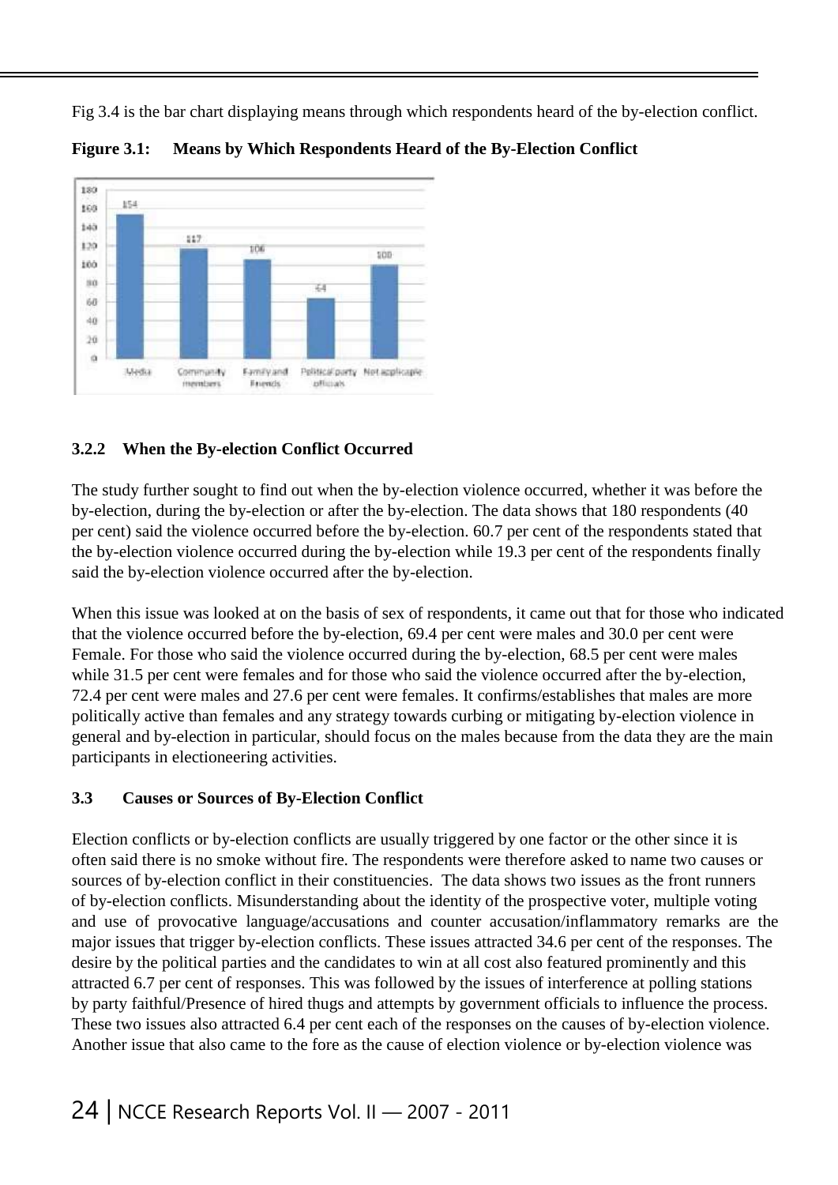Fig 3.4 is the bar chart displaying means through which respondents heard of the by-election conflict.

**Figure 3.1: Means by Which Respondents Heard of the By-Election Conflict**

| Means | Number |
|---|---|
| Media | 154 |
| Community members | 117 |
| Family and Friends | 106 |
| Political party officials | 64 |
| Not applicable | 100 |

### 3.2.2 When the By-election Conflict Occurred

The study further sought to find out when the by-election violence occurred, whether it was before the by-election, during the by-election or after the by-election. The data shows that 180 respondents (40 per cent) said the violence occurred before the by-election. 60.7 per cent of the respondents stated that the by-election violence occurred during the by-election while 19.3 per cent of the respondents finally said the by-election violence occurred after the by-election.

When this issue was looked at on the basis of sex of respondents, it came out that for those who indicated that the violence occurred before the by-election, 69.4 per cent were males and 30.0 per cent were Female. For those who said the violence occurred during the by-election, 68.5 per cent were males while 31.5 per cent were females and for those who said the violence occurred after the by-election, 72.4 per cent were males and 27.6 per cent were females. It confirms/establishes that males are more politically active than females and any strategy towards curbing or mitigating by-election violence in general and by-election in particular, should focus on the males because from the data they are the main participants in electioneering activities.

### 3.3 Causes or Sources of By-Election Conflict

Election conflicts or by-election conflicts are usually triggered by one factor or the other since it is often said there is no smoke without fire. The respondents were therefore asked to name two causes or sources of by-election conflict in their constituencies. The data shows two issues as the front runners of by-election conflicts. Misunderstanding about the identity of the prospective voter, multiple voting and use of provocative language/accusations and counter accusation/inflammatory remarks are the major issues that trigger by-election conflicts. These issues attracted 34.6 per cent of the responses. The desire by the political parties and the candidates to win at all cost also featured prominently and this attracted 6.7 per cent of responses. This was followed by the issues of interference at polling stations by party faithful/Presence of hired thugs and attempts by government officials to influence the process. These two issues also attracted 6.4 per cent each of the responses on the causes of by-election violence. Another issue that also came to the fore as the cause of election violence or by-election violence was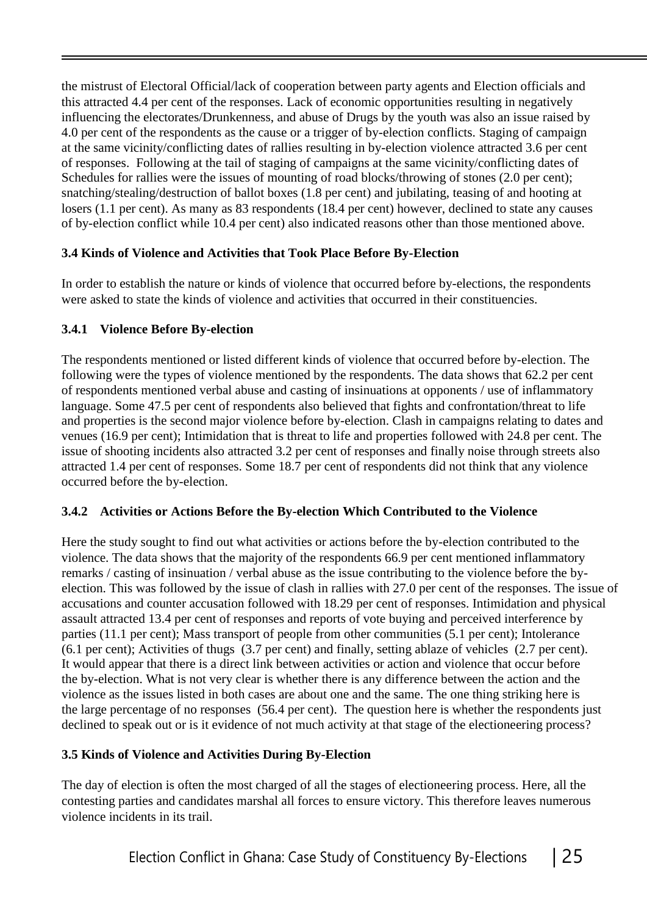the mistrust of Electoral Official/lack of cooperation between party agents and Election officials and this attracted 4.4 per cent of the responses. Lack of economic opportunities resulting in negatively influencing the electorates/Drunkenness, and abuse of Drugs by the youth was also an issue raised by 4.0 per cent of the respondents as the cause or a trigger of by-election conflicts. Staging of campaign at the same vicinity/conflicting dates of rallies resulting in by-election violence attracted 3.6 per cent of responses. Following at the tail of staging of campaigns at the same vicinity/conflicting dates of Schedules for rallies were the issues of mounting of road blocks/throwing of stones (2.0 per cent); snatching/stealing/destruction of ballot boxes (1.8 per cent) and jubilating, teasing of and hooting at losers (1.1 per cent). As many as 83 respondents (18.4 per cent) however, declined to state any causes of by-election conflict while 10.4 per cent) also indicated reasons other than those mentioned above.

### 3.4 Kinds of Violence and Activities that Took Place Before By-Election

In order to establish the nature or kinds of violence that occurred before by-elections, the respondents were asked to state the kinds of violence and activities that occurred in their constituencies.

#### 3.4.1 Violence Before By-election

The respondents mentioned or listed different kinds of violence that occurred before by-election. The following were the types of violence mentioned by the respondents. The data shows that 62.2 per cent of respondents mentioned verbal abuse and casting of insinuations at opponents / use of inflammatory language. Some 47.5 per cent of respondents also believed that fights and confrontation/threat to life and properties is the second major violence before by-election. Clash in campaigns relating to dates and venues (16.9 per cent); Intimidation that is threat to life and properties followed with 24.8 per cent. The issue of shooting incidents also attracted 3.2 per cent of responses and finally noise through streets also attracted 1.4 per cent of responses. Some 18.7 per cent of respondents did not think that any violence occurred before the by-election.

#### 3.4.2 Activities or Actions Before the By-election Which Contributed to the Violence

Here the study sought to find out what activities or actions before the by-election contributed to the violence. The data shows that the majority of the respondents 66.9 per cent mentioned inflammatory remarks / casting of insinuation / verbal abuse as the issue contributing to the violence before the by-election. This was followed by the issue of clash in rallies with 27.0 per cent of the responses. The issue of accusations and counter accusation followed with 18.29 per cent of responses. Intimidation and physical assault attracted 13.4 per cent of responses and reports of vote buying and perceived interference by parties (11.1 per cent); Mass transport of people from other communities (5.1 per cent); Intolerance (6.1 per cent); Activities of thugs (3.7 per cent) and finally, setting ablaze of vehicles (2.7 per cent). It would appear that there is a direct link between activities or action and violence that occur before the by-election. What is not very clear is whether there is any difference between the action and the violence as the issues listed in both cases are about one and the same. The one thing striking here is the large percentage of no responses (56.4 per cent). The question here is whether the respondents just declined to speak out or is it evidence of not much activity at that stage of the electioneering process?

### 3.5 Kinds of Violence and Activities During By-Election

The day of election is often the most charged of all the stages of electioneering process. Here, all the contesting parties and candidates marshal all forces to ensure victory. This therefore leaves numerous violence incidents in its trail.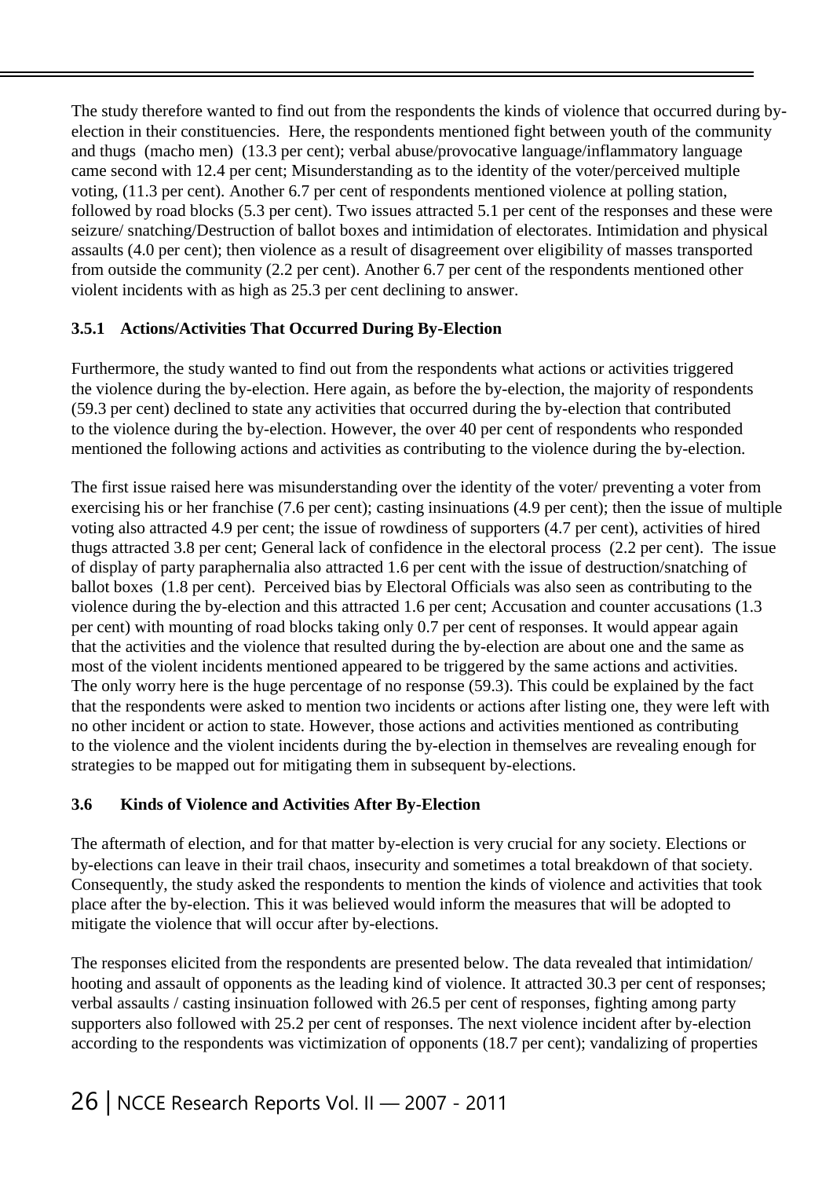The study therefore wanted to find out from the respondents the kinds of violence that occurred during by-election in their constituencies. Here, the respondents mentioned fight between youth of the community and thugs (macho men) (13.3 per cent); verbal abuse/provocative language/inflammatory language came second with 12.4 per cent; Misunderstanding as to the identity of the voter/perceived multiple voting, (11.3 per cent). Another 6.7 per cent of respondents mentioned violence at polling station, followed by road blocks (5.3 per cent). Two issues attracted 5.1 per cent of the responses and these were seizure/ snatching/Destruction of ballot boxes and intimidation of electorates. Intimidation and physical assaults (4.0 per cent); then violence as a result of disagreement over eligibility of masses transported from outside the community (2.2 per cent). Another 6.7 per cent of the respondents mentioned other violent incidents with as high as 25.3 per cent declining to answer.

### 3.5.1 Actions/Activities That Occurred During By-Election

Furthermore, the study wanted to find out from the respondents what actions or activities triggered the violence during the by-election. Here again, as before the by-election, the majority of respondents (59.3 per cent) declined to state any activities that occurred during the by-election that contributed to the violence during the by-election. However, the over 40 per cent of respondents who responded mentioned the following actions and activities as contributing to the violence during the by-election.

The first issue raised here was misunderstanding over the identity of the voter/ preventing a voter from exercising his or her franchise (7.6 per cent); casting insinuations (4.9 per cent); then the issue of multiple voting also attracted 4.9 per cent; the issue of rowdiness of supporters (4.7 per cent), activities of hired thugs attracted 3.8 per cent; General lack of confidence in the electoral process (2.2 per cent). The issue of display of party paraphernalia also attracted 1.6 per cent with the issue of destruction/snatching of ballot boxes (1.8 per cent). Perceived bias by Electoral Officials was also seen as contributing to the violence during the by-election and this attracted 1.6 per cent; Accusation and counter accusations (1.3 per cent) with mounting of road blocks taking only 0.7 per cent of responses. It would appear again that the activities and the violence that resulted during the by-election are about one and the same as most of the violent incidents mentioned appeared to be triggered by the same actions and activities. The only worry here is the huge percentage of no response (59.3). This could be explained by the fact that the respondents were asked to mention two incidents or actions after listing one, they were left with no other incident or action to state. However, those actions and activities mentioned as contributing to the violence and the violent incidents during the by-election in themselves are revealing enough for strategies to be mapped out for mitigating them in subsequent by-elections.

## 3.6 Kinds of Violence and Activities After By-Election

The aftermath of election, and for that matter by-election is very crucial for any society. Elections or by-elections can leave in their trail chaos, insecurity and sometimes a total breakdown of that society. Consequently, the study asked the respondents to mention the kinds of violence and activities that took place after the by-election. This it was believed would inform the measures that will be adopted to mitigate the violence that will occur after by-elections.

The responses elicited from the respondents are presented below. The data revealed that intimidation/ hooting and assault of opponents as the leading kind of violence. It attracted 30.3 per cent of responses; verbal assaults / casting insinuation followed with 26.5 per cent of responses, fighting among party supporters also followed with 25.2 per cent of responses. The next violence incident after by-election according to the respondents was victimization of opponents (18.7 per cent); vandalizing of properties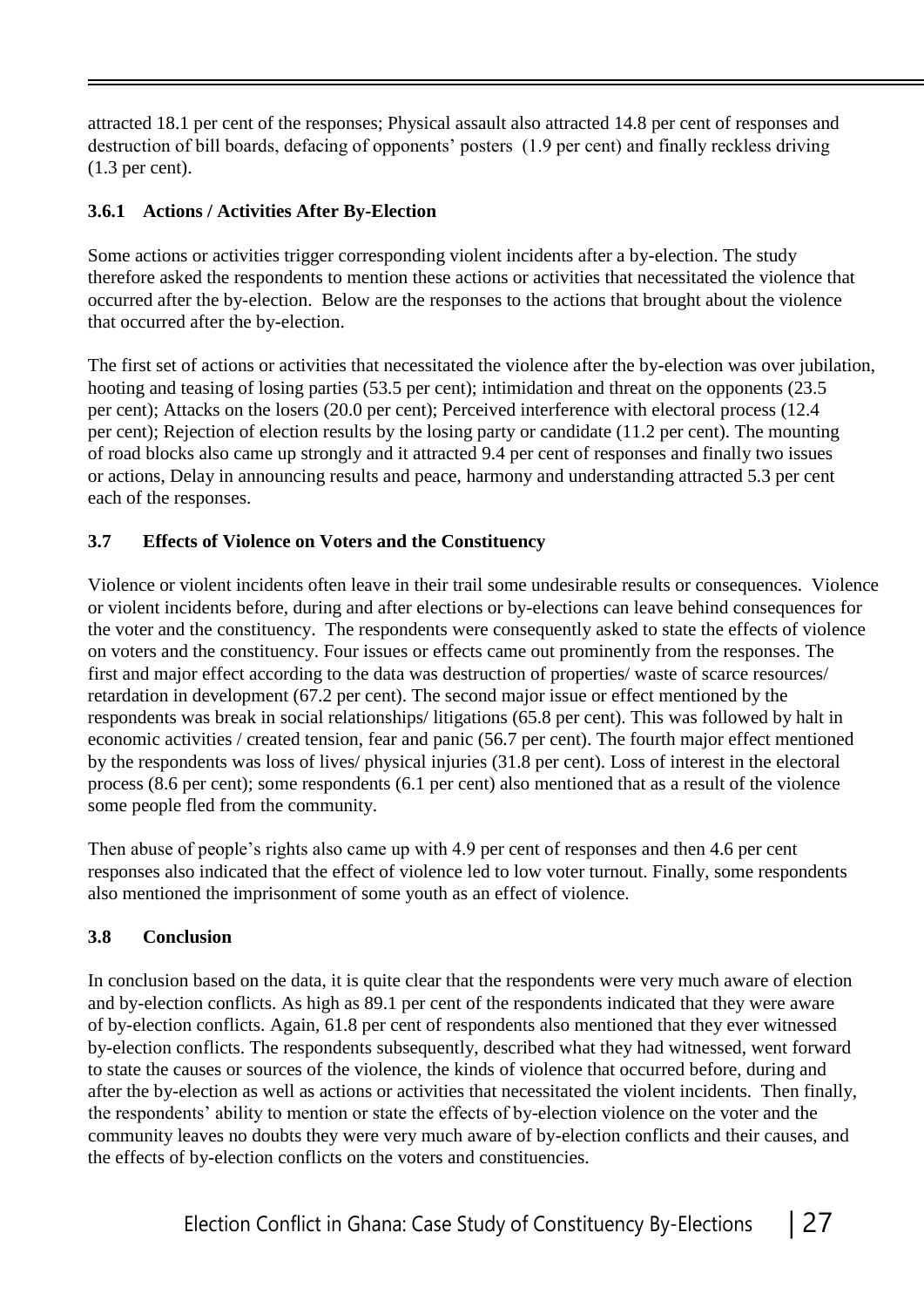attracted 18.1 per cent of the responses; Physical assault also attracted 14.8 per cent of responses and destruction of bill boards, defacing of opponents' posters (1.9 per cent) and finally reckless driving (1.3 per cent).

### 3.6.1 Actions / Activities After By-Election

Some actions or activities trigger corresponding violent incidents after a by-election. The study therefore asked the respondents to mention these actions or activities that necessitated the violence that occurred after the by-election. Below are the responses to the actions that brought about the violence that occurred after the by-election.

The first set of actions or activities that necessitated the violence after the by-election was over jubilation, hooting and teasing of losing parties (53.5 per cent); intimidation and threat on the opponents (23.5 per cent); Attacks on the losers (20.0 per cent); Perceived interference with electoral process (12.4 per cent); Rejection of election results by the losing party or candidate (11.2 per cent). The mounting of road blocks also came up strongly and it attracted 9.4 per cent of responses and finally two issues or actions, Delay in announcing results and peace, harmony and understanding attracted 5.3 per cent each of the responses.

## 3.7 Effects of Violence on Voters and the Constituency

Violence or violent incidents often leave in their trail some undesirable results or consequences. Violence or violent incidents before, during and after elections or by-elections can leave behind consequences for the voter and the constituency. The respondents were consequently asked to state the effects of violence on voters and the constituency. Four issues or effects came out prominently from the responses. The first and major effect according to the data was destruction of properties/ waste of scarce resources/ retardation in development (67.2 per cent). The second major issue or effect mentioned by the respondents was break in social relationships/ litigations (65.8 per cent). This was followed by halt in economic activities / created tension, fear and panic (56.7 per cent). The fourth major effect mentioned by the respondents was loss of lives/ physical injuries (31.8 per cent). Loss of interest in the electoral process (8.6 per cent); some respondents (6.1 per cent) also mentioned that as a result of the violence some people fled from the community.

Then abuse of people's rights also came up with 4.9 per cent of responses and then 4.6 per cent responses also indicated that the effect of violence led to low voter turnout. Finally, some respondents also mentioned the imprisonment of some youth as an effect of violence.

## 3.8 Conclusion

In conclusion based on the data, it is quite clear that the respondents were very much aware of election and by-election conflicts. As high as 89.1 per cent of the respondents indicated that they were aware of by-election conflicts. Again, 61.8 per cent of respondents also mentioned that they ever witnessed by-election conflicts. The respondents subsequently, described what they had witnessed, went forward to state the causes or sources of the violence, the kinds of violence that occurred before, during and after the by-election as well as actions or activities that necessitated the violent incidents. Then finally, the respondents' ability to mention or state the effects of by-election violence on the voter and the community leaves no doubts they were very much aware of by-election conflicts and their causes, and the effects of by-election conflicts on the voters and constituencies.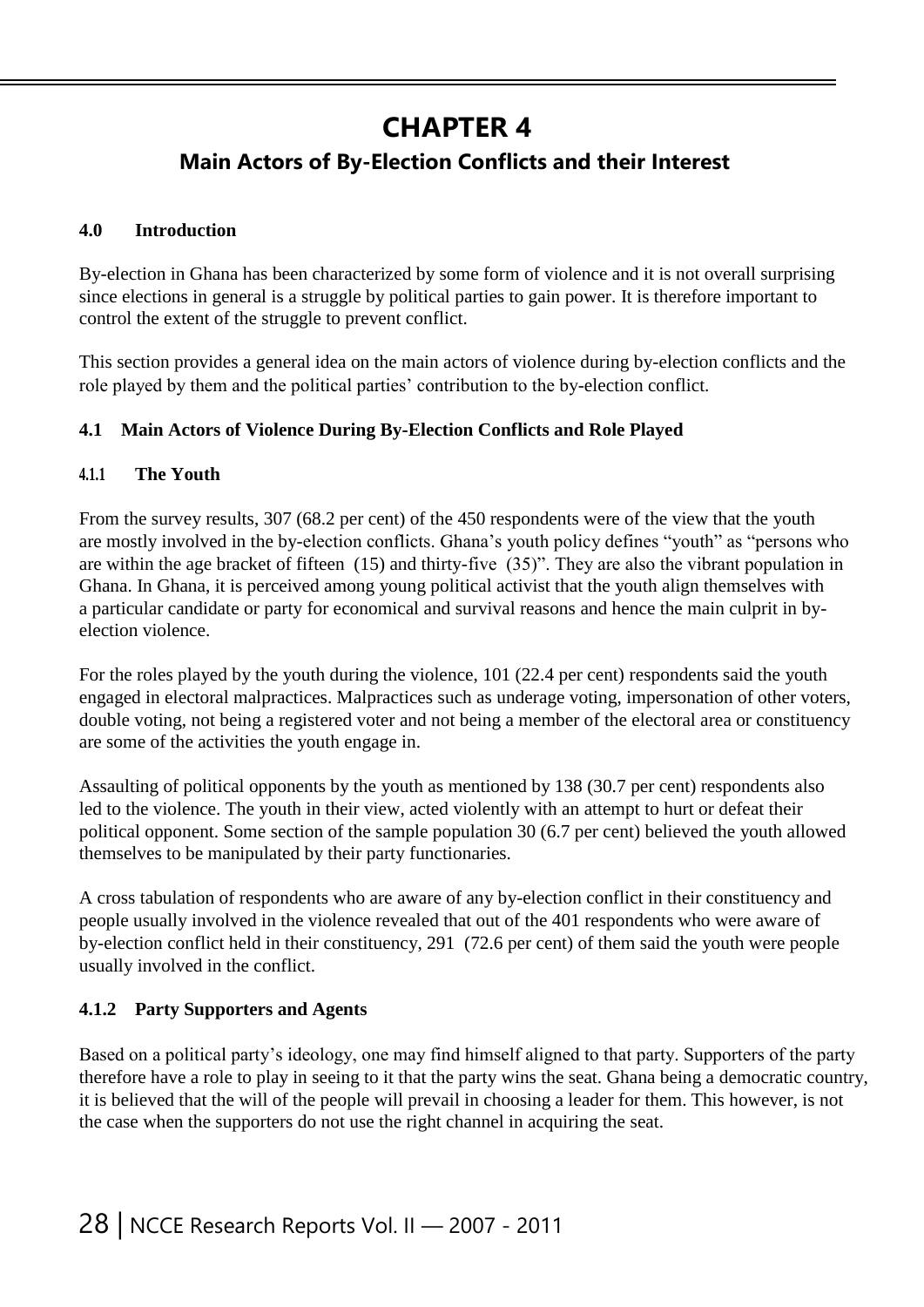# CHAPTER 4

## Main Actors of By-Election Conflicts and their Interest

### 4.0 Introduction

By-election in Ghana has been characterized by some form of violence and it is not overall surprising since elections in general is a struggle by political parties to gain power. It is therefore important to control the extent of the struggle to prevent conflict.

This section provides a general idea on the main actors of violence during by-election conflicts and the role played by them and the political parties' contribution to the by-election conflict.

### 4.1 Main Actors of Violence During By-Election Conflicts and Role Played

#### 4.1.1 The Youth

From the survey results, 307 (68.2 per cent) of the 450 respondents were of the view that the youth are mostly involved in the by-election conflicts. Ghana's youth policy defines "youth" as "persons who are within the age bracket of fifteen (15) and thirty-five (35)". They are also the vibrant population in Ghana. In Ghana, it is perceived among young political activist that the youth align themselves with a particular candidate or party for economical and survival reasons and hence the main culprit in by-election violence.

For the roles played by the youth during the violence, 101 (22.4 per cent) respondents said the youth engaged in electoral malpractices. Malpractices such as underage voting, impersonation of other voters, double voting, not being a registered voter and not being a member of the electoral area or constituency are some of the activities the youth engage in.

Assaulting of political opponents by the youth as mentioned by 138 (30.7 per cent) respondents also led to the violence. The youth in their view, acted violently with an attempt to hurt or defeat their political opponent. Some section of the sample population 30 (6.7 per cent) believed the youth allowed themselves to be manipulated by their party functionaries.

A cross tabulation of respondents who are aware of any by-election conflict in their constituency and people usually involved in the violence revealed that out of the 401 respondents who were aware of by-election conflict held in their constituency, 291 (72.6 per cent) of them said the youth were people usually involved in the conflict.

#### 4.1.2 Party Supporters and Agents

Based on a political party's ideology, one may find himself aligned to that party. Supporters of the party therefore have a role to play in seeing to it that the party wins the seat. Ghana being a democratic country, it is believed that the will of the people will prevail in choosing a leader for them. This however, is not the case when the supporters do not use the right channel in acquiring the seat.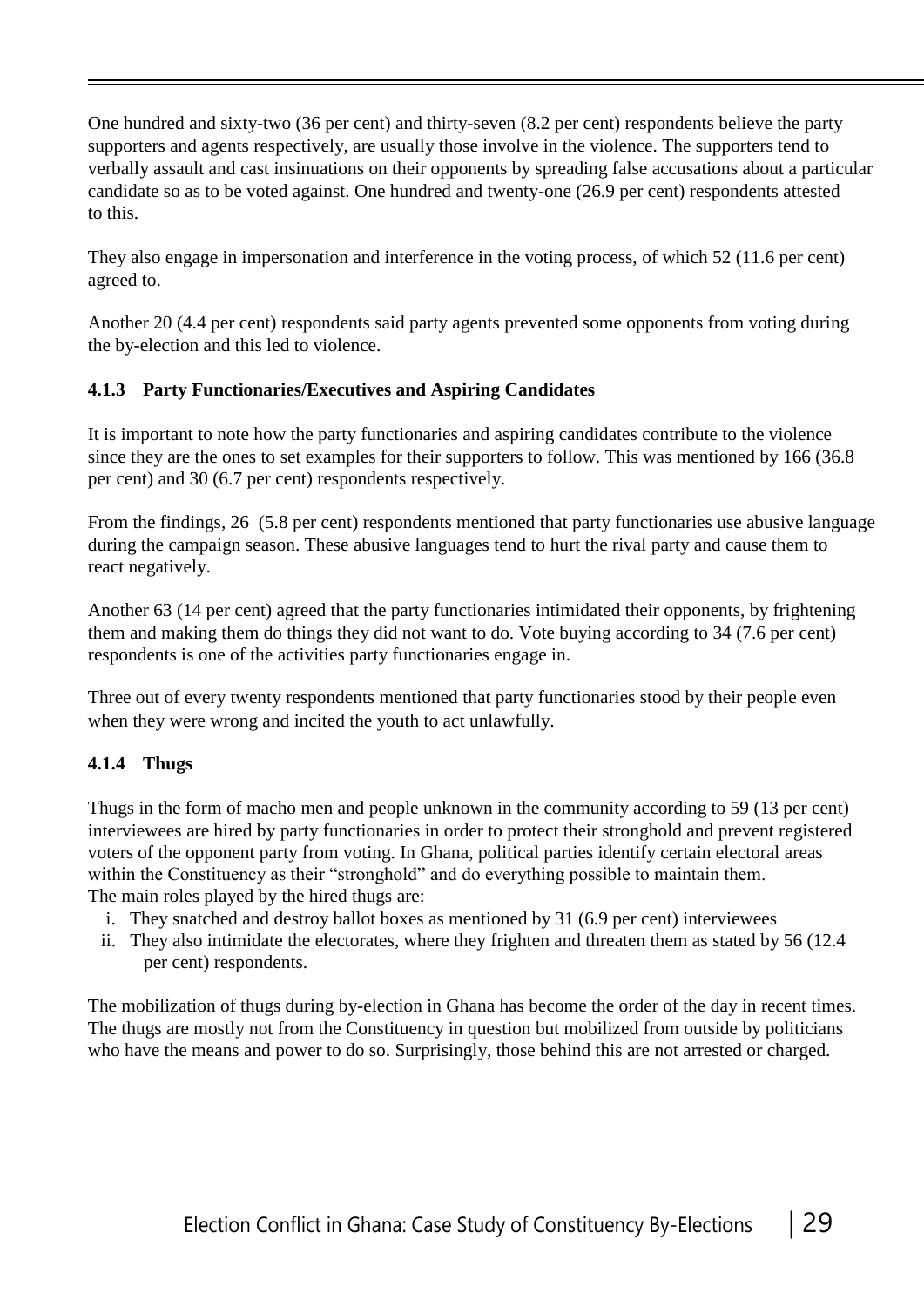One hundred and sixty-two (36 per cent) and thirty-seven (8.2 per cent) respondents believe the party supporters and agents respectively, are usually those involve in the violence. The supporters tend to verbally assault and cast insinuations on their opponents by spreading false accusations about a particular candidate so as to be voted against. One hundred and twenty-one (26.9 per cent) respondents attested to this.

They also engage in impersonation and interference in the voting process, of which 52 (11.6 per cent) agreed to.

Another 20 (4.4 per cent) respondents said party agents prevented some opponents from voting during the by-election and this led to violence.

### 4.1.3 Party Functionaries/Executives and Aspiring Candidates

It is important to note how the party functionaries and aspiring candidates contribute to the violence since they are the ones to set examples for their supporters to follow. This was mentioned by 166 (36.8 per cent) and 30 (6.7 per cent) respondents respectively.

From the findings, 26 (5.8 per cent) respondents mentioned that party functionaries use abusive language during the campaign season. These abusive languages tend to hurt the rival party and cause them to react negatively.

Another 63 (14 per cent) agreed that the party functionaries intimidated their opponents, by frightening them and making them do things they did not want to do. Vote buying according to 34 (7.6 per cent) respondents is one of the activities party functionaries engage in.

Three out of every twenty respondents mentioned that party functionaries stood by their people even when they were wrong and incited the youth to act unlawfully.

### 4.1.4 Thugs

Thugs in the form of macho men and people unknown in the community according to 59 (13 per cent) interviewees are hired by party functionaries in order to protect their stronghold and prevent registered voters of the opponent party from voting. In Ghana, political parties identify certain electoral areas within the Constituency as their "stronghold" and do everything possible to maintain them.
The main roles played by the hired thugs are:

i. They snatched and destroy ballot boxes as mentioned by 31 (6.9 per cent) interviewees
ii. They also intimidate the electorates, where they frighten and threaten them as stated by 56 (12.4 per cent) respondents.

The mobilization of thugs during by-election in Ghana has become the order of the day in recent times. The thugs are mostly not from the Constituency in question but mobilized from outside by politicians who have the means and power to do so. Surprisingly, those behind this are not arrested or charged.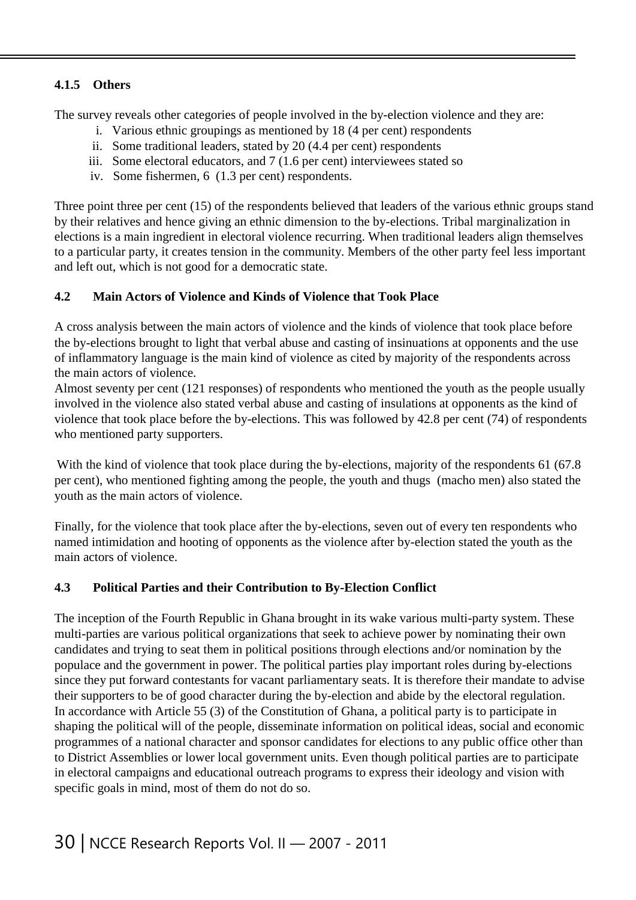#### 4.1.5 Others

The survey reveals other categories of people involved in the by-election violence and they are:

i. Various ethnic groupings as mentioned by 18 (4 per cent) respondents
ii. Some traditional leaders, stated by 20 (4.4 per cent) respondents
iii. Some electoral educators, and 7 (1.6 per cent) interviewees stated so
iv. Some fishermen, 6 (1.3 per cent) respondents.

Three point three per cent (15) of the respondents believed that leaders of the various ethnic groups stand by their relatives and hence giving an ethnic dimension to the by-elections. Tribal marginalization in elections is a main ingredient in electoral violence recurring. When traditional leaders align themselves to a particular party, it creates tension in the community. Members of the other party feel less important and left out, which is not good for a democratic state.

### 4.2 Main Actors of Violence and Kinds of Violence that Took Place

A cross analysis between the main actors of violence and the kinds of violence that took place before the by-elections brought to light that verbal abuse and casting of insinuations at opponents and the use of inflammatory language is the main kind of violence as cited by majority of the respondents across the main actors of violence.

Almost seventy per cent (121 responses) of respondents who mentioned the youth as the people usually involved in the violence also stated verbal abuse and casting of insulations at opponents as the kind of violence that took place before the by-elections. This was followed by 42.8 per cent (74) of respondents who mentioned party supporters.

With the kind of violence that took place during the by-elections, majority of the respondents 61 (67.8 per cent), who mentioned fighting among the people, the youth and thugs (macho men) also stated the youth as the main actors of violence.

Finally, for the violence that took place after the by-elections, seven out of every ten respondents who named intimidation and hooting of opponents as the violence after by-election stated the youth as the main actors of violence.

### 4.3 Political Parties and their Contribution to By-Election Conflict

The inception of the Fourth Republic in Ghana brought in its wake various multi-party system. These multi-parties are various political organizations that seek to achieve power by nominating their own candidates and trying to seat them in political positions through elections and/or nomination by the populace and the government in power. The political parties play important roles during by-elections since they put forward contestants for vacant parliamentary seats. It is therefore their mandate to advise their supporters to be of good character during the by-election and abide by the electoral regulation.

In accordance with Article 55 (3) of the Constitution of Ghana, a political party is to participate in shaping the political will of the people, disseminate information on political ideas, social and economic programmes of a national character and sponsor candidates for elections to any public office other than to District Assemblies or lower local government units. Even though political parties are to participate in electoral campaigns and educational outreach programs to express their ideology and vision with specific goals in mind, most of them do not do so.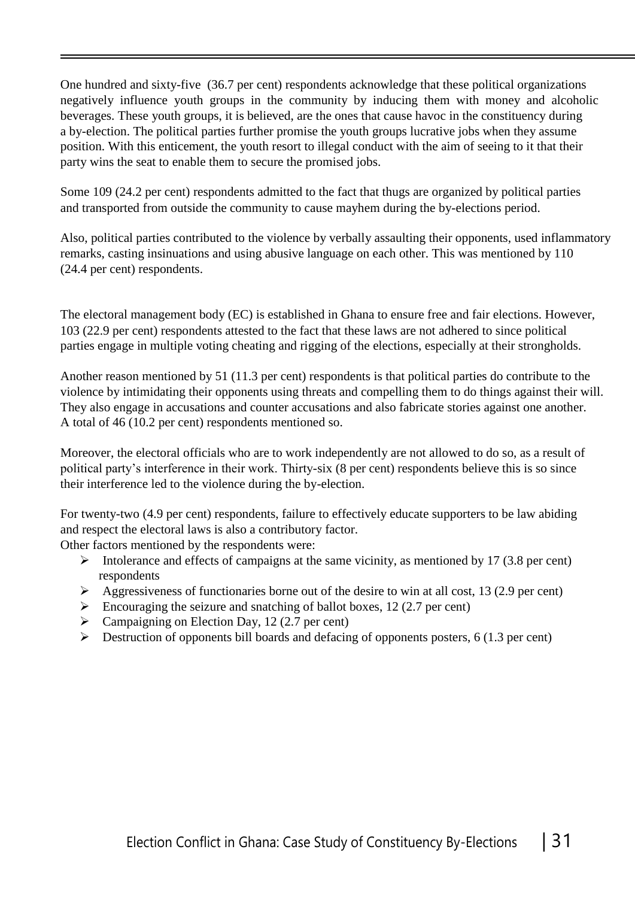One hundred and sixty-five (36.7 per cent) respondents acknowledge that these political organizations negatively influence youth groups in the community by inducing them with money and alcoholic beverages. These youth groups, it is believed, are the ones that cause havoc in the constituency during a by-election. The political parties further promise the youth groups lucrative jobs when they assume position. With this enticement, the youth resort to illegal conduct with the aim of seeing to it that their party wins the seat to enable them to secure the promised jobs.

Some 109 (24.2 per cent) respondents admitted to the fact that thugs are organized by political parties and transported from outside the community to cause mayhem during the by-elections period.

Also, political parties contributed to the violence by verbally assaulting their opponents, used inflammatory remarks, casting insinuations and using abusive language on each other. This was mentioned by 110 (24.4 per cent) respondents.

The electoral management body (EC) is established in Ghana to ensure free and fair elections. However, 103 (22.9 per cent) respondents attested to the fact that these laws are not adhered to since political parties engage in multiple voting cheating and rigging of the elections, especially at their strongholds.

Another reason mentioned by 51 (11.3 per cent) respondents is that political parties do contribute to the violence by intimidating their opponents using threats and compelling them to do things against their will. They also engage in accusations and counter accusations and also fabricate stories against one another. A total of 46 (10.2 per cent) respondents mentioned so.

Moreover, the electoral officials who are to work independently are not allowed to do so, as a result of political party's interference in their work. Thirty-six (8 per cent) respondents believe this is so since their interference led to the violence during the by-election.

For twenty-two (4.9 per cent) respondents, failure to effectively educate supporters to be law abiding and respect the electoral laws is also a contributory factor.
Other factors mentioned by the respondents were:

- Intolerance and effects of campaigns at the same vicinity, as mentioned by 17 (3.8 per cent) respondents
- Aggressiveness of functionaries borne out of the desire to win at all cost, 13 (2.9 per cent)
- Encouraging the seizure and snatching of ballot boxes, 12 (2.7 per cent)
- Campaigning on Election Day, 12 (2.7 per cent)
- Destruction of opponents bill boards and defacing of opponents posters, 6 (1.3 per cent)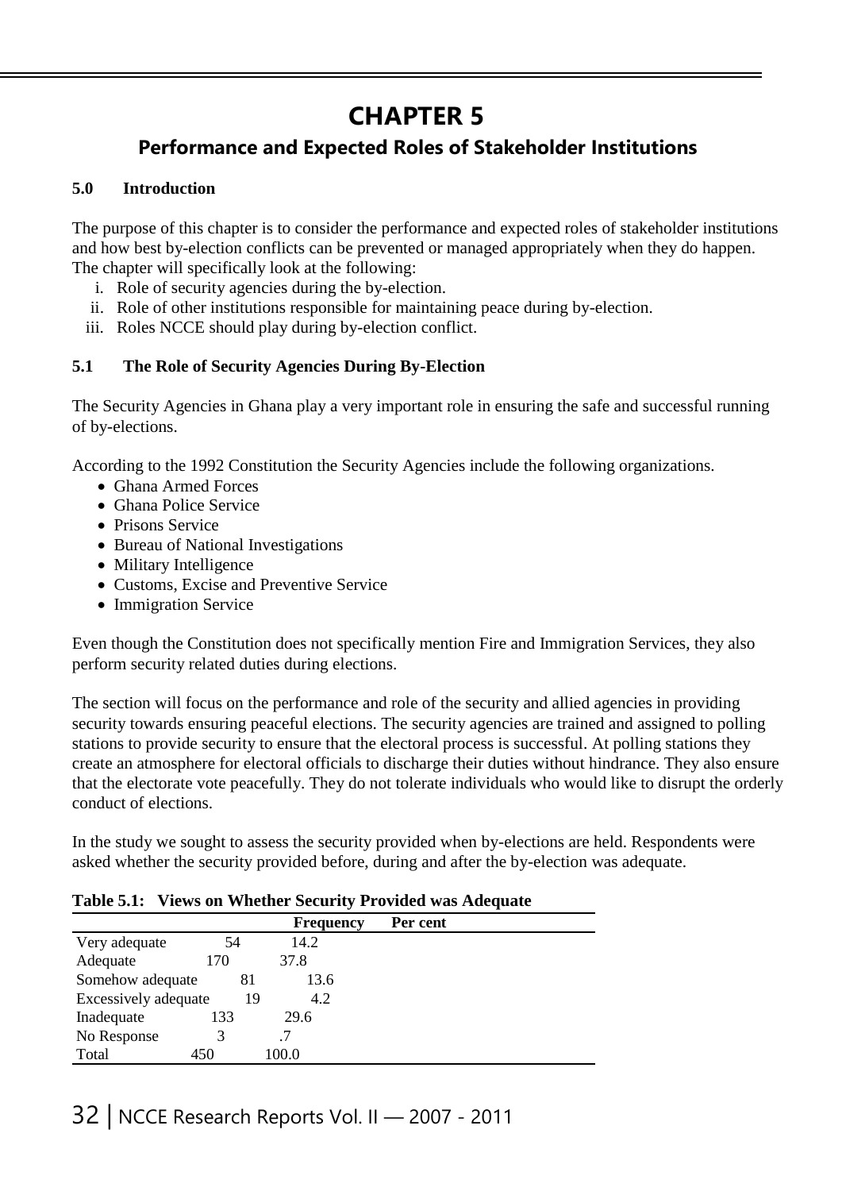# CHAPTER 5

## Performance and Expected Roles of Stakeholder Institutions

### 5.0 Introduction

The purpose of this chapter is to consider the performance and expected roles of stakeholder institutions and how best by-election conflicts can be prevented or managed appropriately when they do happen. The chapter will specifically look at the following:

i. Role of security agencies during the by-election.
ii. Role of other institutions responsible for maintaining peace during by-election.
iii. Roles NCCE should play during by-election conflict.

### 5.1 The Role of Security Agencies During By-Election

The Security Agencies in Ghana play a very important role in ensuring the safe and successful running of by-elections.

According to the 1992 Constitution the Security Agencies include the following organizations.

- Ghana Armed Forces
- Ghana Police Service
- Prisons Service
- Bureau of National Investigations
- Military Intelligence
- Customs, Excise and Preventive Service
- Immigration Service

Even though the Constitution does not specifically mention Fire and Immigration Services, they also perform security related duties during elections.

The section will focus on the performance and role of the security and allied agencies in providing security towards ensuring peaceful elections. The security agencies are trained and assigned to polling stations to provide security to ensure that the electoral process is successful. At polling stations they create an atmosphere for electoral officials to discharge their duties without hindrance. They also ensure that the electorate vote peacefully. They do not tolerate individuals who would like to disrupt the orderly conduct of elections.

In the study we sought to assess the security provided when by-elections are held. Respondents were asked whether the security provided before, during and after the by-election was adequate.

**Table 5.1: Views on Whether Security Provided was Adequate**

| | Frequency | Per cent |
|---|---|---|
| Very adequate | 54 | 14.2 |
| Adequate | 170 | 37.8 |
| Somehow adequate | 81 | 13.6 |
| Excessively adequate | 19 | 4.2 |
| Inadequate | 133 | 29.6 |
| No Response | 3 | .7 |
| Total | 450 | 100.0 |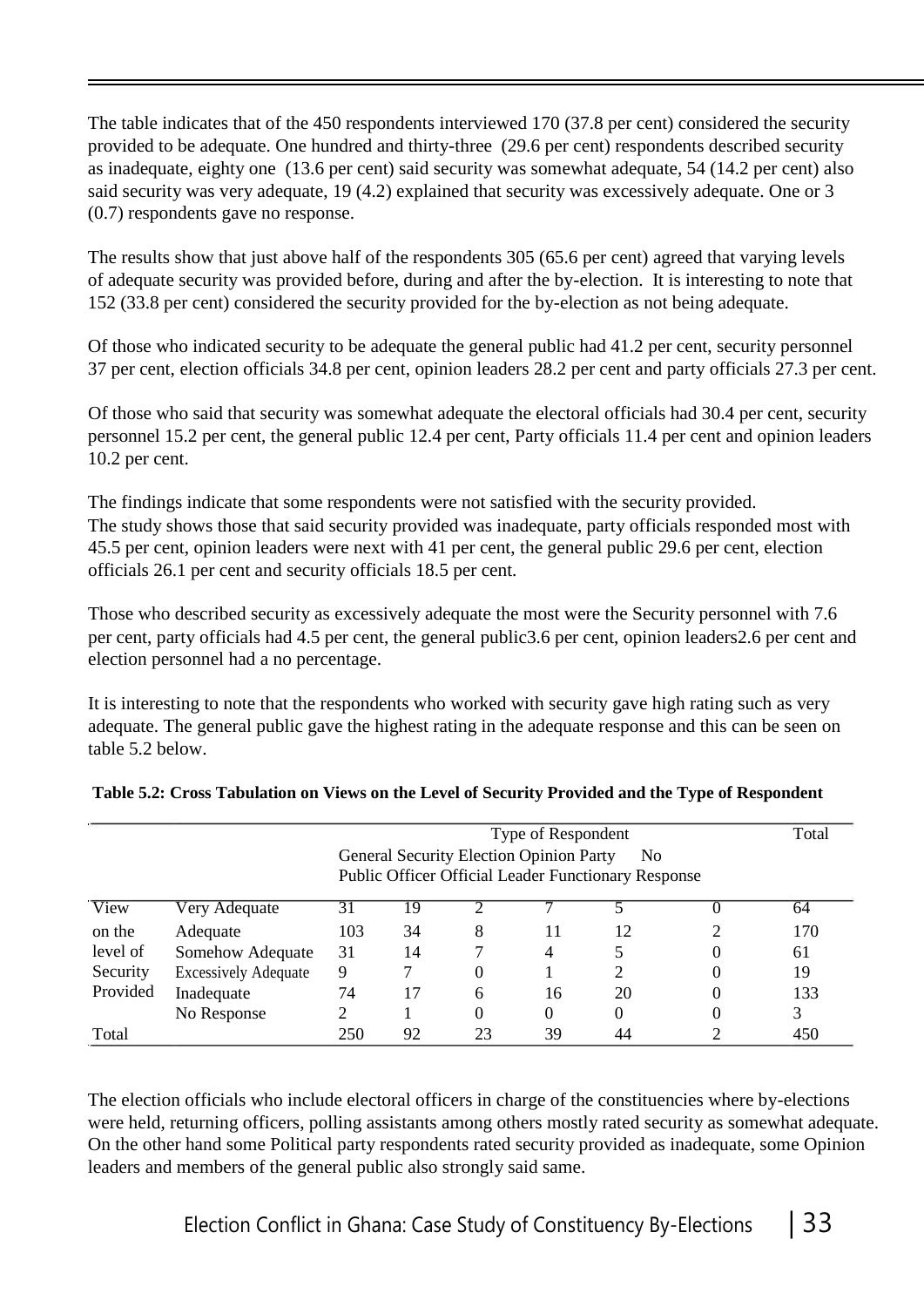The table indicates that of the 450 respondents interviewed 170 (37.8 per cent) considered the security provided to be adequate. One hundred and thirty-three (29.6 per cent) respondents described security as inadequate, eighty one (13.6 per cent) said security was somewhat adequate, 54 (14.2 per cent) also said security was very adequate, 19 (4.2) explained that security was excessively adequate. One or 3 (0.7) respondents gave no response.

The results show that just above half of the respondents 305 (65.6 per cent) agreed that varying levels of adequate security was provided before, during and after the by-election. It is interesting to note that 152 (33.8 per cent) considered the security provided for the by-election as not being adequate.

Of those who indicated security to be adequate the general public had 41.2 per cent, security personnel 37 per cent, election officials 34.8 per cent, opinion leaders 28.2 per cent and party officials 27.3 per cent.

Of those who said that security was somewhat adequate the electoral officials had 30.4 per cent, security personnel 15.2 per cent, the general public 12.4 per cent, Party officials 11.4 per cent and opinion leaders 10.2 per cent.

The findings indicate that some respondents were not satisfied with the security provided. The study shows those that said security provided was inadequate, party officials responded most with 45.5 per cent, opinion leaders were next with 41 per cent, the general public 29.6 per cent, election officials 26.1 per cent and security officials 18.5 per cent.

Those who described security as excessively adequate the most were the Security personnel with 7.6 per cent, party officials had 4.5 per cent, the general public3.6 per cent, opinion leaders2.6 per cent and election personnel had a no percentage.

It is interesting to note that the respondents who worked with security gave high rating such as very adequate. The general public gave the highest rating in the adequate response and this can be seen on table 5.2 below.

**Table 5.2: Cross Tabulation on Views on the Level of Security Provided and the Type of Respondent**

| | | Type of Respondent | | | | | | Total |
|---|---|---|---|---|---|---|---|---|
| | | General Public | Security Officer | Election Official | Opinion Leader | Party Functionary | No Response | |
| View on the level of Security Provided | Very Adequate | 31 | 19 | 2 | 7 | 5 | 0 | 64 |
| | Adequate | 103 | 34 | 8 | 11 | 12 | 2 | 170 |
| | Somehow Adequate | 31 | 14 | 7 | 4 | 5 | 0 | 61 |
| | Excessively Adequate | 9 | 7 | 0 | 1 | 2 | 0 | 19 |
| | Inadequate | 74 | 17 | 6 | 16 | 20 | 0 | 133 |
| | No Response | 2 | 1 | 0 | 0 | 0 | 0 | 3 |
| Total | | 250 | 92 | 23 | 39 | 44 | 2 | 450 |

The election officials who include electoral officers in charge of the constituencies where by-elections were held, returning officers, polling assistants among others mostly rated security as somewhat adequate. On the other hand some Political party respondents rated security provided as inadequate, some Opinion leaders and members of the general public also strongly said same.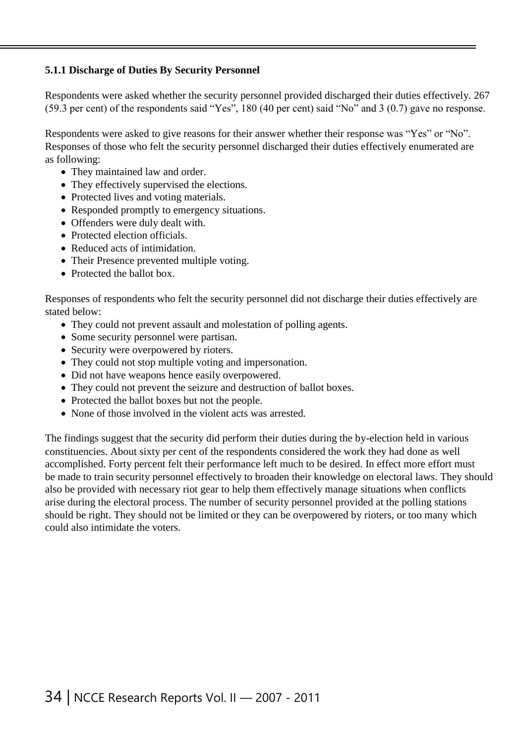#### 5.1.1 Discharge of Duties By Security Personnel

Respondents were asked whether the security personnel provided discharged their duties effectively. 267 (59.3 per cent) of the respondents said "Yes", 180 (40 per cent) said "No" and 3 (0.7) gave no response.

Respondents were asked to give reasons for their answer whether their response was "Yes" or "No". Responses of those who felt the security personnel discharged their duties effectively enumerated are as following:

- They maintained law and order.
- They effectively supervised the elections.
- Protected lives and voting materials.
- Responded promptly to emergency situations.
- Offenders were duly dealt with.
- Protected election officials.
- Reduced acts of intimidation.
- Their Presence prevented multiple voting.
- Protected the ballot box.

Responses of respondents who felt the security personnel did not discharge their duties effectively are stated below:

- They could not prevent assault and molestation of polling agents.
- Some security personnel were partisan.
- Security were overpowered by rioters.
- They could not stop multiple voting and impersonation.
- Did not have weapons hence easily overpowered.
- They could not prevent the seizure and destruction of ballot boxes.
- Protected the ballot boxes but not the people.
- None of those involved in the violent acts was arrested.

The findings suggest that the security did perform their duties during the by-election held in various constituencies. About sixty per cent of the respondents considered the work they had done as well accomplished. Forty percent felt their performance left much to be desired. In effect more effort must be made to train security personnel effectively to broaden their knowledge on electoral laws. They should also be provided with necessary riot gear to help them effectively manage situations when conflicts arise during the electoral process. The number of security personnel provided at the polling stations should be right. They should not be limited or they can be overpowered by rioters, or too many which could also intimidate the voters.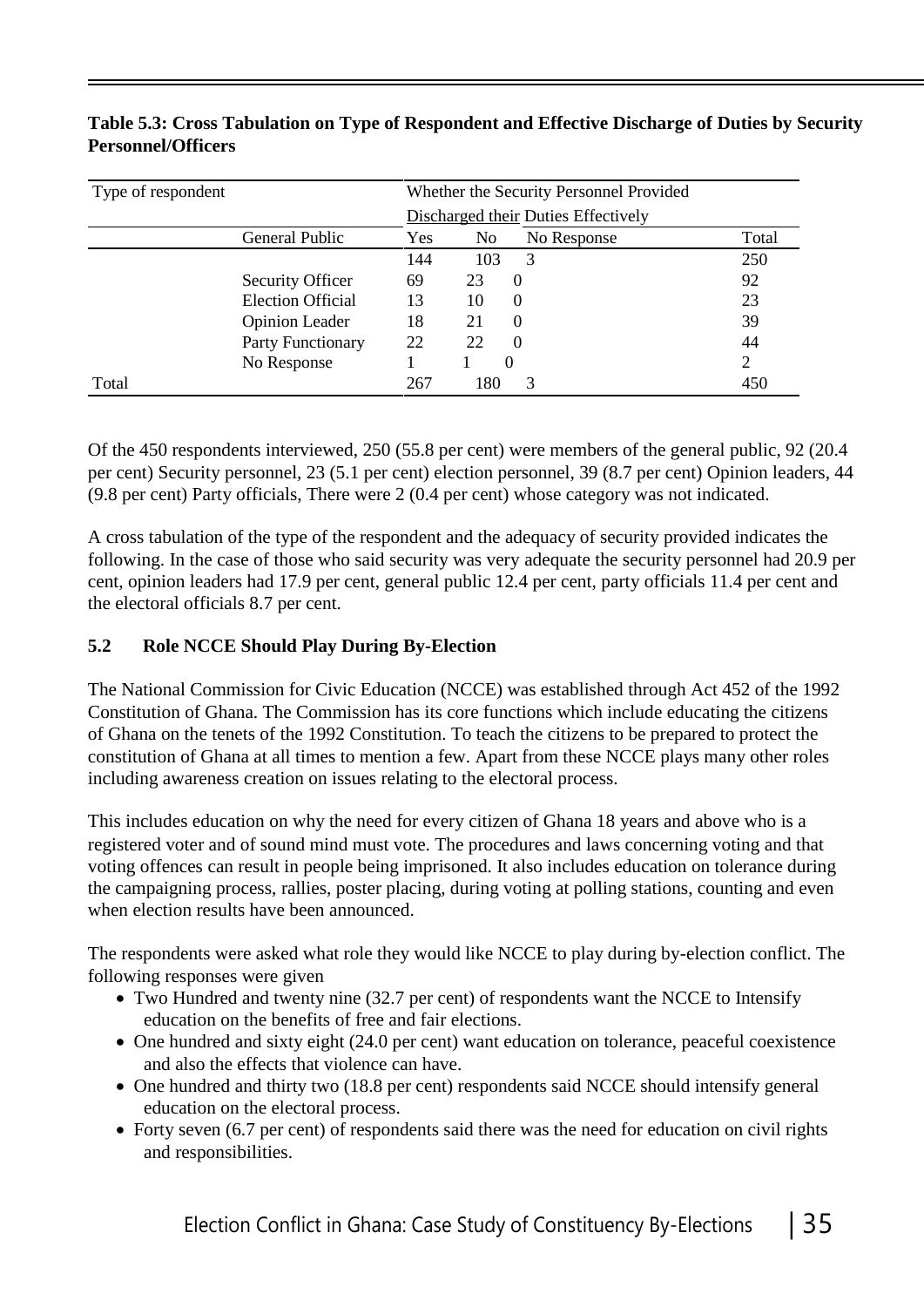**Table 5.3: Cross Tabulation on Type of Respondent and Effective Discharge of Duties by Security Personnel/Officers**

| Type of respondent | | Whether the Security Personnel Provided Discharged their Duties Effectively | | | |
|---|---|---|---|---|---|
| | General Public | Yes | No | No Response | Total |
| | | 144 | 103 | 3 | 250 |
| | Security Officer | 69 | 23 | 0 | 92 |
| | Election Official | 13 | 10 | 0 | 23 |
| | Opinion Leader | 18 | 21 | 0 | 39 |
| | Party Functionary | 22 | 22 | 0 | 44 |
| | No Response | 1 | 1 | 0 | 2 |
| Total | | 267 | 180 | 3 | 450 |

Of the 450 respondents interviewed, 250 (55.8 per cent) were members of the general public, 92 (20.4 per cent) Security personnel, 23 (5.1 per cent) election personnel, 39 (8.7 per cent) Opinion leaders, 44 (9.8 per cent) Party officials, There were 2 (0.4 per cent) whose category was not indicated.

A cross tabulation of the type of the respondent and the adequacy of security provided indicates the following. In the case of those who said security was very adequate the security personnel had 20.9 per cent, opinion leaders had 17.9 per cent, general public 12.4 per cent, party officials 11.4 per cent and the electoral officials 8.7 per cent.

## 5.2 Role NCCE Should Play During By-Election

The National Commission for Civic Education (NCCE) was established through Act 452 of the 1992 Constitution of Ghana. The Commission has its core functions which include educating the citizens of Ghana on the tenets of the 1992 Constitution. To teach the citizens to be prepared to protect the constitution of Ghana at all times to mention a few. Apart from these NCCE plays many other roles including awareness creation on issues relating to the electoral process.

This includes education on why the need for every citizen of Ghana 18 years and above who is a registered voter and of sound mind must vote. The procedures and laws concerning voting and that voting offences can result in people being imprisoned. It also includes education on tolerance during the campaigning process, rallies, poster placing, during voting at polling stations, counting and even when election results have been announced.

The respondents were asked what role they would like NCCE to play during by-election conflict. The following responses were given

- Two Hundred and twenty nine (32.7 per cent) of respondents want the NCCE to Intensify education on the benefits of free and fair elections.
- One hundred and sixty eight (24.0 per cent) want education on tolerance, peaceful coexistence and also the effects that violence can have.
- One hundred and thirty two (18.8 per cent) respondents said NCCE should intensify general education on the electoral process.
- Forty seven (6.7 per cent) of respondents said there was the need for education on civil rights and responsibilities.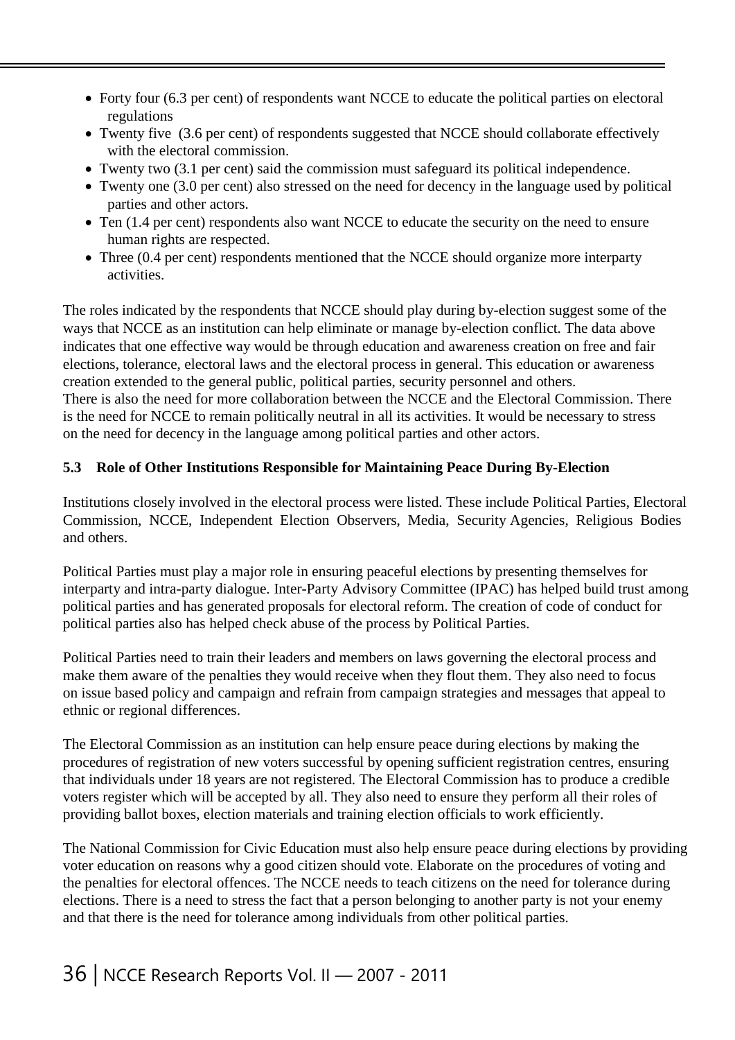- Forty four (6.3 per cent) of respondents want NCCE to educate the political parties on electoral regulations
- Twenty five (3.6 per cent) of respondents suggested that NCCE should collaborate effectively with the electoral commission.
- Twenty two (3.1 per cent) said the commission must safeguard its political independence.
- Twenty one (3.0 per cent) also stressed on the need for decency in the language used by political parties and other actors.
- Ten (1.4 per cent) respondents also want NCCE to educate the security on the need to ensure human rights are respected.
- Three (0.4 per cent) respondents mentioned that the NCCE should organize more interparty activities.

The roles indicated by the respondents that NCCE should play during by-election suggest some of the ways that NCCE as an institution can help eliminate or manage by-election conflict. The data above indicates that one effective way would be through education and awareness creation on free and fair elections, tolerance, electoral laws and the electoral process in general. This education or awareness creation extended to the general public, political parties, security personnel and others.
There is also the need for more collaboration between the NCCE and the Electoral Commission. There is the need for NCCE to remain politically neutral in all its activities. It would be necessary to stress on the need for decency in the language among political parties and other actors.

### 5.3 Role of Other Institutions Responsible for Maintaining Peace During By-Election

Institutions closely involved in the electoral process were listed. These include Political Parties, Electoral Commission, NCCE, Independent Election Observers, Media, Security Agencies, Religious Bodies and others.

Political Parties must play a major role in ensuring peaceful elections by presenting themselves for interparty and intra-party dialogue. Inter-Party Advisory Committee (IPAC) has helped build trust among political parties and has generated proposals for electoral reform. The creation of code of conduct for political parties also has helped check abuse of the process by Political Parties.

Political Parties need to train their leaders and members on laws governing the electoral process and make them aware of the penalties they would receive when they flout them. They also need to focus on issue based policy and campaign and refrain from campaign strategies and messages that appeal to ethnic or regional differences.

The Electoral Commission as an institution can help ensure peace during elections by making the procedures of registration of new voters successful by opening sufficient registration centres, ensuring that individuals under 18 years are not registered. The Electoral Commission has to produce a credible voters register which will be accepted by all. They also need to ensure they perform all their roles of providing ballot boxes, election materials and training election officials to work efficiently.

The National Commission for Civic Education must also help ensure peace during elections by providing voter education on reasons why a good citizen should vote. Elaborate on the procedures of voting and the penalties for electoral offences. The NCCE needs to teach citizens on the need for tolerance during elections. There is a need to stress the fact that a person belonging to another party is not your enemy and that there is the need for tolerance among individuals from other political parties.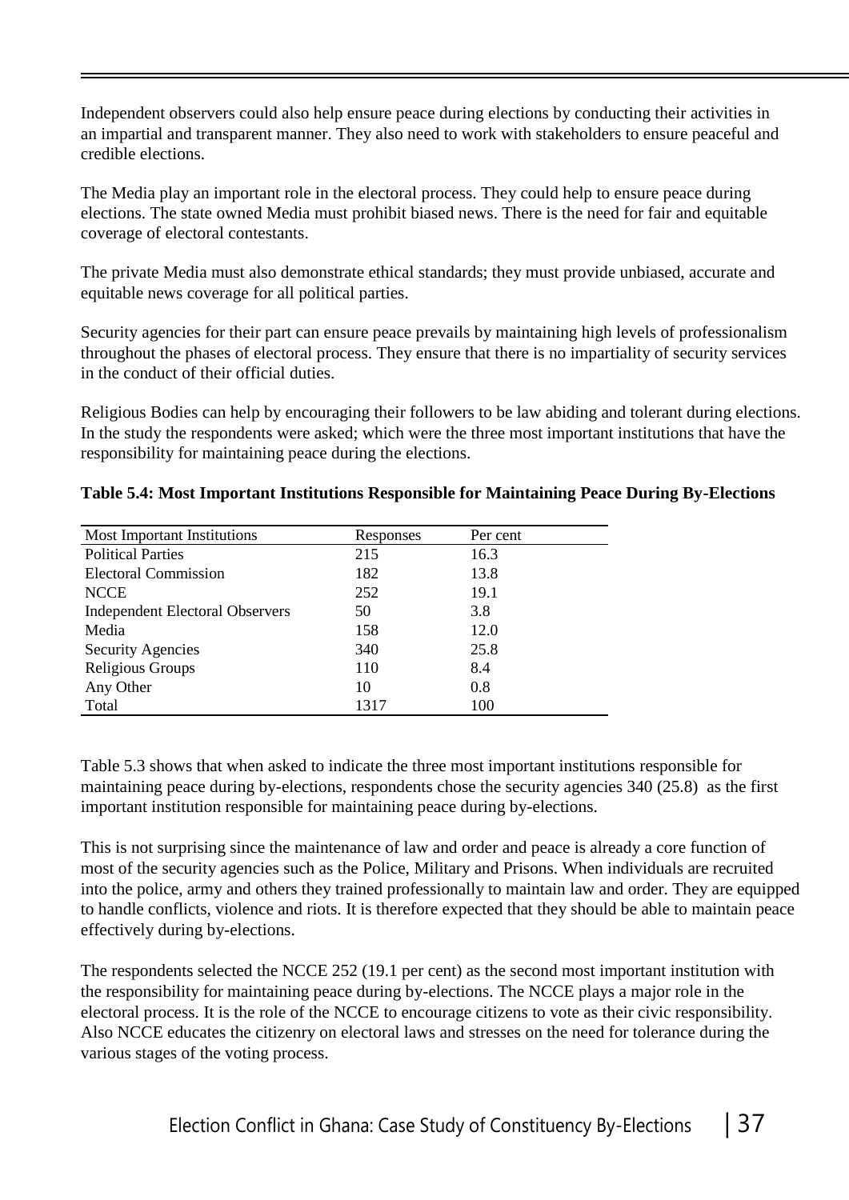Independent observers could also help ensure peace during elections by conducting their activities in an impartial and transparent manner. They also need to work with stakeholders to ensure peaceful and credible elections.

The Media play an important role in the electoral process. They could help to ensure peace during elections. The state owned Media must prohibit biased news. There is the need for fair and equitable coverage of electoral contestants.

The private Media must also demonstrate ethical standards; they must provide unbiased, accurate and equitable news coverage for all political parties.

Security agencies for their part can ensure peace prevails by maintaining high levels of professionalism throughout the phases of electoral process. They ensure that there is no impartiality of security services in the conduct of their official duties.

Religious Bodies can help by encouraging their followers to be law abiding and tolerant during elections. In the study the respondents were asked; which were the three most important institutions that have the responsibility for maintaining peace during the elections.

**Table 5.4: Most Important Institutions Responsible for Maintaining Peace During By-Elections**

| Most Important Institutions | Responses | Per cent |
|---|---|---|
| Political Parties | 215 | 16.3 |
| Electoral Commission | 182 | 13.8 |
| NCCE | 252 | 19.1 |
| Independent Electoral Observers | 50 | 3.8 |
| Media | 158 | 12.0 |
| Security Agencies | 340 | 25.8 |
| Religious Groups | 110 | 8.4 |
| Any Other | 10 | 0.8 |
| Total | 1317 | 100 |

Table 5.3 shows that when asked to indicate the three most important institutions responsible for maintaining peace during by-elections, respondents chose the security agencies 340 (25.8) as the first important institution responsible for maintaining peace during by-elections.

This is not surprising since the maintenance of law and order and peace is already a core function of most of the security agencies such as the Police, Military and Prisons. When individuals are recruited into the police, army and others they trained professionally to maintain law and order. They are equipped to handle conflicts, violence and riots. It is therefore expected that they should be able to maintain peace effectively during by-elections.

The respondents selected the NCCE 252 (19.1 per cent) as the second most important institution with the responsibility for maintaining peace during by-elections. The NCCE plays a major role in the electoral process. It is the role of the NCCE to encourage citizens to vote as their civic responsibility. Also NCCE educates the citizenry on electoral laws and stresses on the need for tolerance during the various stages of the voting process.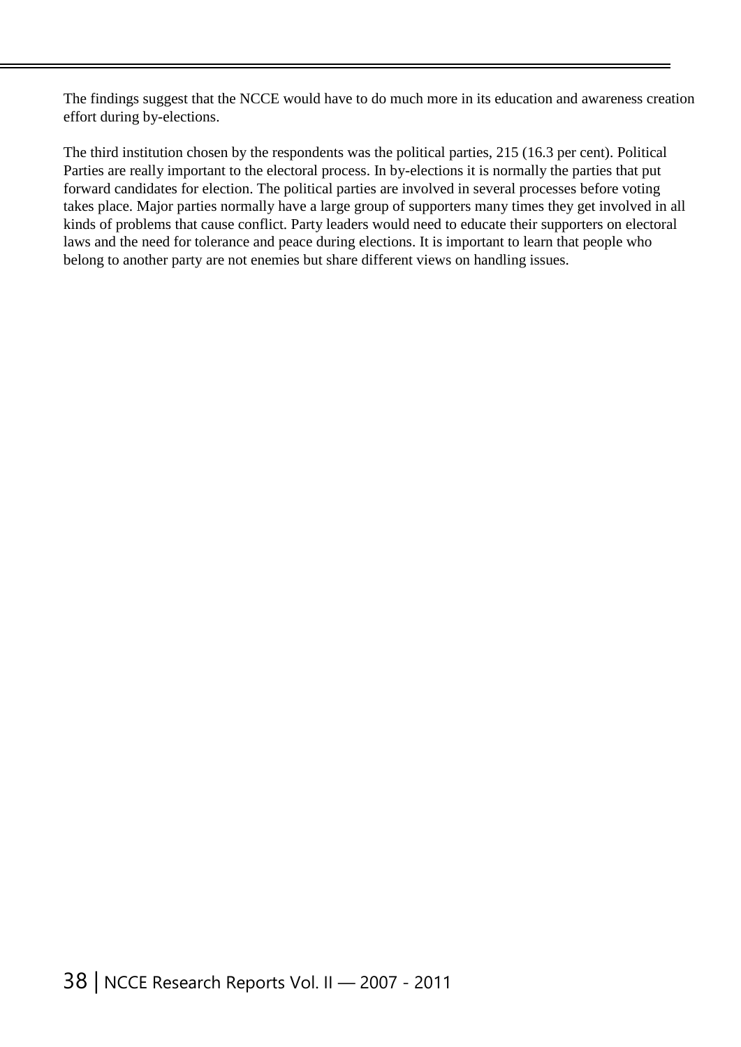The findings suggest that the NCCE would have to do much more in its education and awareness creation effort during by-elections.

The third institution chosen by the respondents was the political parties, 215 (16.3 per cent). Political Parties are really important to the electoral process. In by-elections it is normally the parties that put forward candidates for election. The political parties are involved in several processes before voting takes place. Major parties normally have a large group of supporters many times they get involved in all kinds of problems that cause conflict. Party leaders would need to educate their supporters on electoral laws and the need for tolerance and peace during elections. It is important to learn that people who belong to another party are not enemies but share different views on handling issues.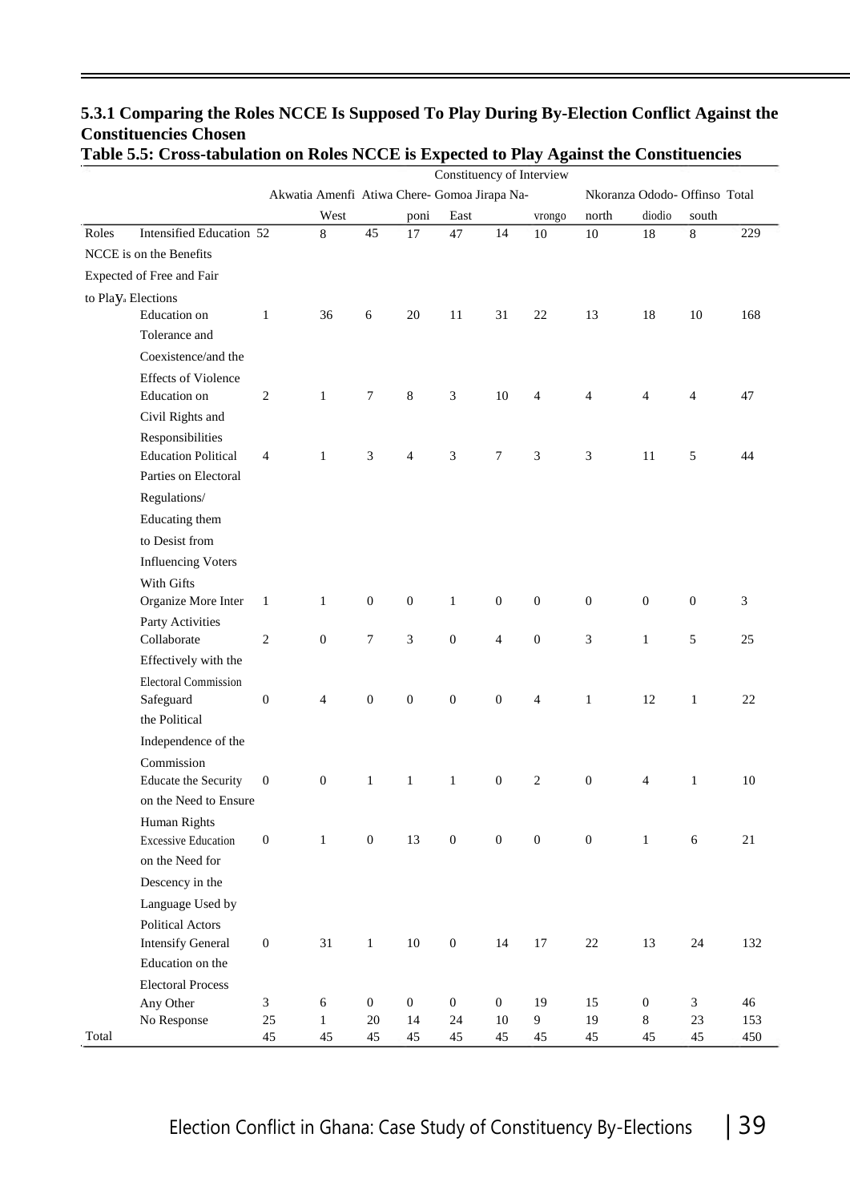### 5.3.1 Comparing the Roles NCCE Is Supposed To Play During By-Election Conflict Against the Constituencies Chosen

**Table 5.5: Cross-tabulation on Roles NCCE is Expected to Play Against the Constituencies**

| | | Constituency of Interview | | | | | | | | | | |
|---|---|---|---|---|---|---|---|---|---|---|---|---|
| | | Akwatia | Amenfi West | Atiwa | Chere-poni | Gomoa East | Jirapa | Na-vrongo | Nkoranza north | Ododo-diodio | Offinso south | Total |
| Roles NCCE is Expected to Playa | Intensified Education on the Benefits of Free and Fair Elections | 52 | 8 | 45 | 17 | 47 | 14 | 10 | 10 | 18 | 8 | 229 |
| | Education on Tolerance and Coexistence/and the Effects of Violence | 1 | 36 | 6 | 20 | 11 | 31 | 22 | 13 | 18 | 10 | 168 |
| | Education on Civil Rights and Responsibilities | 2 | 1 | 7 | 8 | 3 | 10 | 4 | 4 | 4 | 4 | 47 |
| | Education Political Parties on Electoral Regulations/ Educating them to Desist from Influencing Voters With Gifts | 4 | 1 | 3 | 4 | 3 | 7 | 3 | 3 | 11 | 5 | 44 |
| | Organize More Inter Party Activities | 1 | 1 | 0 | 0 | 1 | 0 | 0 | 0 | 0 | 0 | 3 |
| | Collaborate Effectively with the Electoral Commission | 2 | 0 | 7 | 3 | 0 | 4 | 0 | 3 | 1 | 5 | 25 |
| | Safeguard the Political Independence of the Commission | 0 | 4 | 0 | 0 | 0 | 0 | 4 | 1 | 12 | 1 | 22 |
| | Educate the Security on the Need to Ensure Human Rights | 0 | 0 | 1 | 1 | 1 | 0 | 2 | 0 | 4 | 1 | 10 |
| | Excessive Education on the Need for Descency in the Language Used by Political Actors | 0 | 1 | 0 | 13 | 0 | 0 | 0 | 0 | 1 | 6 | 21 |
| | Intensify General Education on the Electoral Process | 0 | 31 | 1 | 10 | 0 | 14 | 17 | 22 | 13 | 24 | 132 |
| | Any Other | 3 | 6 | 0 | 0 | 0 | 0 | 19 | 15 | 0 | 3 | 46 |
| | No Response | 25 | 1 | 20 | 14 | 24 | 10 | 9 | 19 | 8 | 23 | 153 |
| Total | | 45 | 45 | 45 | 45 | 45 | 45 | 45 | 45 | 45 | 45 | 450 |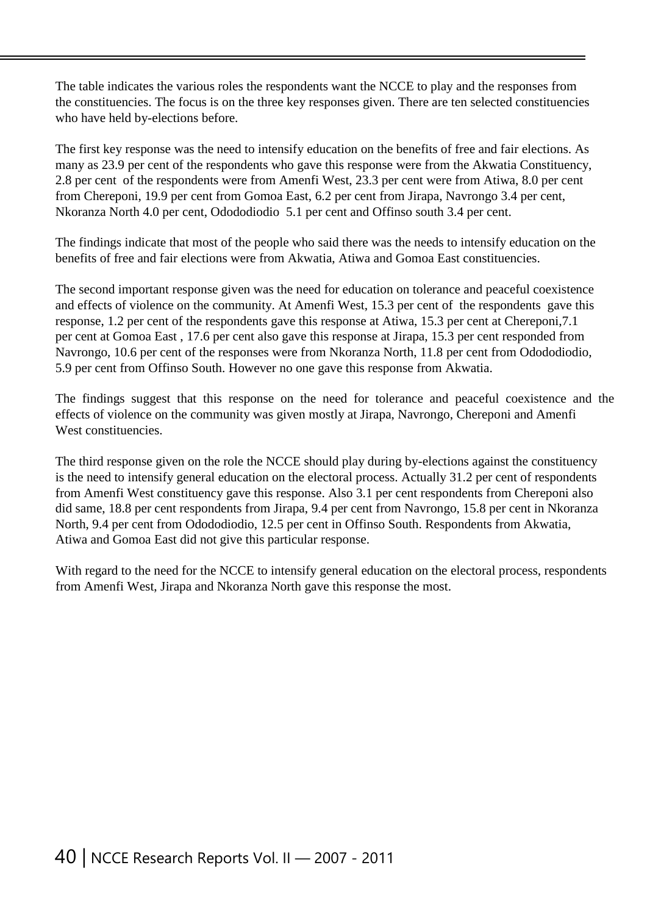The table indicates the various roles the respondents want the NCCE to play and the responses from the constituencies. The focus is on the three key responses given. There are ten selected constituencies who have held by-elections before.

The first key response was the need to intensify education on the benefits of free and fair elections. As many as 23.9 per cent of the respondents who gave this response were from the Akwatia Constituency, 2.8 per cent of the respondents were from Amenfi West, 23.3 per cent were from Atiwa, 8.0 per cent from Chereponi, 19.9 per cent from Gomoa East, 6.2 per cent from Jirapa, Navrongo 3.4 per cent, Nkoranza North 4.0 per cent, Odododiodio 5.1 per cent and Offinso south 3.4 per cent.

The findings indicate that most of the people who said there was the needs to intensify education on the benefits of free and fair elections were from Akwatia, Atiwa and Gomoa East constituencies.

The second important response given was the need for education on tolerance and peaceful coexistence and effects of violence on the community. At Amenfi West, 15.3 per cent of the respondents gave this response, 1.2 per cent of the respondents gave this response at Atiwa, 15.3 per cent at Chereponi,7.1 per cent at Gomoa East , 17.6 per cent also gave this response at Jirapa, 15.3 per cent responded from Navrongo, 10.6 per cent of the responses were from Nkoranza North, 11.8 per cent from Odododiodio, 5.9 per cent from Offinso South. However no one gave this response from Akwatia.

The findings suggest that this response on the need for tolerance and peaceful coexistence and the effects of violence on the community was given mostly at Jirapa, Navrongo, Chereponi and Amenfi West constituencies.

The third response given on the role the NCCE should play during by-elections against the constituency is the need to intensify general education on the electoral process. Actually 31.2 per cent of respondents from Amenfi West constituency gave this response. Also 3.1 per cent respondents from Chereponi also did same, 18.8 per cent respondents from Jirapa, 9.4 per cent from Navrongo, 15.8 per cent in Nkoranza North, 9.4 per cent from Odododiodio, 12.5 per cent in Offinso South. Respondents from Akwatia, Atiwa and Gomoa East did not give this particular response.

With regard to the need for the NCCE to intensify general education on the electoral process, respondents from Amenfi West, Jirapa and Nkoranza North gave this response the most.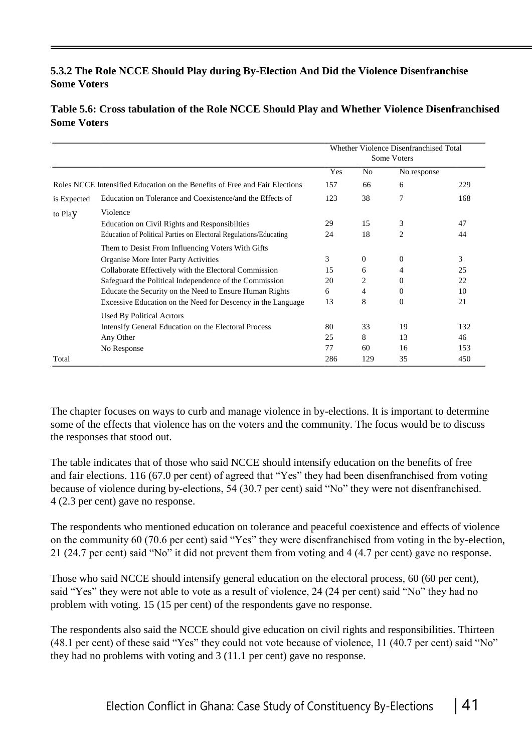### 5.3.2 The Role NCCE Should Play during By-Election And Did the Violence Disenfranchise Some Voters

**Table 5.6: Cross tabulation of the Role NCCE Should Play and Whether Violence Disenfranchised Some Voters**

| | | Whether Violence Disenfranchised Some Voters | | | Total |
|---|---|---|---|---|---|
| | | Yes | No | No response | |
| Roles NCCE is Expected to Play | Intensified Education on the Benefits of Free and Fair Elections | 157 | 66 | 6 | 229 |
| | Education on Tolerance and Coexistence/and the Effects of Violence | 123 | 38 | 7 | 168 |
| | Education on Civil Rights and Responsibilties | 29 | 15 | 3 | 47 |
| | Education of Political Parties on Electoral Regulations/Educating Them to Desist From Influencing Voters With Gifts | 24 | 18 | 2 | 44 |
| | Organise More Inter Party Activities | 3 | 0 | 0 | 3 |
| | Collaborate Effectively with the Electoral Commission | 15 | 6 | 4 | 25 |
| | Safeguard the Political Independence of the Commission | 20 | 2 | 0 | 22 |
| | Educate the Security on the Need to Ensure Human Rights | 6 | 4 | 0 | 10 |
| | Excessive Education on the Need for Descency in the Language Used By Political Acrtors | 13 | 8 | 0 | 21 |
| | Intensify General Education on the Electoral Process | 80 | 33 | 19 | 132 |
| | Any Other | 25 | 8 | 13 | 46 |
| | No Response | 77 | 60 | 16 | 153 |
| Total | | 286 | 129 | 35 | 450 |

The chapter focuses on ways to curb and manage violence in by-elections. It is important to determine some of the effects that violence has on the voters and the community. The focus would be to discuss the responses that stood out.

The table indicates that of those who said NCCE should intensify education on the benefits of free and fair elections. 116 (67.0 per cent) of agreed that "Yes" they had been disenfranchised from voting because of violence during by-elections, 54 (30.7 per cent) said "No" they were not disenfranchised. 4 (2.3 per cent) gave no response.

The respondents who mentioned education on tolerance and peaceful coexistence and effects of violence on the community 60 (70.6 per cent) said "Yes" they were disenfranchised from voting in the by-election, 21 (24.7 per cent) said "No" it did not prevent them from voting and 4 (4.7 per cent) gave no response.

Those who said NCCE should intensify general education on the electoral process, 60 (60 per cent), said "Yes" they were not able to vote as a result of violence, 24 (24 per cent) said "No" they had no problem with voting. 15 (15 per cent) of the respondents gave no response.

The respondents also said the NCCE should give education on civil rights and responsibilities. Thirteen (48.1 per cent) of these said "Yes" they could not vote because of violence, 11 (40.7 per cent) said "No" they had no problems with voting and 3 (11.1 per cent) gave no response.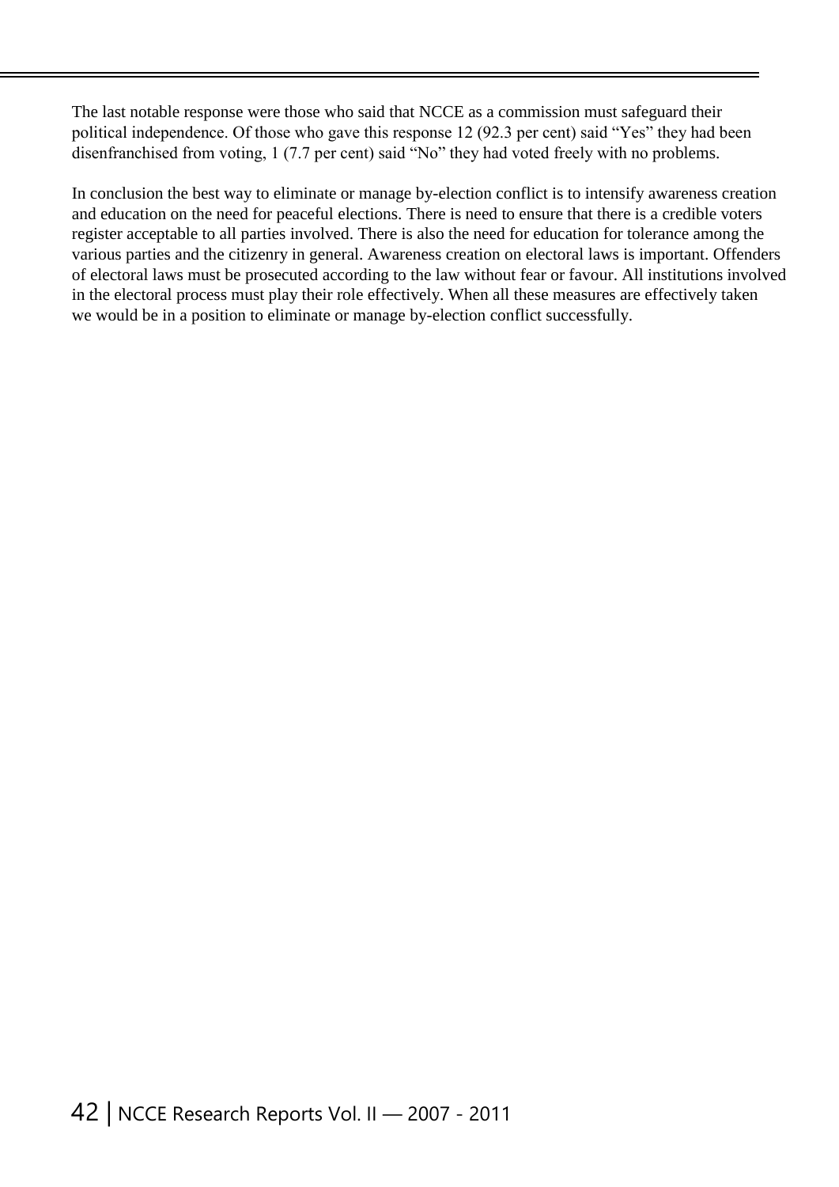The last notable response were those who said that NCCE as a commission must safeguard their political independence. Of those who gave this response 12 (92.3 per cent) said "Yes" they had been disenfranchised from voting, 1 (7.7 per cent) said "No" they had voted freely with no problems.

In conclusion the best way to eliminate or manage by-election conflict is to intensify awareness creation and education on the need for peaceful elections. There is need to ensure that there is a credible voters register acceptable to all parties involved. There is also the need for education for tolerance among the various parties and the citizenry in general. Awareness creation on electoral laws is important. Offenders of electoral laws must be prosecuted according to the law without fear or favour. All institutions involved in the electoral process must play their role effectively. When all these measures are effectively taken we would be in a position to eliminate or manage by-election conflict successfully.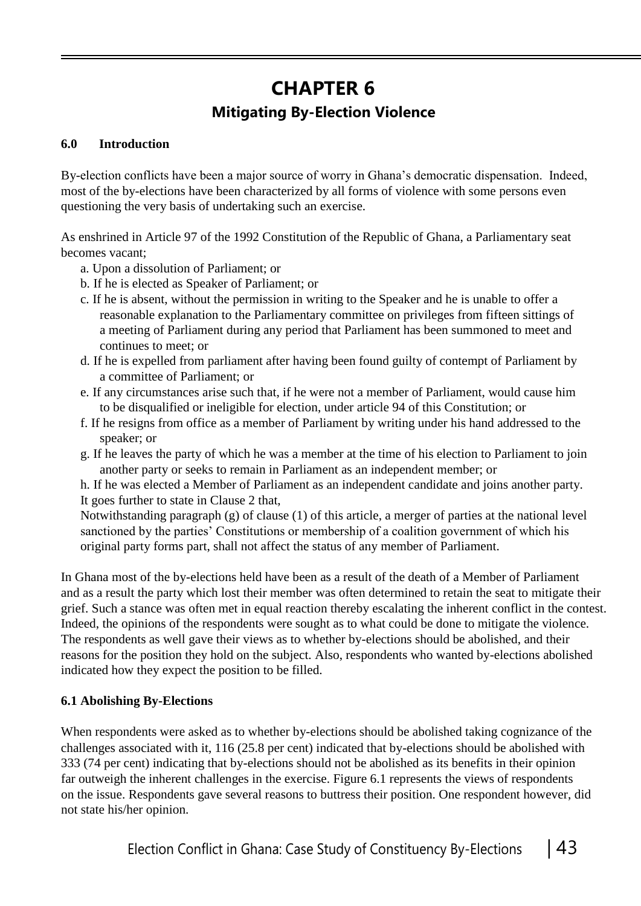# CHAPTER 6

## Mitigating By-Election Violence

### 6.0 Introduction

By-election conflicts have been a major source of worry in Ghana's democratic dispensation. Indeed, most of the by-elections have been characterized by all forms of violence with some persons even questioning the very basis of undertaking such an exercise.

As enshrined in Article 97 of the 1992 Constitution of the Republic of Ghana, a Parliamentary seat becomes vacant;

a. Upon a dissolution of Parliament; or
b. If he is elected as Speaker of Parliament; or
c. If he is absent, without the permission in writing to the Speaker and he is unable to offer a reasonable explanation to the Parliamentary committee on privileges from fifteen sittings of a meeting of Parliament during any period that Parliament has been summoned to meet and continues to meet; or
d. If he is expelled from parliament after having been found guilty of contempt of Parliament by a committee of Parliament; or
e. If any circumstances arise such that, if he were not a member of Parliament, would cause him to be disqualified or ineligible for election, under article 94 of this Constitution; or
f. If he resigns from office as a member of Parliament by writing under his hand addressed to the speaker; or
g. If he leaves the party of which he was a member at the time of his election to Parliament to join another party or seeks to remain in Parliament as an independent member; or
h. If he was elected a Member of Parliament as an independent candidate and joins another party.

It goes further to state in Clause 2 that,

Notwithstanding paragraph (g) of clause (1) of this article, a merger of parties at the national level sanctioned by the parties' Constitutions or membership of a coalition government of which his original party forms part, shall not affect the status of any member of Parliament.

In Ghana most of the by-elections held have been as a result of the death of a Member of Parliament and as a result the party which lost their member was often determined to retain the seat to mitigate their grief. Such a stance was often met in equal reaction thereby escalating the inherent conflict in the contest. Indeed, the opinions of the respondents were sought as to what could be done to mitigate the violence. The respondents as well gave their views as to whether by-elections should be abolished, and their reasons for the position they hold on the subject. Also, respondents who wanted by-elections abolished indicated how they expect the position to be filled.

### 6.1 Abolishing By-Elections

When respondents were asked as to whether by-elections should be abolished taking cognizance of the challenges associated with it, 116 (25.8 per cent) indicated that by-elections should be abolished with 333 (74 per cent) indicating that by-elections should not be abolished as its benefits in their opinion far outweigh the inherent challenges in the exercise. Figure 6.1 represents the views of respondents on the issue. Respondents gave several reasons to buttress their position. One respondent however, did not state his/her opinion.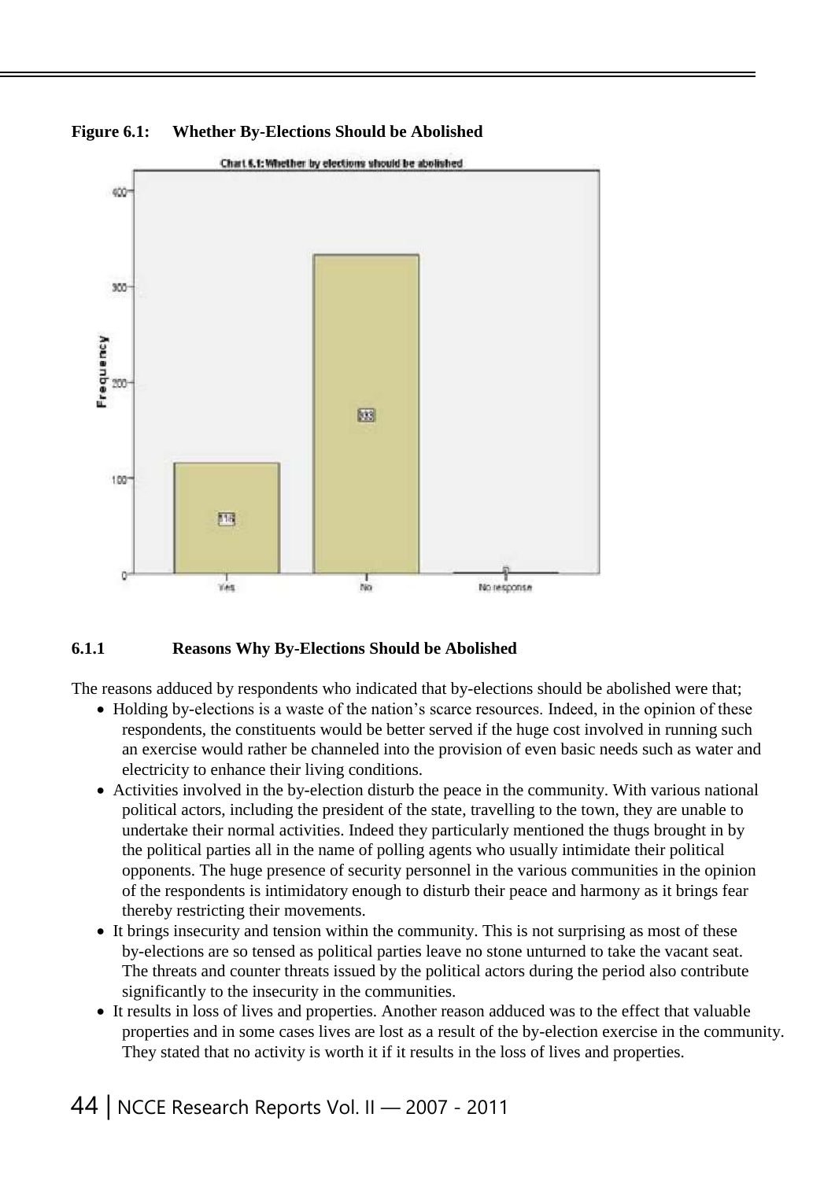**Figure 6.1: Whether By-Elections Should be Abolished**

### 6.1.1 Reasons Why By-Elections Should be Abolished

The reasons adduced by respondents who indicated that by-elections should be abolished were that;

- Holding by-elections is a waste of the nation's scarce resources. Indeed, in the opinion of these respondents, the constituents would be better served if the huge cost involved in running such an exercise would rather be channeled into the provision of even basic needs such as water and electricity to enhance their living conditions.
- Activities involved in the by-election disturb the peace in the community. With various national political actors, including the president of the state, travelling to the town, they are unable to undertake their normal activities. Indeed they particularly mentioned the thugs brought in by the political parties all in the name of polling agents who usually intimidate their political opponents. The huge presence of security personnel in the various communities in the opinion of the respondents is intimidatory enough to disturb their peace and harmony as it brings fear thereby restricting their movements.
- It brings insecurity and tension within the community. This is not surprising as most of these by-elections are so tensed as political parties leave no stone unturned to take the vacant seat. The threats and counter threats issued by the political actors during the period also contribute significantly to the insecurity in the communities.
- It results in loss of lives and properties. Another reason adduced was to the effect that valuable properties and in some cases lives are lost as a result of the by-election exercise in the community. They stated that no activity is worth it if it results in the loss of lives and properties.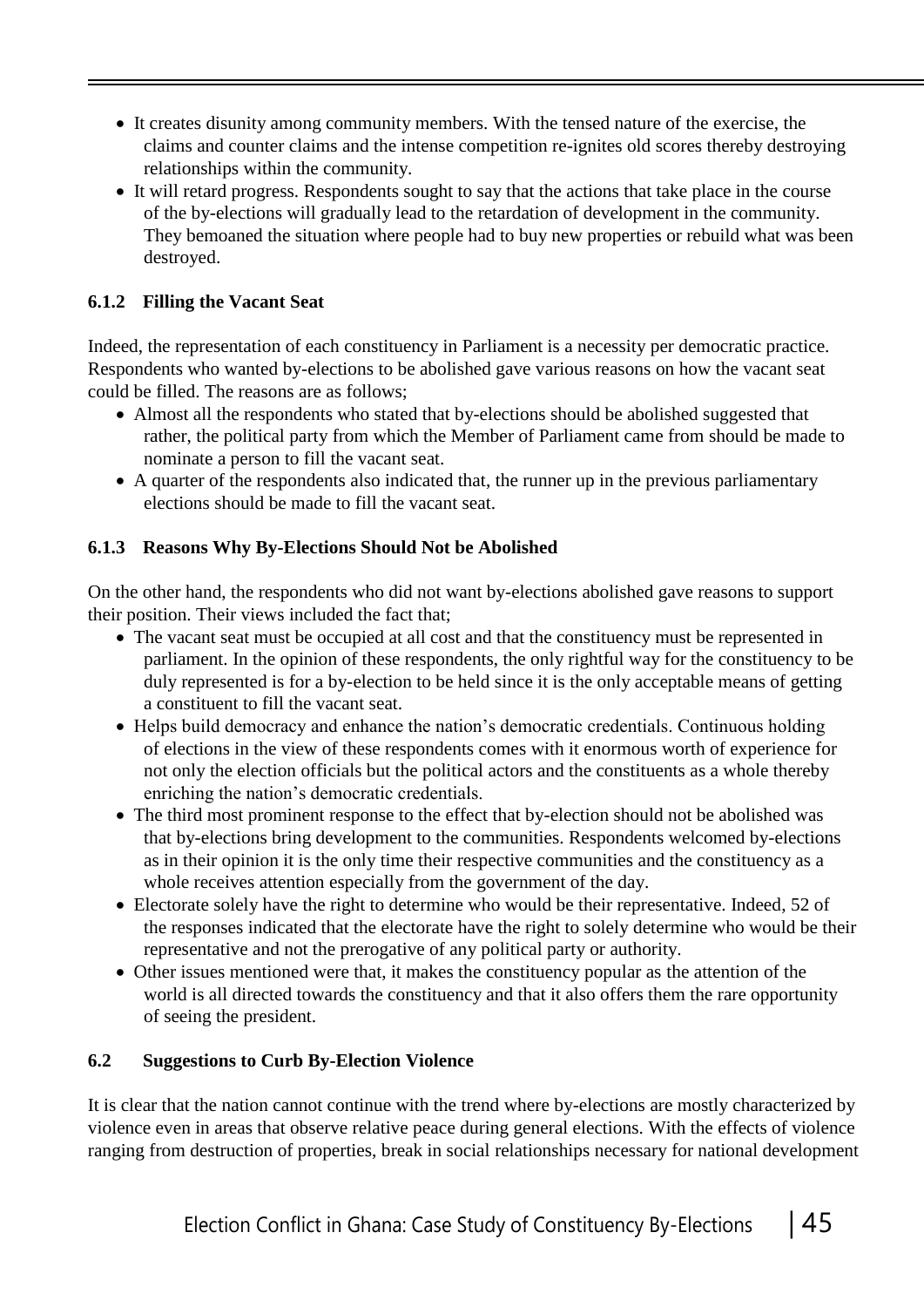- It creates disunity among community members. With the tensed nature of the exercise, the claims and counter claims and the intense competition re-ignites old scores thereby destroying relationships within the community.
- It will retard progress. Respondents sought to say that the actions that take place in the course of the by-elections will gradually lead to the retardation of development in the community. They bemoaned the situation where people had to buy new properties or rebuild what was been destroyed.

### 6.1.2 Filling the Vacant Seat

Indeed, the representation of each constituency in Parliament is a necessity per democratic practice. Respondents who wanted by-elections to be abolished gave various reasons on how the vacant seat could be filled. The reasons are as follows;

- Almost all the respondents who stated that by-elections should be abolished suggested that rather, the political party from which the Member of Parliament came from should be made to nominate a person to fill the vacant seat.
- A quarter of the respondents also indicated that, the runner up in the previous parliamentary elections should be made to fill the vacant seat.

### 6.1.3 Reasons Why By-Elections Should Not be Abolished

On the other hand, the respondents who did not want by-elections abolished gave reasons to support their position. Their views included the fact that;

- The vacant seat must be occupied at all cost and that the constituency must be represented in parliament. In the opinion of these respondents, the only rightful way for the constituency to be duly represented is for a by-election to be held since it is the only acceptable means of getting a constituent to fill the vacant seat.
- Helps build democracy and enhance the nation's democratic credentials. Continuous holding of elections in the view of these respondents comes with it enormous worth of experience for not only the election officials but the political actors and the constituents as a whole thereby enriching the nation's democratic credentials.
- The third most prominent response to the effect that by-election should not be abolished was that by-elections bring development to the communities. Respondents welcomed by-elections as in their opinion it is the only time their respective communities and the constituency as a whole receives attention especially from the government of the day.
- Electorate solely have the right to determine who would be their representative. Indeed, 52 of the responses indicated that the electorate have the right to solely determine who would be their representative and not the prerogative of any political party or authority.
- Other issues mentioned were that, it makes the constituency popular as the attention of the world is all directed towards the constituency and that it also offers them the rare opportunity of seeing the president.

## 6.2 Suggestions to Curb By-Election Violence

It is clear that the nation cannot continue with the trend where by-elections are mostly characterized by violence even in areas that observe relative peace during general elections. With the effects of violence ranging from destruction of properties, break in social relationships necessary for national development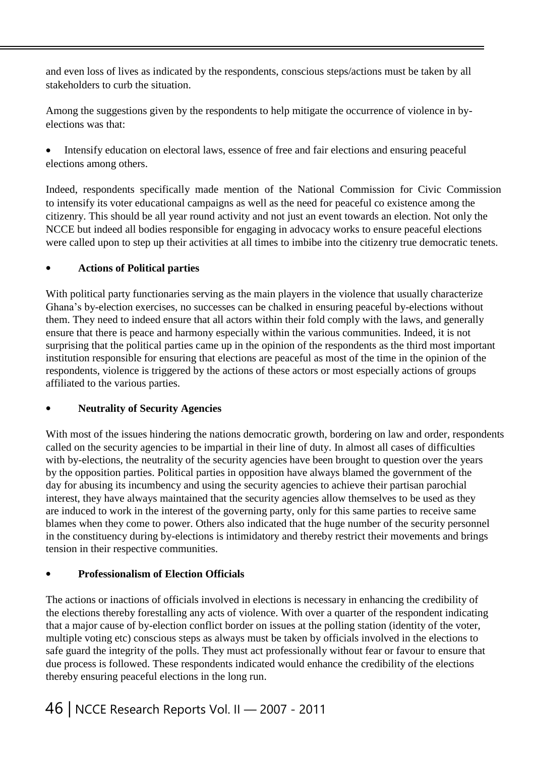and even loss of lives as indicated by the respondents, conscious steps/actions must be taken by all stakeholders to curb the situation.

Among the suggestions given by the respondents to help mitigate the occurrence of violence in by-elections was that:

- Intensify education on electoral laws, essence of free and fair elections and ensuring peaceful elections among others.

Indeed, respondents specifically made mention of the National Commission for Civic Commission to intensify its voter educational campaigns as well as the need for peaceful co existence among the citizenry. This should be all year round activity and not just an event towards an election. Not only the NCCE but indeed all bodies responsible for engaging in advocacy works to ensure peaceful elections were called upon to step up their activities at all times to imbibe into the citizenry true democratic tenets.

- **Actions of Political parties**

With political party functionaries serving as the main players in the violence that usually characterize Ghana's by-election exercises, no successes can be chalked in ensuring peaceful by-elections without them. They need to indeed ensure that all actors within their fold comply with the laws, and generally ensure that there is peace and harmony especially within the various communities. Indeed, it is not surprising that the political parties came up in the opinion of the respondents as the third most important institution responsible for ensuring that elections are peaceful as most of the time in the opinion of the respondents, violence is triggered by the actions of these actors or most especially actions of groups affiliated to the various parties.

- **Neutrality of Security Agencies**

With most of the issues hindering the nations democratic growth, bordering on law and order, respondents called on the security agencies to be impartial in their line of duty. In almost all cases of difficulties with by-elections, the neutrality of the security agencies have been brought to question over the years by the opposition parties. Political parties in opposition have always blamed the government of the day for abusing its incumbency and using the security agencies to achieve their partisan parochial interest, they have always maintained that the security agencies allow themselves to be used as they are induced to work in the interest of the governing party, only for this same parties to receive same blames when they come to power. Others also indicated that the huge number of the security personnel in the constituency during by-elections is intimidatory and thereby restrict their movements and brings tension in their respective communities.

- **Professionalism of Election Officials**

The actions or inactions of officials involved in elections is necessary in enhancing the credibility of the elections thereby forestalling any acts of violence. With over a quarter of the respondent indicating that a major cause of by-election conflict border on issues at the polling station (identity of the voter, multiple voting etc) conscious steps as always must be taken by officials involved in the elections to safe guard the integrity of the polls. They must act professionally without fear or favour to ensure that due process is followed. These respondents indicated would enhance the credibility of the elections thereby ensuring peaceful elections in the long run.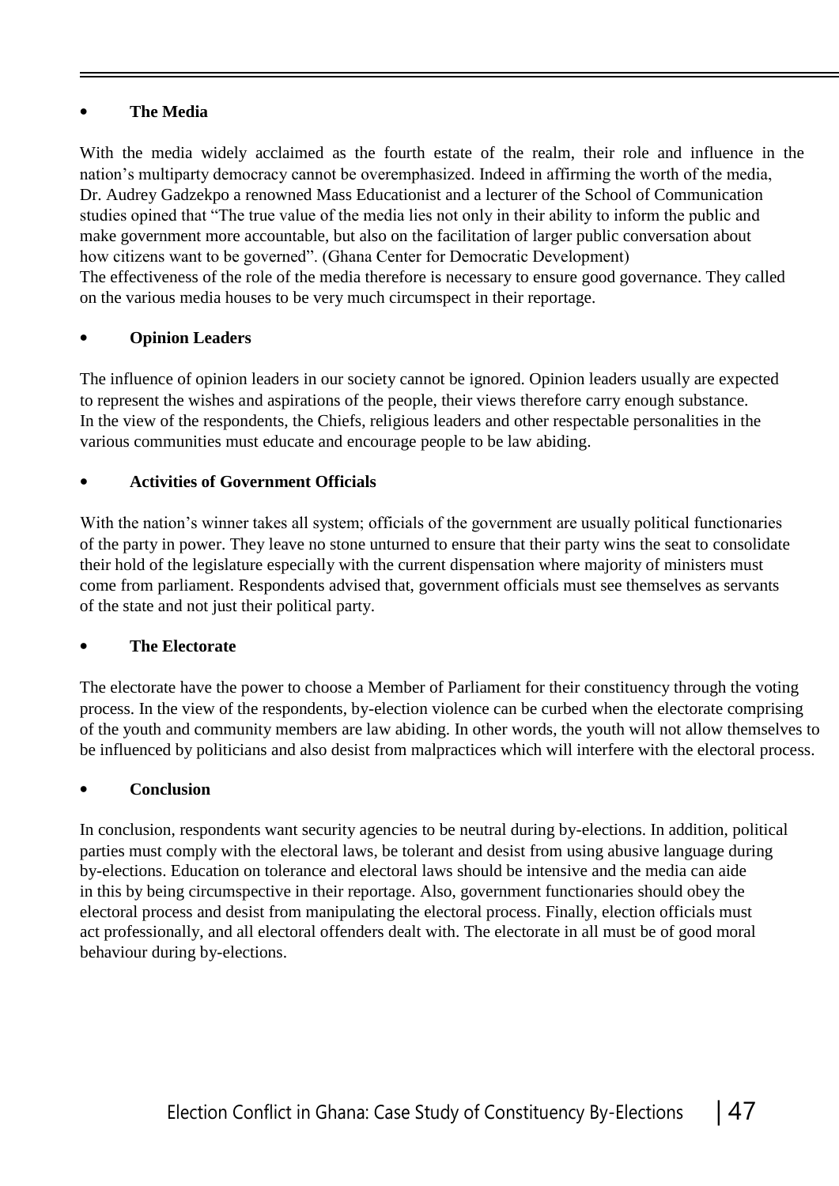- **The Media**

With the media widely acclaimed as the fourth estate of the realm, their role and influence in the nation's multiparty democracy cannot be overemphasized. Indeed in affirming the worth of the media, Dr. Audrey Gadzekpo a renowned Mass Educationist and a lecturer of the School of Communication studies opined that "The true value of the media lies not only in their ability to inform the public and make government more accountable, but also on the facilitation of larger public conversation about how citizens want to be governed". (Ghana Center for Democratic Development)
The effectiveness of the role of the media therefore is necessary to ensure good governance. They called on the various media houses to be very much circumspect in their reportage.

- **Opinion Leaders**

The influence of opinion leaders in our society cannot be ignored. Opinion leaders usually are expected to represent the wishes and aspirations of the people, their views therefore carry enough substance. In the view of the respondents, the Chiefs, religious leaders and other respectable personalities in the various communities must educate and encourage people to be law abiding.

- **Activities of Government Officials**

With the nation's winner takes all system; officials of the government are usually political functionaries of the party in power. They leave no stone unturned to ensure that their party wins the seat to consolidate their hold of the legislature especially with the current dispensation where majority of ministers must come from parliament. Respondents advised that, government officials must see themselves as servants of the state and not just their political party.

- **The Electorate**

The electorate have the power to choose a Member of Parliament for their constituency through the voting process. In the view of the respondents, by-election violence can be curbed when the electorate comprising of the youth and community members are law abiding. In other words, the youth will not allow themselves to be influenced by politicians and also desist from malpractices which will interfere with the electoral process.

- **Conclusion**

In conclusion, respondents want security agencies to be neutral during by-elections. In addition, political parties must comply with the electoral laws, be tolerant and desist from using abusive language during by-elections. Education on tolerance and electoral laws should be intensive and the media can aide in this by being circumspective in their reportage. Also, government functionaries should obey the electoral process and desist from manipulating the electoral process. Finally, election officials must act professionally, and all electoral offenders dealt with. The electorate in all must be of good moral behaviour during by-elections.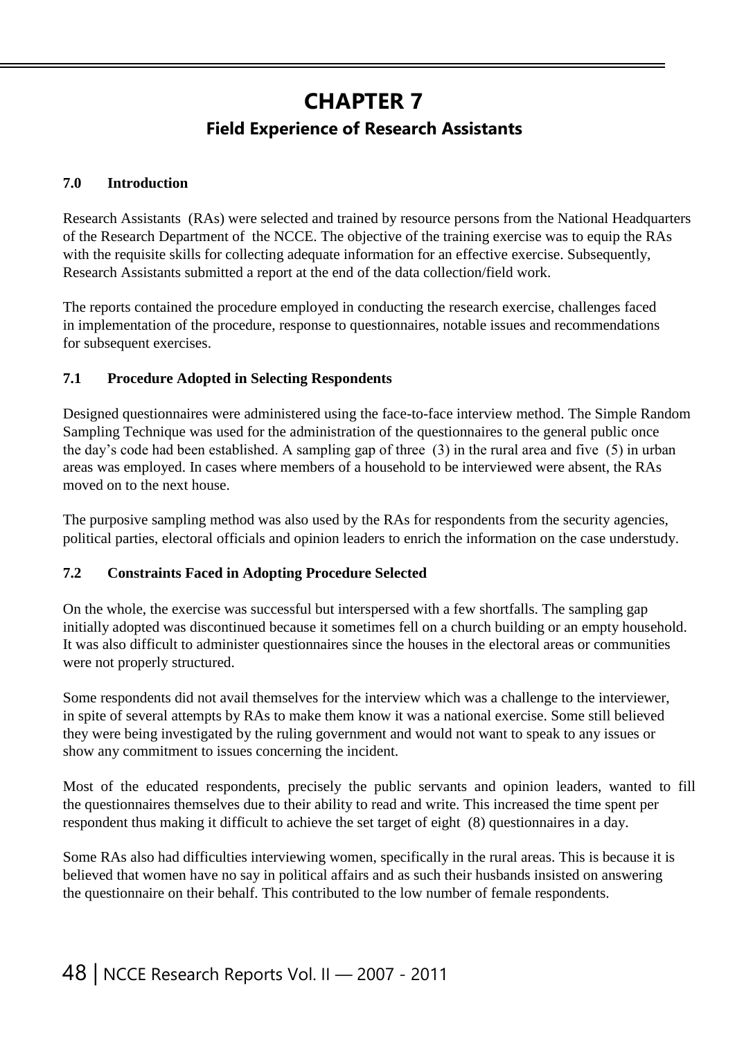# CHAPTER 7

## Field Experience of Research Assistants

### 7.0 Introduction

Research Assistants (RAs) were selected and trained by resource persons from the National Headquarters of the Research Department of the NCCE. The objective of the training exercise was to equip the RAs with the requisite skills for collecting adequate information for an effective exercise. Subsequently, Research Assistants submitted a report at the end of the data collection/field work.

The reports contained the procedure employed in conducting the research exercise, challenges faced in implementation of the procedure, response to questionnaires, notable issues and recommendations for subsequent exercises.

### 7.1 Procedure Adopted in Selecting Respondents

Designed questionnaires were administered using the face-to-face interview method. The Simple Random Sampling Technique was used for the administration of the questionnaires to the general public once the day's code had been established. A sampling gap of three (3) in the rural area and five (5) in urban areas was employed. In cases where members of a household to be interviewed were absent, the RAs moved on to the next house.

The purposive sampling method was also used by the RAs for respondents from the security agencies, political parties, electoral officials and opinion leaders to enrich the information on the case understudy.

### 7.2 Constraints Faced in Adopting Procedure Selected

On the whole, the exercise was successful but interspersed with a few shortfalls. The sampling gap initially adopted was discontinued because it sometimes fell on a church building or an empty household. It was also difficult to administer questionnaires since the houses in the electoral areas or communities were not properly structured.

Some respondents did not avail themselves for the interview which was a challenge to the interviewer, in spite of several attempts by RAs to make them know it was a national exercise. Some still believed they were being investigated by the ruling government and would not want to speak to any issues or show any commitment to issues concerning the incident.

Most of the educated respondents, precisely the public servants and opinion leaders, wanted to fill the questionnaires themselves due to their ability to read and write. This increased the time spent per respondent thus making it difficult to achieve the set target of eight (8) questionnaires in a day.

Some RAs also had difficulties interviewing women, specifically in the rural areas. This is because it is believed that women have no say in political affairs and as such their husbands insisted on answering the questionnaire on their behalf. This contributed to the low number of female respondents.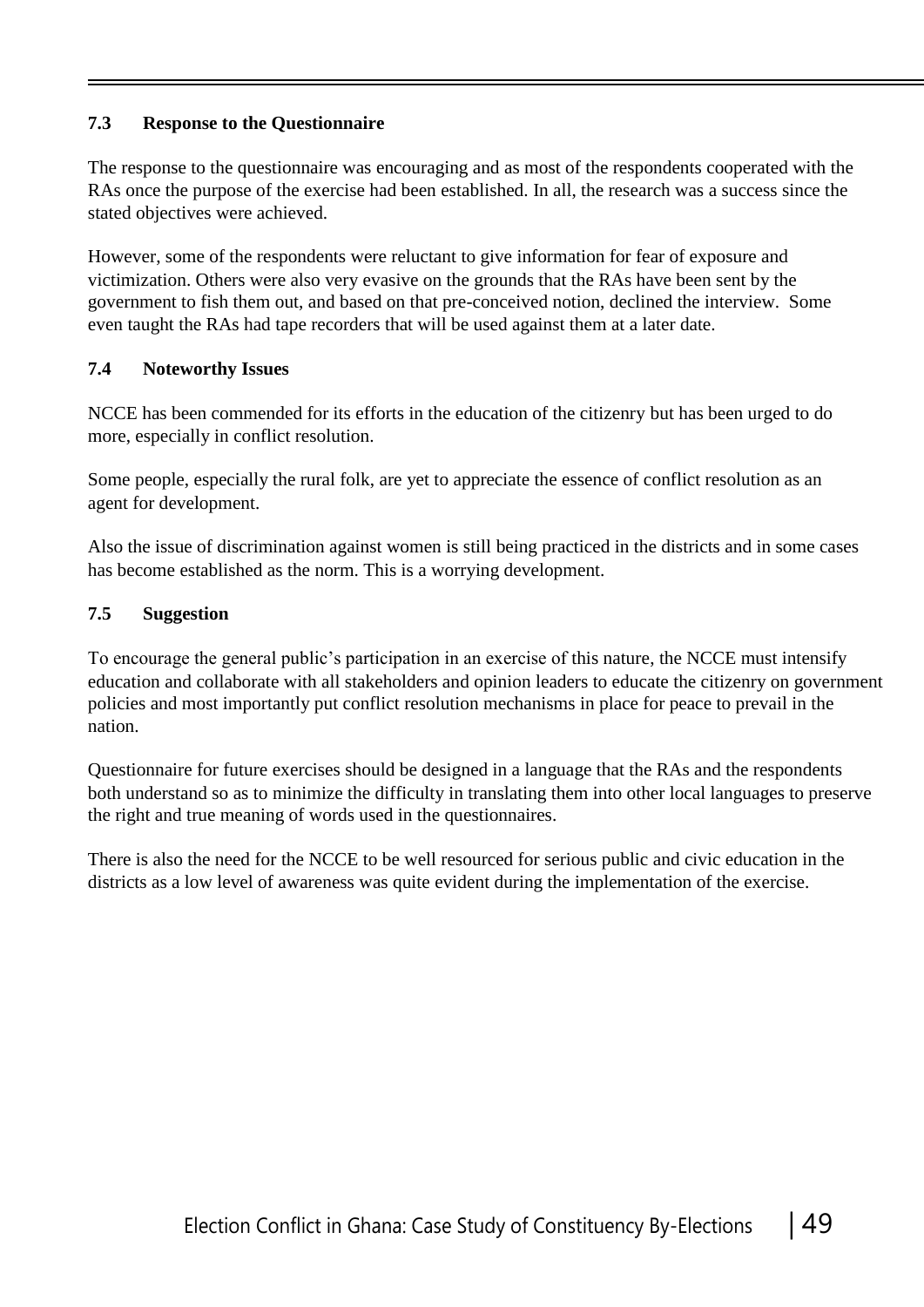### 7.3 Response to the Questionnaire

The response to the questionnaire was encouraging and as most of the respondents cooperated with the RAs once the purpose of the exercise had been established. In all, the research was a success since the stated objectives were achieved.

However, some of the respondents were reluctant to give information for fear of exposure and victimization. Others were also very evasive on the grounds that the RAs have been sent by the government to fish them out, and based on that pre-conceived notion, declined the interview. Some even taught the RAs had tape recorders that will be used against them at a later date.

### 7.4 Noteworthy Issues

NCCE has been commended for its efforts in the education of the citizenry but has been urged to do more, especially in conflict resolution.

Some people, especially the rural folk, are yet to appreciate the essence of conflict resolution as an agent for development.

Also the issue of discrimination against women is still being practiced in the districts and in some cases has become established as the norm. This is a worrying development.

### 7.5 Suggestion

To encourage the general public's participation in an exercise of this nature, the NCCE must intensify education and collaborate with all stakeholders and opinion leaders to educate the citizenry on government policies and most importantly put conflict resolution mechanisms in place for peace to prevail in the nation.

Questionnaire for future exercises should be designed in a language that the RAs and the respondents both understand so as to minimize the difficulty in translating them into other local languages to preserve the right and true meaning of words used in the questionnaires.

There is also the need for the NCCE to be well resourced for serious public and civic education in the districts as a low level of awareness was quite evident during the implementation of the exercise.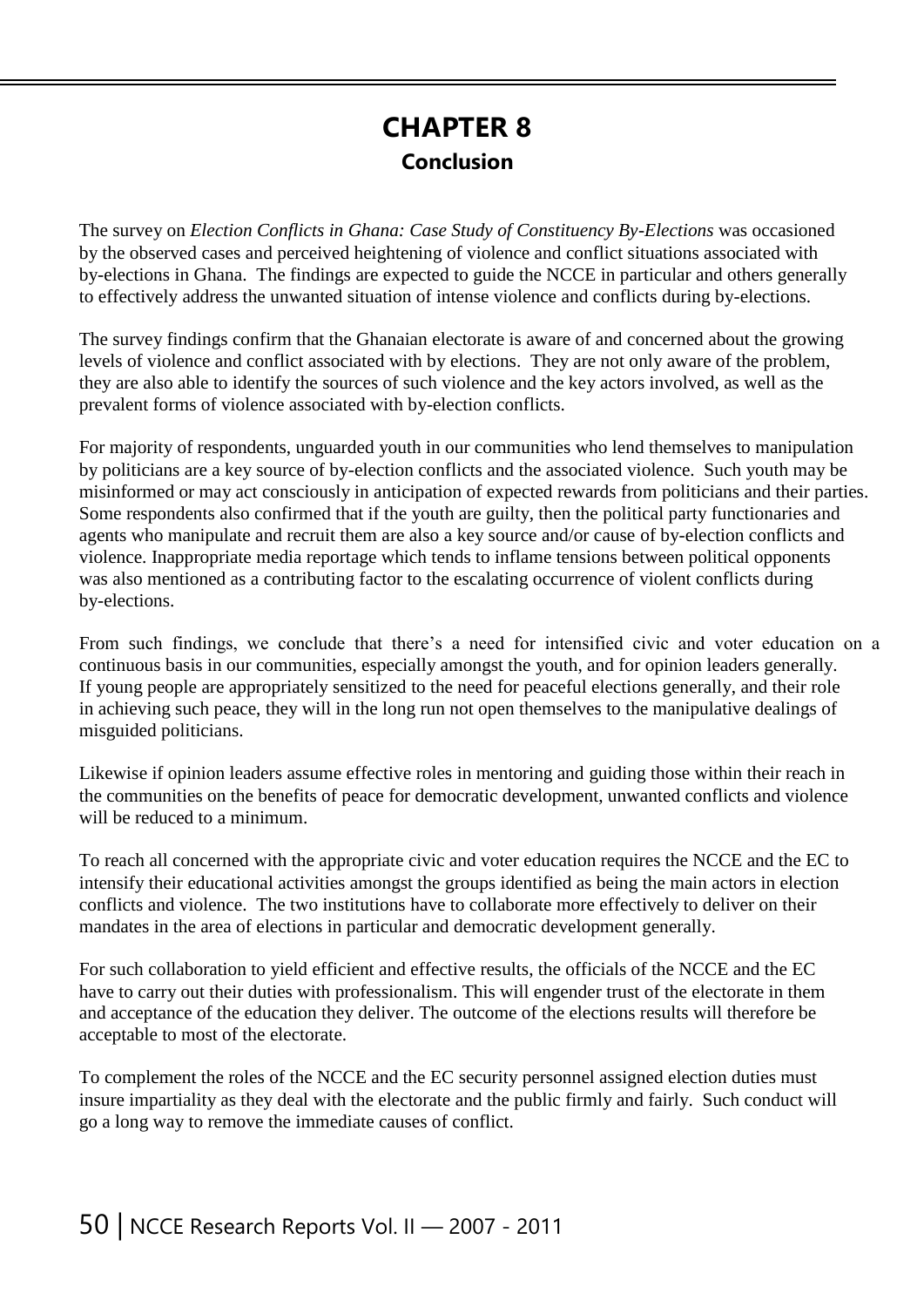# CHAPTER 8

## Conclusion

The survey on *Election Conflicts in Ghana: Case Study of Constituency By-Elections* was occasioned by the observed cases and perceived heightening of violence and conflict situations associated with by-elections in Ghana. The findings are expected to guide the NCCE in particular and others generally to effectively address the unwanted situation of intense violence and conflicts during by-elections.

The survey findings confirm that the Ghanaian electorate is aware of and concerned about the growing levels of violence and conflict associated with by elections. They are not only aware of the problem, they are also able to identify the sources of such violence and the key actors involved, as well as the prevalent forms of violence associated with by-election conflicts.

For majority of respondents, unguarded youth in our communities who lend themselves to manipulation by politicians are a key source of by-election conflicts and the associated violence. Such youth may be misinformed or may act consciously in anticipation of expected rewards from politicians and their parties. Some respondents also confirmed that if the youth are guilty, then the political party functionaries and agents who manipulate and recruit them are also a key source and/or cause of by-election conflicts and violence. Inappropriate media reportage which tends to inflame tensions between political opponents was also mentioned as a contributing factor to the escalating occurrence of violent conflicts during by-elections.

From such findings, we conclude that there's a need for intensified civic and voter education on a continuous basis in our communities, especially amongst the youth, and for opinion leaders generally. If young people are appropriately sensitized to the need for peaceful elections generally, and their role in achieving such peace, they will in the long run not open themselves to the manipulative dealings of misguided politicians.

Likewise if opinion leaders assume effective roles in mentoring and guiding those within their reach in the communities on the benefits of peace for democratic development, unwanted conflicts and violence will be reduced to a minimum.

To reach all concerned with the appropriate civic and voter education requires the NCCE and the EC to intensify their educational activities amongst the groups identified as being the main actors in election conflicts and violence. The two institutions have to collaborate more effectively to deliver on their mandates in the area of elections in particular and democratic development generally.

For such collaboration to yield efficient and effective results, the officials of the NCCE and the EC have to carry out their duties with professionalism. This will engender trust of the electorate in them and acceptance of the education they deliver. The outcome of the elections results will therefore be acceptable to most of the electorate.

To complement the roles of the NCCE and the EC security personnel assigned election duties must insure impartiality as they deal with the electorate and the public firmly and fairly. Such conduct will go a long way to remove the immediate causes of conflict.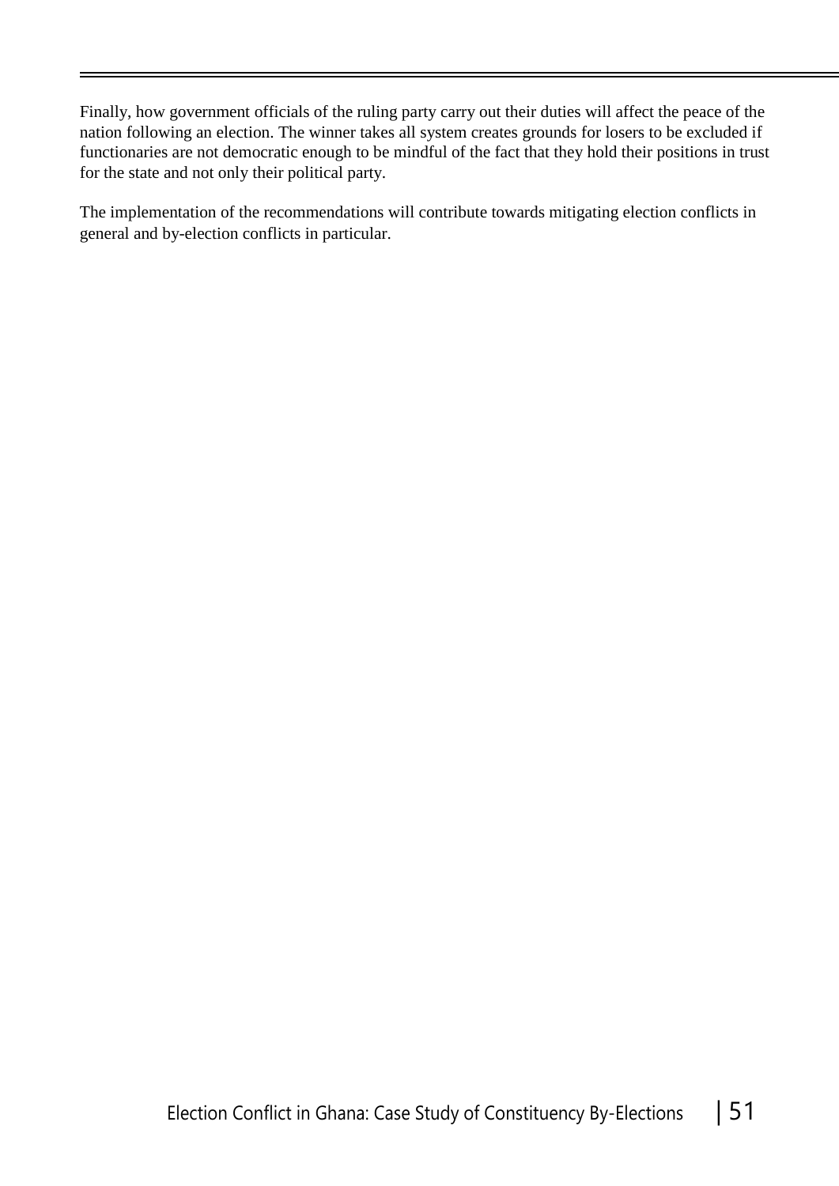Finally, how government officials of the ruling party carry out their duties will affect the peace of the nation following an election. The winner takes all system creates grounds for losers to be excluded if functionaries are not democratic enough to be mindful of the fact that they hold their positions in trust for the state and not only their political party.

The implementation of the recommendations will contribute towards mitigating election conflicts in general and by-election conflicts in particular.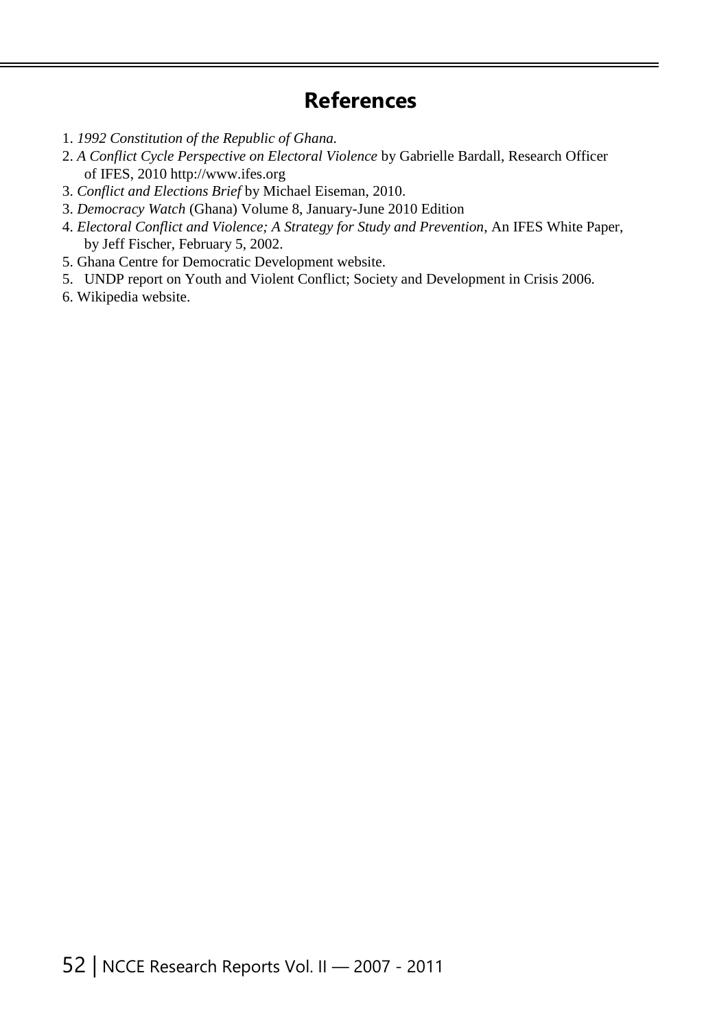# References

1. *1992 Constitution of the Republic of Ghana.*
2. *A Conflict Cycle Perspective on Electoral Violence* by Gabrielle Bardall, Research Officer of IFES, 2010 http://www.ifes.org
3. *Conflict and Elections Brief* by Michael Eiseman, 2010.
3. *Democracy Watch* (Ghana) Volume 8, January-June 2010 Edition
4. *Electoral Conflict and Violence; A Strategy for Study and Prevention*, An IFES White Paper, by Jeff Fischer, February 5, 2002.
5. Ghana Centre for Democratic Development website.
5. UNDP report on Youth and Violent Conflict; Society and Development in Crisis 2006.
6. Wikipedia website.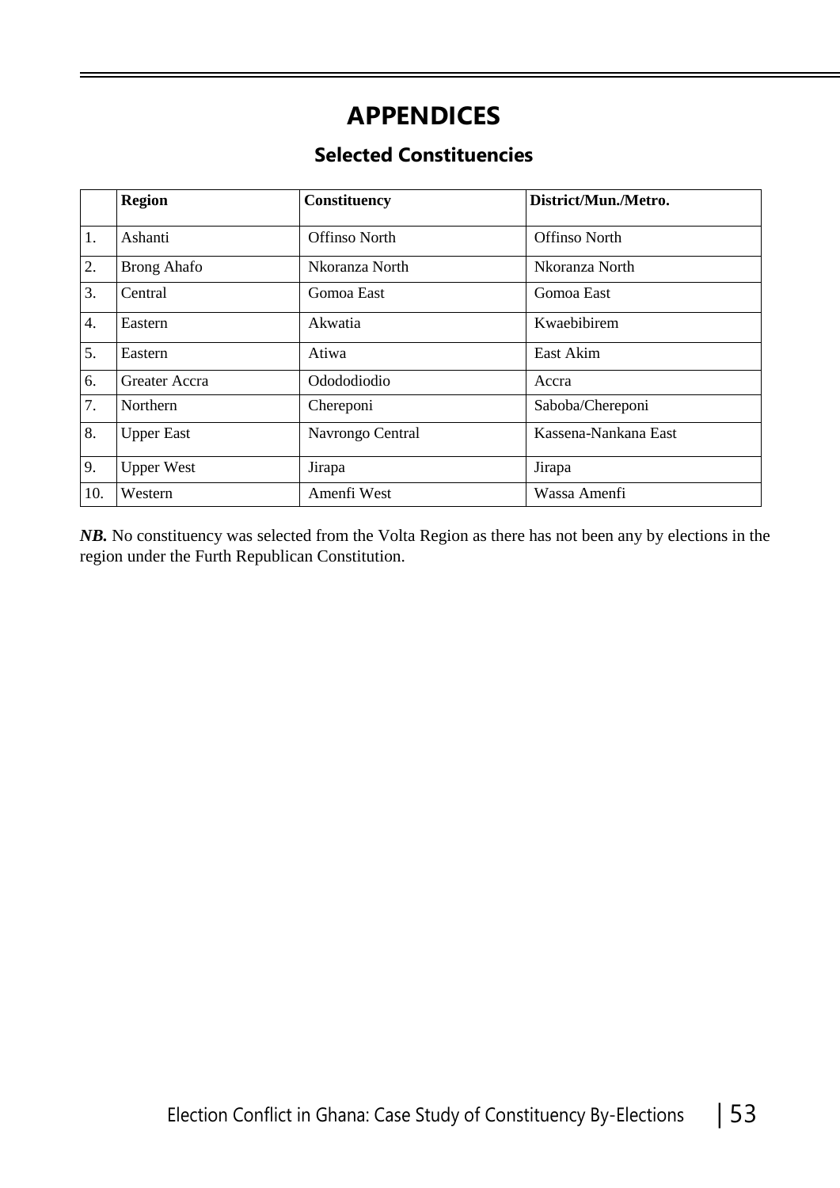# APPENDICES

## Selected Constituencies

| | Region | Constituency | District/Mun./Metro. |
|---|---|---|---|
| 1. | Ashanti | Offinso North | Offinso North |
| 2. | Brong Ahafo | Nkoranza North | Nkoranza North |
| 3. | Central | Gomoa East | Gomoa East |
| 4. | Eastern | Akwatia | Kwaebibirem |
| 5. | Eastern | Atiwa | East Akim |
| 6. | Greater Accra | Odododiodio | Accra |
| 7. | Northern | Chereponi | Saboba/Chereponi |
| 8. | Upper East | Navrongo Central | Kassena-Nankana East |
| 9. | Upper West | Jirapa | Jirapa |
| 10. | Western | Amenfi West | Wassa Amenfi |

***NB.*** No constituency was selected from the Volta Region as there has not been any by elections in the region under the Furth Republican Constitution.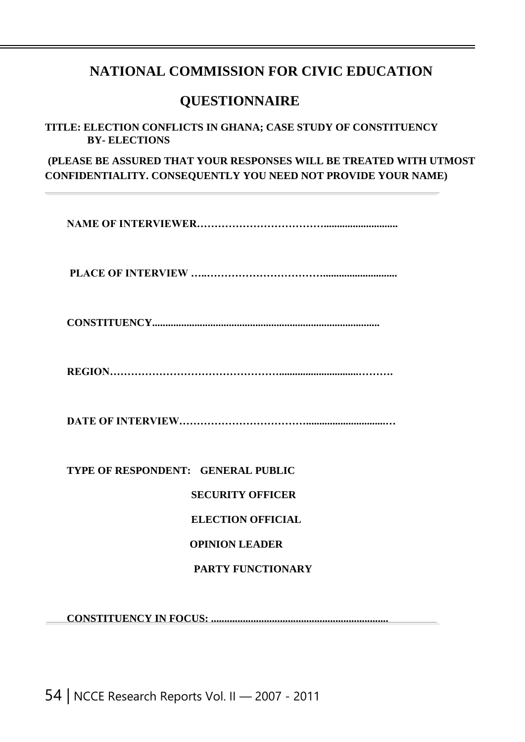# NATIONAL COMMISSION FOR CIVIC EDUCATION

## QUESTIONNAIRE

**TITLE: ELECTION CONFLICTS IN GHANA; CASE STUDY OF CONSTITUENCY BY- ELECTIONS**

**(PLEASE BE ASSURED THAT YOUR RESPONSES WILL BE TREATED WITH UTMOST CONFIDENTIALITY. CONSEQUENTLY YOU NEED NOT PROVIDE YOUR NAME)**

---

**NAME OF INTERVIEWER……………………………...........................**

**PLACE OF INTERVIEW …..…………………………...........................**

**CONSTITUENCY.......................................................................................**

**REGION…………………………………………........................……….**

**DATE OF INTERVIEW………………………………...............................…**

**TYPE OF RESPONDENT: GENERAL PUBLIC**

**SECURITY OFFICER**

**ELECTION OFFICIAL**

**OPINION LEADER**

**PARTY FUNCTIONARY**

**CONSTITUENCY IN FOCUS: ...................................................................**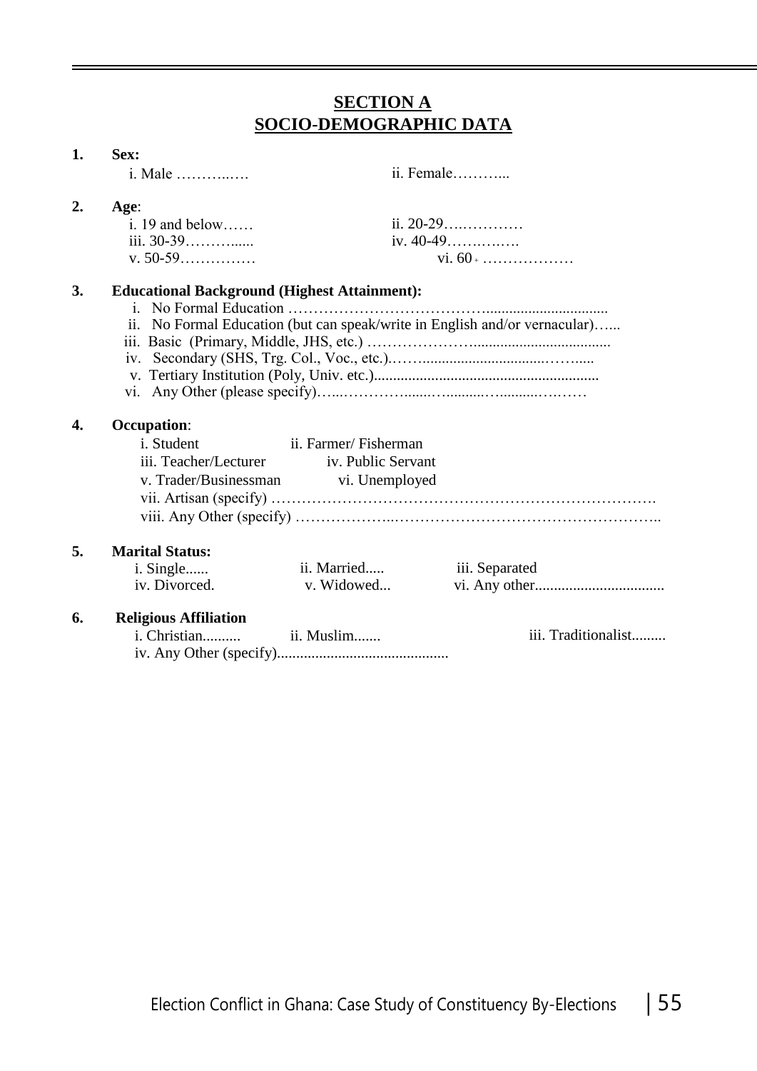## SECTION A
## SOCIO-DEMOGRAPHIC DATA

**1. Sex:**

i. Male ………..….     ii. Female………...

**2. Age**:

i. 19 and below……     ii. 20-29….…………
iii. 30-39………......     iv. 40-49…….….….
v. 50-59……………     vi. 60+ ………………

**3. Educational Background (Highest Attainment):**

i. No Formal Education ………………………………................................
ii. No Formal Education (but can speak/write in English and/or vernacular)…...
iii. Basic (Primary, Middle, JHS, etc.) ………………….................................
iv. Secondary (SHS, Trg. Col., Voc., etc.).……..............................……......
v. Tertiary Institution (Poly, Univ. etc.)..........................................................
vi. Any Other (please specify)…..………….......….........…..........….……

**4. Occupation**:

i. Student     ii. Farmer/ Fisherman
iii. Teacher/Lecturer     iv. Public Servant
v. Trader/Businessman     vi. Unemployed
vii. Artisan (specify) ………………………………………………………………….
viii. Any Other (specify) ………………...……………………………………………..

**5. Marital Status:**

i. Single......     ii. Married.....     iii. Separated
iv. Divorced.     v. Widowed...     vi. Any other.................................

**6. Religious Affiliation**

i. Christian..........     ii. Muslim.......     iii. Traditionalist.........
iv. Any Other (specify)............................................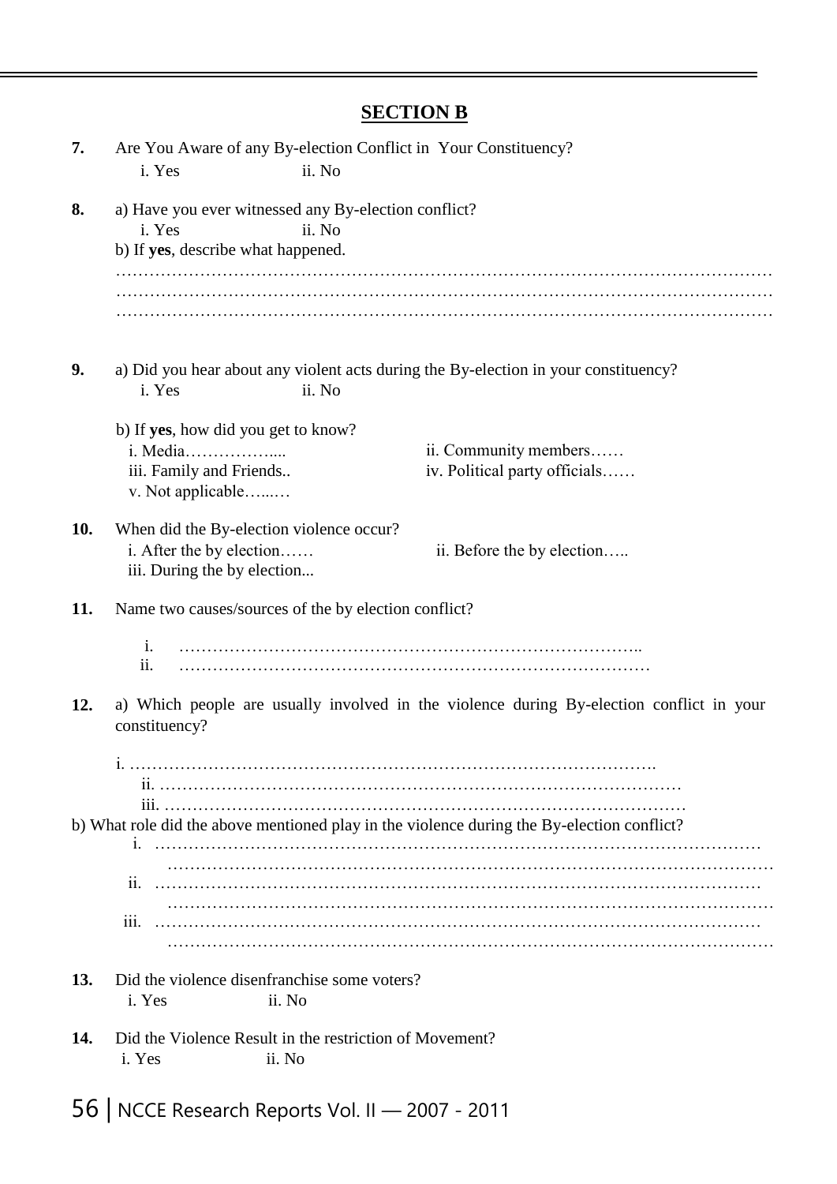## SECTION B

**7.** Are You Aware of any By-election Conflict in Your Constituency?

i. Yes ii. No

**8.** a) Have you ever witnessed any By-election conflict?

i. Yes ii. No

b) If **yes**, describe what happened.

…………………………………………………………………………………………………………
…………………………………………………………………………………………………………
…………………………………………………………………………………………………………

**9.** a) Did you hear about any violent acts during the By-election in your constituency?

i. Yes ii. No

b) If **yes**, how did you get to know?

i. Media…………….... ii. Community members……

iii. Family and Friends.. iv. Political party officials……

v. Not applicable…..…

**10.** When did the By-election violence occur?

i. After the by election…… ii. Before the by election…..

iii. During the by election...

**11.** Name two causes/sources of the by election conflict?

i. ………………………………………………………………………..

ii. ………………………………………………………………………

**12.** a) Which people are usually involved in the violence during By-election conflict in your constituency?

i. …………………………………………………………………………………….

ii. ……………………………………………………………………………………

iii. ……………………………………………………………………………………

b) What role did the above mentioned play in the violence during the By-election conflict?

i. ……………………………………………………………………………………………
…………………………………………………………………………………………………

ii. ……………………………………………………………………………………………
…………………………………………………………………………………………………

iii. ……………………………………………………………………………………………
…………………………………………………………………………………………………

**13.** Did the violence disenfranchise some voters?

i. Yes ii. No

**14.** Did the Violence Result in the restriction of Movement?

i. Yes ii. No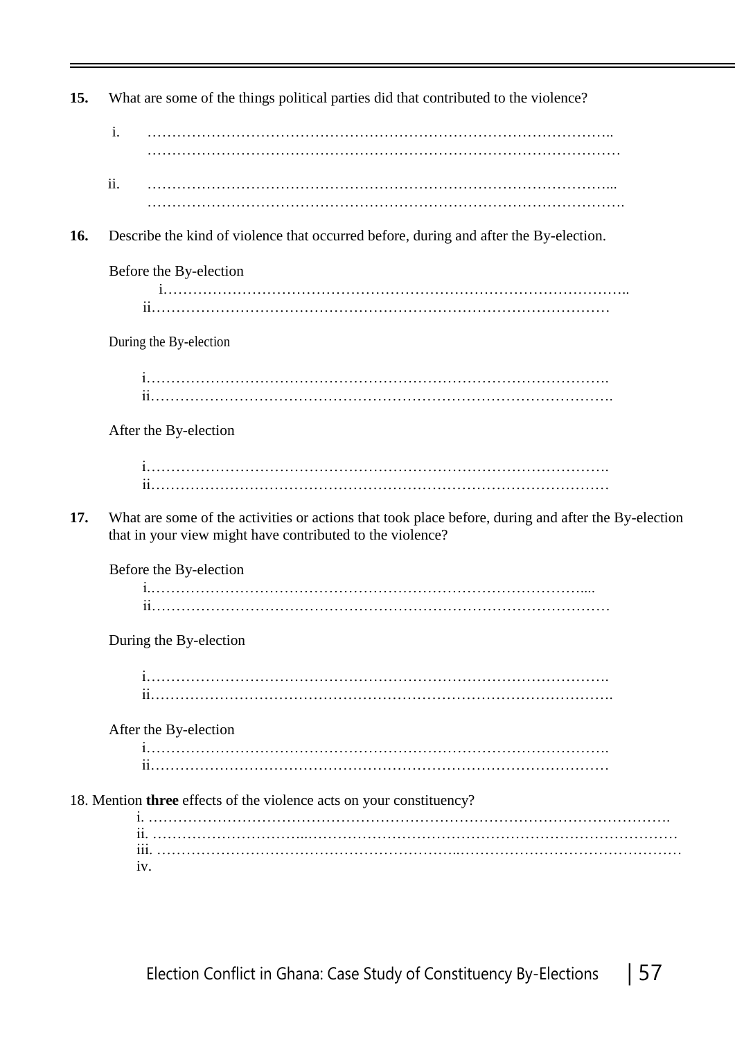**15.** What are some of the things political parties did that contributed to the violence?

i. ……………………………………………………………………………………..
……………………………………………………………………………………

ii. ……………………………………………………………………………………...
…………………………………………………………………………………….

**16.** Describe the kind of violence that occurred before, during and after the By-election.

Before the By-election

i……………………………………………………………………………………..
ii………………………………………………………………………………………

During the By-election

i…………………………………………………………………………………….
ii…………………………………………………………………………………….

After the By-election

i…………………………………………………………………………………….
ii………………………………………………………………………………………

**17.** What are some of the activities or actions that took place before, during and after the By-election that in your view might have contributed to the violence?

Before the By-election

i.………………………………………………………………………………....
ii………………………………………………………………………………………

During the By-election

i…………………………………………………………………………………….
ii…………………………………………………………………………………….

After the By-election

i…………………………………………………………………………………….
ii………………………………………………………………………………………

18. Mention **three** effects of the violence acts on your constituency?

i. ……………………………………………………………………………………………….
ii. …………………………...……………………………………………………………………
iii. …………………………………………………..………………………………………
iv.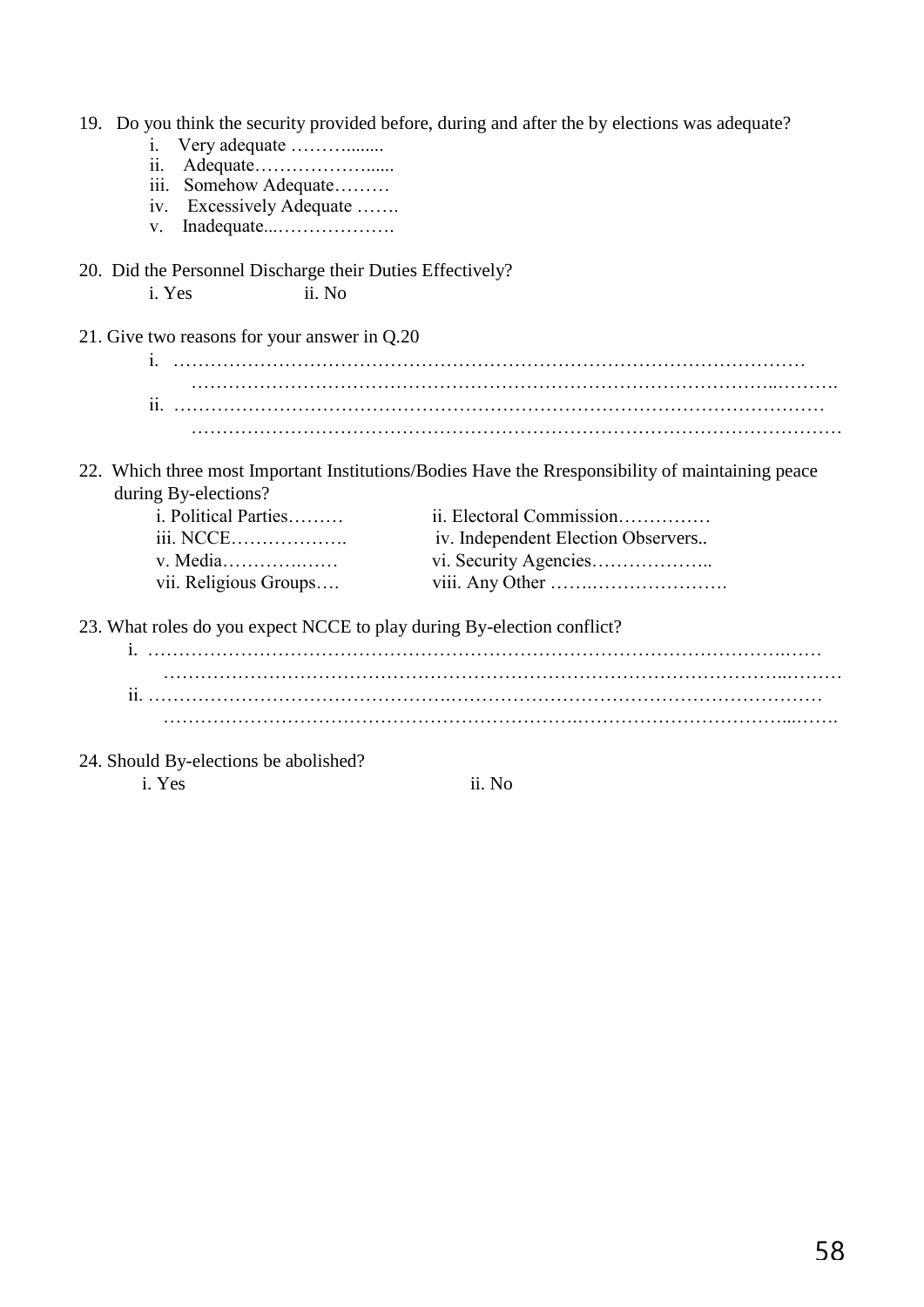19. Do you think the security provided before, during and after the by elections was adequate?
    - i. Very adequate ………........
    - ii. Adequate………………......
    - iii. Somehow Adequate………
    - iv. Excessively Adequate …….
    - v. Inadequate...……………….

20. Did the Personnel Discharge their Duties Effectively?

    i. Yes          ii. No

21. Give two reasons for your answer in Q.20
    - i. …………………………………………………………………………………………
      …………………………………………………………………………………..……….
    - ii. …………………………………………………………………………………………
      …………………………………………………………………………………………

22. Which three most Important Institutions/Bodies Have the Rresponsibility of maintaining peace during By-elections?

| | |
|---|---|
| i. Political Parties……… | ii. Electoral Commission…………… |
| iii. NCCE………………. | iv. Independent Election Observers.. |
| v. Media…………..…… | vi. Security Agencies……………….. |
| vii. Religious Groups…. | viii. Any Other …….…………………. |

23. What roles do you expect NCCE to play during By-election conflict?
    - i. ……………………………………………………………………………………….……
      ……………………………………………………………………………………..………
    - ii. …………………………………………………………………………………………
      ……………………………………………………….…………………………....…….

24. Should By-elections be abolished?

    i. Yes          ii. No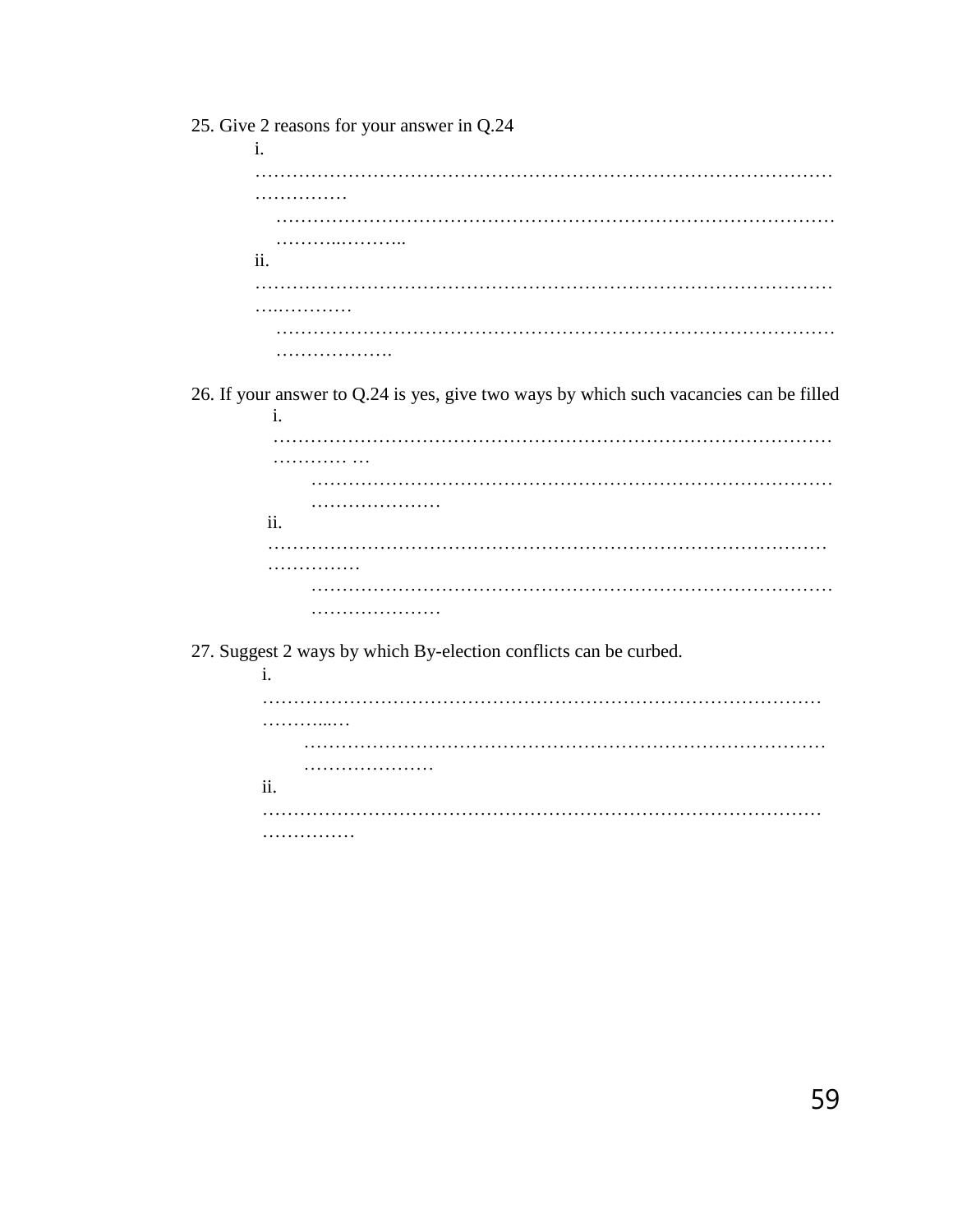25. Give 2 reasons for your answer in Q.24

i. ……………………………………………………………………………………………………
……………………………………………………………………………………………
………..………..

ii. ……………………………………………………………………………………………………
…..…………
……………………………………………………………………………………………
……………….

26. If your answer to Q.24 is yes, give two ways by which such vacancies can be filled

i. ……………………………………………………………………………………………………
………… …
………………………………………………………………………………………
…………………

ii. ……………………………………………………………………………………………………
……………
………………………………………………………………………………………
…………………

27. Suggest 2 ways by which By-election conflicts can be curbed.

i. ……………………………………………………………………………………………………
………...…
………………………………………………………………………………………
…………………

ii. ……………………………………………………………………………………………………
……………